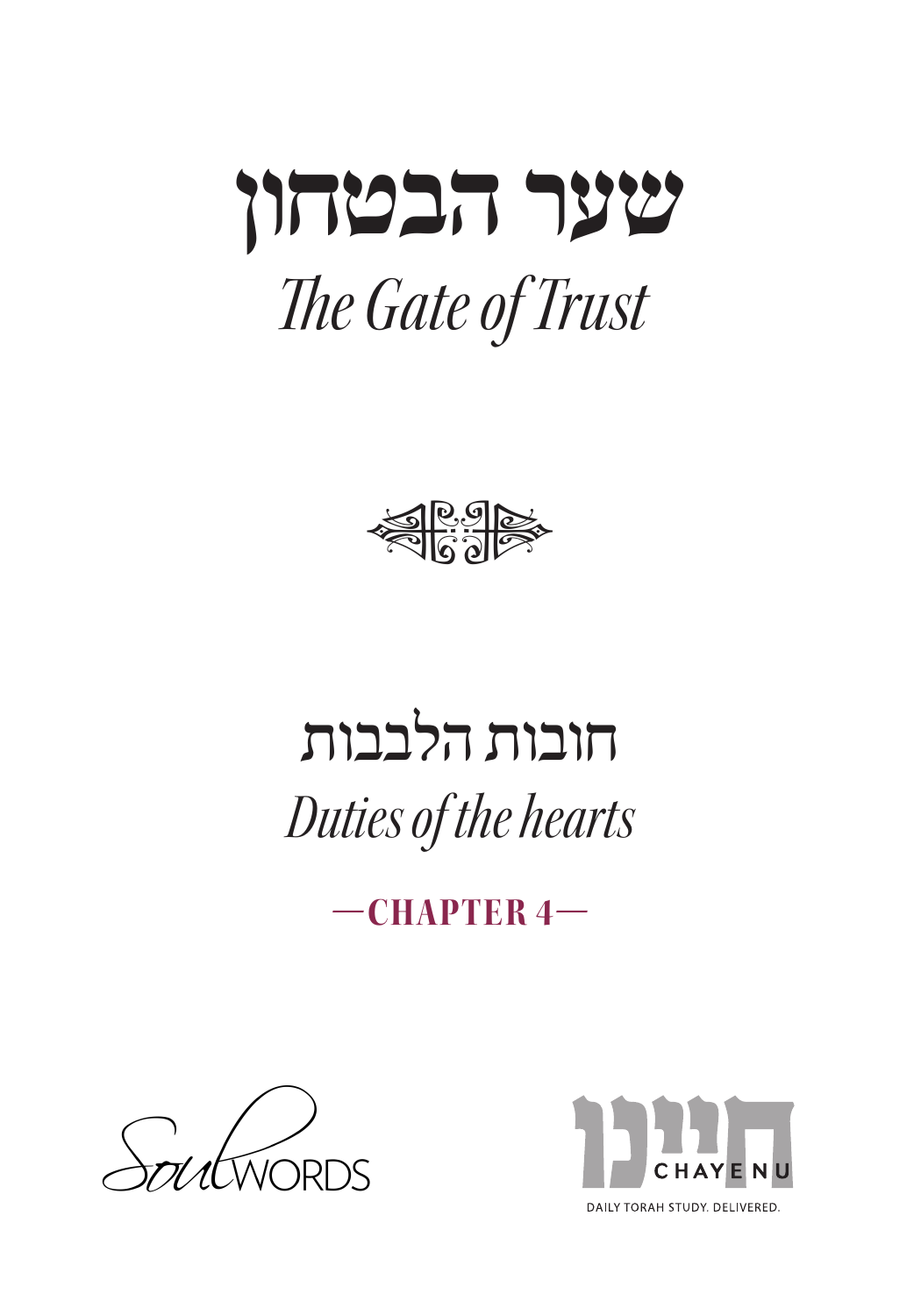# שער הבטחון

# *The Gate of Trust*

## חובות הלבבות

## *Duties of the hearts*

### —CHAPTER 4—

SoulWORDS

חיינו
CHAYENU
DAILY TORAH STUDY. DELIVERED.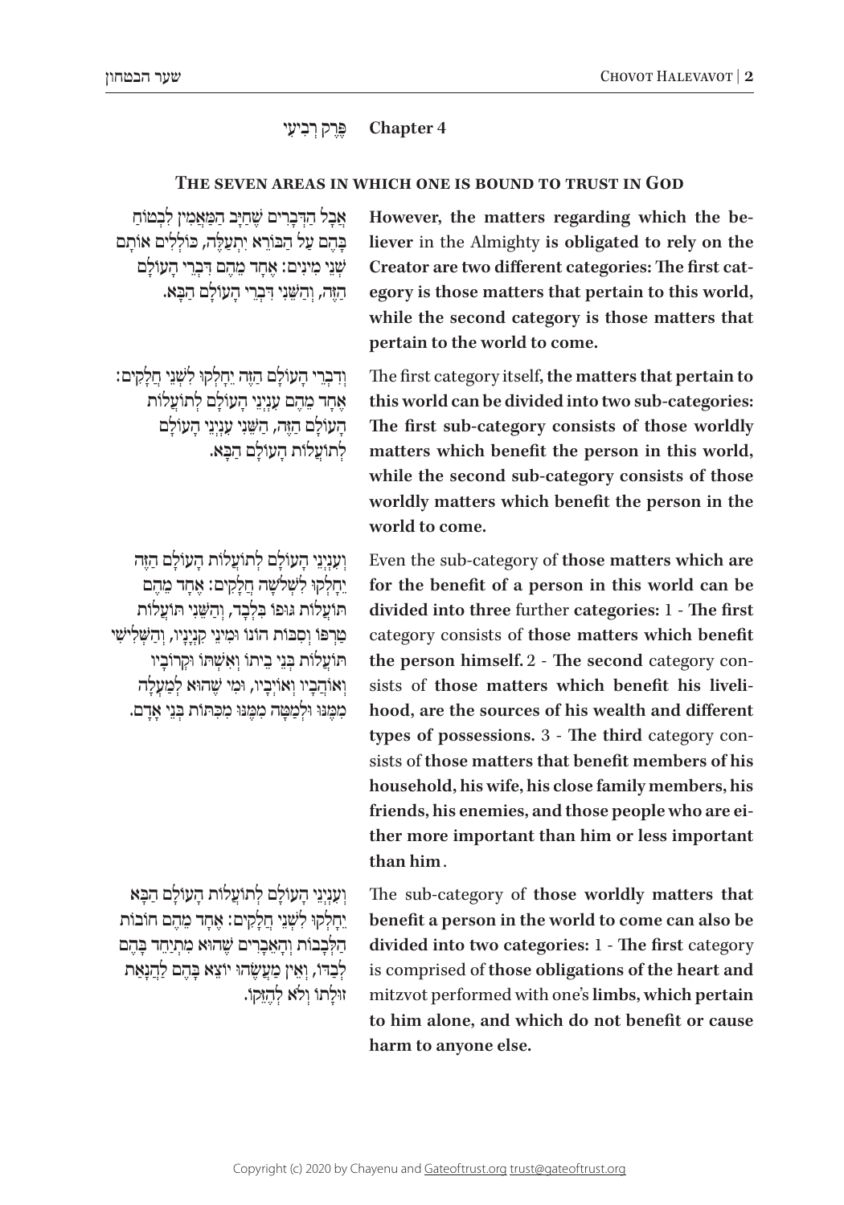## פֶּרֶק רְבִיעִי Chapter 4

### The seven areas in which one is bound to trust in God

אֲבָל הַדְּבָרִים שֶׁחַיָּב הַמַּאֲמִין לִבְטוֹחַ בָּהֶם עַל הַבּוֹרֵא יִתְעַלֶּה, כּוֹלְלִים אוֹתָם שְׁנֵי מִינִים: אֶחָד מֵהֶם דִּבְרֵי הָעוֹלָם הַזֶּה, וְהַשֵּׁנִי דִּבְרֵי הָעוֹלָם הַבָּא.

**However, the matters regarding which the believer** in the Almighty **is obligated to rely on the Creator are two different categories: The first category is those matters that pertain to this world, while the second category is those matters that pertain to the world to come.**

וְדִבְרֵי הָעוֹלָם הַזֶּה יֵחָלְקוּ לִשְׁנֵי חֲלָקִים: אֶחָד מֵהֶם עִנְיְנֵי הָעוֹלָם לְתוֹעֲלוֹת הָעוֹלָם הַזֶּה, הַשֵּׁנִי עִנְיְנֵי הָעוֹלָם לְתוֹעֲלוֹת הָעוֹלָם הַבָּא.

The first category itself**, the matters that pertain to this world can be divided into two sub-categories: The first sub-category consists of those worldly matters which benefit the person in this world, while the second sub-category consists of those worldly matters which benefit the person in the world to come.**

וְעִנְיְנֵי הָעוֹלָם לְתוֹעֲלוֹת הָעוֹלָם הַזֶּה יֵחָלְקוּ לִשְׁלֹשָׁה חֲלָקִים: אֶחָד מֵהֶם תּוֹעֲלוֹת גּוּפוֹ בִּלְבָד, וְהַשֵּׁנִי תּוֹעֲלוֹת טַרְפּוֹ וְסִבּוֹת הוֹנוֹ וּמִינֵי קִנְיָנָיו, וְהַשְּׁלִישִׁי תּוֹעֲלוֹת בְּנֵי בֵיתוֹ וְאִשְׁתּוֹ וּקְרוֹבָיו וְאוֹהֲבָיו וְאוֹיְבָיו, וּמִי שֶׁהוּא לְמַעְלָה מִמֶּנּוּ וּלְמַטָּה מִמֶּנּוּ מִכִּתּוֹת בְּנֵי אָדָם.

Even the sub-category of **those matters which are for the benefit of a person in this world can be divided into three** further **categories:** 1 - **The first** category consists of **those matters which benefit the person himself.** 2 - **The second** category consists of **those matters which benefit his livelihood, are the sources of his wealth and different types of possessions.** 3 - **The third** category consists of **those matters that benefit members of his household, his wife, his close family members, his friends, his enemies, and those people who are either more important than him or less important than him**.

וְעִנְיְנֵי הָעוֹלָם לְתוֹעֲלוֹת הָעוֹלָם הַבָּא יֵחָלְקוּ לִשְׁנֵי חֲלָקִים: אֶחָד מֵהֶם חוֹבוֹת הַלְּבָבוֹת וְהָאֵבָרִים שֶׁהוּא מִתְיַחֵד בָּהֶם לְבַדּוֹ, וְאֵין מַעֲשֵׂהוּ יוֹצֵא בָּהֶם לַהֲנָאַת זוּלָתוֹ וְלֹא לְהֶזֵּקוֹ.

The sub-category of **those worldly matters that benefit a person in the world to come can also be divided into two categories:** 1 - **The first** category is comprised of **those obligations of the heart and** mitzvot performed with one's **limbs, which pertain to him alone, and which do not benefit or cause harm to anyone else.**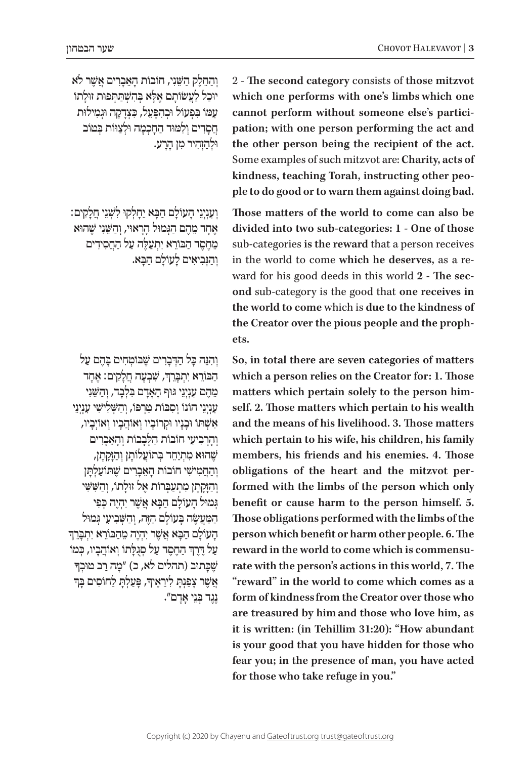וְהַחֵלֶק הַשֵּׁנִי, חוֹבוֹת הָאֵבָרִים אֲשֶׁר לֹא יוּכַל לַעֲשׂוֹתָם אֶלָּא בְּהִשְׁתַּתְּפוּת זוּלָתוֹ עִמּוֹ בִּפְעוֹל וּבְהִפָּעֵל, כִּצְדָקָה וּגְמִילוּת חֲסָדִים וְלִמּוּד הַחָכְמָה וּלְצַוּוֹת בְּטוֹב וּלְהַזְהִיר מִן הָרַע.

2 - **The second category** consists of **those mitzvot which one performs with one's limbs which one cannot perform without someone else's participation; with one person performing the act and the other person being the recipient of the act.** Some examples of such mitzvot are: **Charity, acts of kindness, teaching Torah, instructing other people to do good or to warn them against doing bad.**

וְעִנְיְנֵי הָעוֹלָם הַבָּא יֵחָלְקוּ לִשְׁנֵי חֲלָקִים: אֶחָד מֵהֶם הַגְּמוּל הָרָאוּי, וְהַשֵּׁנִי שֶׁהוּא מֵחֶסֶד הַבּוֹרֵא יִתְעַלֶּה עַל הַחֲסִידִים וְהַנְּבִיאִים לָעוֹלָם הַבָּא.

**Those matters of the world to come can also be divided into two sub-categories: 1 - One of those** sub-categories **is the reward** that a person receives in the world to come **which he deserves,** as a reward for his good deeds in this world **2 - The second** sub-category is the good that **one receives in the world to come** which is **due to the kindness of the Creator over the pious people and the prophets.**

וְהִנֵּה כָּל הַדְּבָרִים שֶׁבּוֹטְחִים בָּהֶם עַל הַבּוֹרֵא יִתְבָּרֵךְ, שִׁבְעָה חֲלָקִים: אֶחָד מֵהֶם עִנְיְנֵי גּוּף הָאָדָם בִּלְבָד, וְהַשֵּׁנִי עִנְיְנֵי הוֹנוֹ וְסִבּוֹת טַרְפּוֹ, וְהַשְּׁלִישִׁי עִנְיְנֵי אִשְׁתּוֹ וּבָנָיו וּקְרוֹבָיו וְאוֹהֲבָיו וְאוֹיְבָיו, וְהָרְבִיעִי חוֹבוֹת הַלְּבָבוֹת וְהָאֵבָרִים שֶׁהוּא מִתְיַחֵד בְּתוֹעַלְתָּן וְהֶזֵּקָתָן, וְהַחֲמִישִׁי חוֹבוֹת הָאֵבָרִים שֶׁתּוֹעַלְתָּן וְהֶזֵּקָתָן מִתְעַבְּרוֹת אֶל זוּלָתוֹ, וְהַשִּׁשִּׁי גְּמוּל הָעוֹלָם הַבָּא אֲשֶׁר יִהְיֶה כְּפִי הַמַּעֲשֶׂה בָּעוֹלָם הַזֶּה, וְהַשְּׁבִיעִי גְּמוּל הָעוֹלָם הַבָּא אֲשֶׁר יִהְיֶה מֵהַבּוֹרֵא יִתְבָּרֵךְ עַל דֶּרֶךְ הַחֶסֶד עַל סְגֻלָּתוֹ וְאוֹהֲבָיו, כְּמוֹ שֶׁכָּתוּב (תהלים לא, כ) "מָה רַב טוּבְךָ אֲשֶׁר צָפַנְתָּ לִּירֵאֶיךָ, פָּעַלְתָּ לַחוֹסִים בָּךְ נֶגֶד בְּנֵי אָדָם".

**So, in total there are seven categories of matters which a person relies on the Creator for: 1. Those matters which pertain solely to the person himself. 2. Those matters which pertain to his wealth and the means of his livelihood. 3. Those matters which pertain to his wife, his children, his family members, his friends and his enemies. 4. Those obligations of the heart and the mitzvot performed with the limbs of the person which only benefit or cause harm to the person himself. 5. Those obligations performed with the limbs of the person which benefit or harm other people. 6. The reward in the world to come which is commensurate with the person's actions in this world, 7. The "reward" in the world to come which comes as a form of kindness from the Creator over those who are treasured by him and those who love him, as it is written: (in Tehillim 31:20): "How abundant is your good that you have hidden for those who fear you; in the presence of man, you have acted for those who take refuge in you."**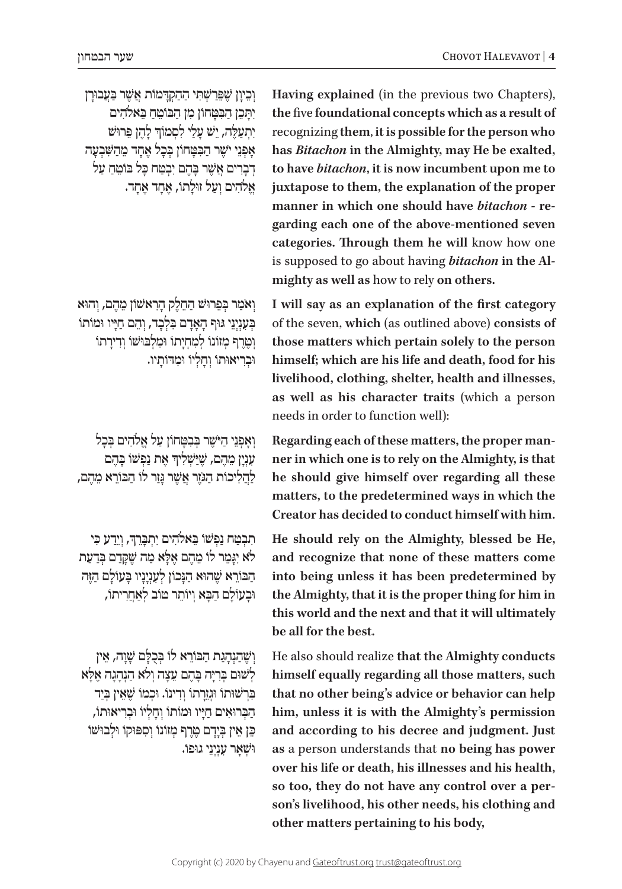וְכֵיוָן שֶׁפֵּרַשְׁתִּי הַהַקְדָּמוֹת אֲשֶׁר בַּעֲבוּרָן יִתָּכֵן הַבִּטָּחוֹן מִן הַבּוֹטֵחַ בֵּאלֹהִים יִתְעַלֶּה, יֵשׁ עָלַי לִסְמוֹךְ לָהֶן פֵּרוּשׁ אָפְנֵי יֹשֶׁר הַבִּטָּחוֹן בְּכָל אֶחָד מֵהַשִּׁבְעָה דְבָרִים אֲשֶׁר בָּהֶם יִבְטַח כָּל בּוֹטֵחַ עַל אֱלֹהִים וְעַל זוּלָתוֹ, אֶחָד אֶחָד.

**Having explained** (in the previous two Chapters), **the** five **foundational concepts which as a result of** recognizing **them**, **it is possible for the person who has *Bitachon* in the Almighty, may He be exalted, to have *bitachon*, it is now incumbent upon me to juxtapose to them, the explanation of the proper manner in which one should have *bitachon* - regarding each one of the above-mentioned seven categories. Through them he will** know how one is supposed to go about having ***bitachon* in the Almighty as well as** how to rely **on others.**

וְאֹמַר בְּפֵרוּשׁ הַחֵלֶק הָרִאשׁוֹן מֵהֶם, וְהוּא בְּעִנְיְנֵי גוּף הָאָדָם בִּלְבָד, וְהֵם חַיָּיו וּמוֹתוֹ וְטֶרֶף מְזוֹנוֹ לְמִחְיָתוֹ וּמַלְבּוּשׁוֹ וְדִירָתוֹ וּבְרִיאוּתוֹ וְחָלְיוֹ וּמִדּוֹתָיו.

**I will say as an explanation of the first category** of the seven, **which** (as outlined above) **consists of those matters which pertain solely to the person himself; which are his life and death, food for his livelihood, clothing, shelter, health and illnesses, as well as his character traits** (which a person needs in order to function well):

וְאָפְנֵי הַיֹּשֶׁר בְּבִטָּחוֹן עַל אֱלֹהִים בְּכָל עִנְיָן מֵהֶם, שֶׁיַּשְׁלִיךְ אֶת נַפְשׁוֹ בָּהֶם לַהֲלִיכוֹת הַגְּזֵר אֲשֶׁר גָּזַר לוֹ הַבּוֹרֵא מֵהֶם,

**Regarding each of these matters, the proper manner in which one is to rely on the Almighty, is that he should give himself over regarding all these matters, to the predetermined ways in which the Creator has decided to conduct himself with him.**

תִּבְטַח נַפְשׁוֹ בֵּאלֹהִים יִתְבָּרֵךְ, וְיֵדַע כִּי לֹא יִגָּמֵר לוֹ מֵהֶם אֶלָּא מַה שֶּׁקָּדַם בְּדַעַת הַבּוֹרֵא שֶׁהוּא הַנָּכוֹן לְעִנְיָנָיו בָּעוֹלָם הַזֶּה וּבָעוֹלָם הַבָּא וְיוֹתֵר טוֹב לְאַחֲרִיתוֹ,

**He should rely on the Almighty, blessed be He, and recognize that none of these matters come into being unless it has been predetermined by the Almighty, that it is the proper thing for him in this world and the next and that it will ultimately be all for the best.**

וְשֶׁהַנְהָגַת הַבּוֹרֵא לוֹ בְּכֻלָּם שָׁוָה, אֵין לְשׁוּם בְּרִיָּה בָּהֶם עֵצָה וְלֹא הַנְהָגָה אֶלָּא בִּרְשׁוּתוֹ וּגְזֵרָתוֹ וְדִינוֹ. וּכְמוֹ שֶׁאֵין בְּיַד הַבְּרוּאִים חַיָּיו וּמוֹתוֹ וְחָלְיוֹ וּבְרִיאוּתוֹ, כֵּן אֵין בְּיָדָם טֶרֶף מְזוֹנוֹ וְסִפּוּקוֹ וּלְבוּשׁוֹ וּשְׁאָר עִנְיְנֵי גוּפוֹ.

He also should realize **that the Almighty conducts himself equally regarding all those matters, such that no other being's advice or behavior can help him, unless it is with the Almighty's permission and according to his decree and judgment. Just as** a person understands that **no being has power over his life or death, his illnesses and his health, so too, they do not have any control over a person's livelihood, his other needs, his clothing and other matters pertaining to his body,**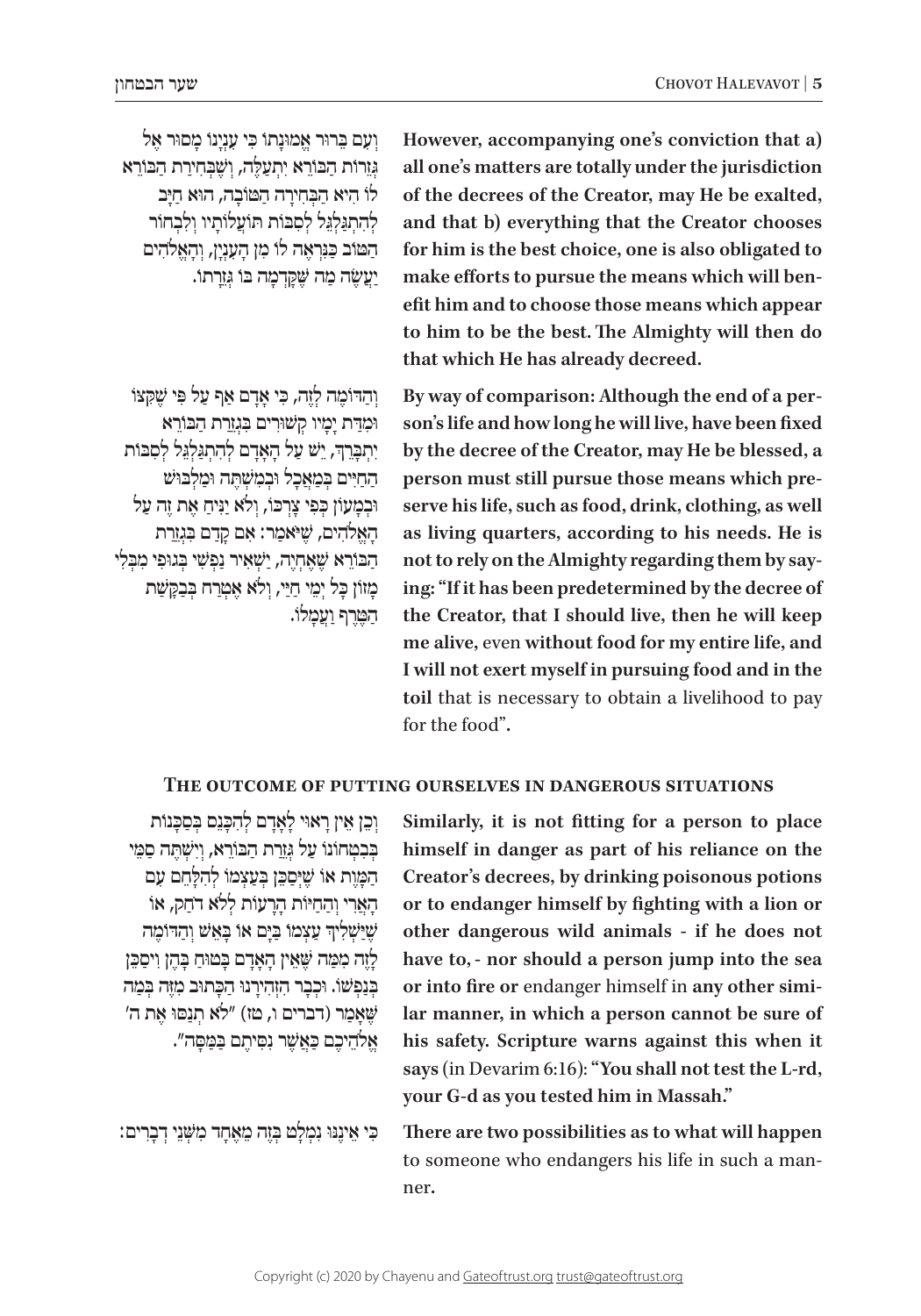וְעִם בֵּרוּר אֱמוּנָתוֹ כִּי עִנְיָנוֹ מָסוּר אֶל גְּזֵרוֹת הַבּוֹרֵא יִתְעַלֶּה, וְשֶׁבְּחִירַת הַבּוֹרֵא לוֹ הִיא הַבְּחִירָה הַטּוֹבָה, הוּא חַיָּב לְהִתְגַּלְגֵּל לְסִבּוֹת תּוֹעֲלוֹתָיו וְלִבְחוֹר הַטּוֹב כַּנִּרְאֶה לוֹ מִן הָעִנְיָן, וְהָאֱלֹהִים יַעֲשֶׂה מַה שֶּׁקָּדְמָה בוֹ גְּזֵרָתוֹ.

**However, accompanying one's conviction that a) all one's matters are totally under the jurisdiction of the decrees of the Creator, may He be exalted, and that b) everything that the Creator chooses for him is the best choice, one is also obligated to make efforts to pursue the means which will benefit him and to choose those means which appear to him to be the best. The Almighty will then do that which He has already decreed.**

וְהַדּוֹמֶה לָזֶה, כִּי אָדָם אַף עַל פִּי שֶׁקִּצּוֹ וּמִדַּת יָמָיו קְשׁוּרִים בִּגְזֵרַת הַבּוֹרֵא יִתְבָּרֵךְ, יֵשׁ עַל הָאָדָם לְהִתְגַּלְגֵּל לְסִבּוֹת הַחַיִּים בְּמַאֲכָל וּבְמִשְׁתֶּה וּמַלְבּוּשׁ וּבְמָעוֹן כְּפִי צָרְכּוֹ, וְלֹא יַנִּיחַ אֶת זֶה עַל הָאֱלֹהִים, שֶׁיֹּאמַר: אִם קָדַם בִּגְזֵרַת הַבּוֹרֵא שֶׁאֶחְיֶה, יַשְׁאִיר נַפְשִׁי בְּגוּפִי מִבְּלִי מָזוֹן כָּל יְמֵי חַיַּי, וְלֹא אֶטְרַח בְּבַקָּשַׁת הַטֶּרֶף וַעֲמָלוֹ.

**By way of comparison: Although the end of a person's life and how long he will live, have been fixed by the decree of the Creator, may He be blessed, a person must still pursue those means which preserve his life, such as food, drink, clothing, as well as living quarters, according to his needs. He is not to rely on the Almighty regarding them by saying: "If it has been predetermined by the decree of the Creator, that I should live, then he will keep me alive,** even **without food for my entire life, and I will not exert myself in pursuing food and in the toil** that is necessary to obtain a livelihood to pay for the food"**.**

## The outcome of putting ourselves in dangerous situations

וְכֵן אֵין רָאוּי לָאָדָם לְהִכָּנֵס בְּסַכָּנוֹת בְּבִטְחוֹנוֹ עַל גְּזֵרַת הַבּוֹרֵא, וְיִשְׁתֶּה סַמֵּי הַמָּוֶת אוֹ שֶׁיְּסַכֵּן בְּעַצְמוֹ לְהִלָּחֵם עִם הָאֲרִי וְהַחַיּוֹת הָרָעוֹת לְלֹא דֹחַק, אוֹ שֶׁיַּשְׁלִיךְ עַצְמוֹ בַּיָּם אוֹ בָאֵשׁ וְהַדּוֹמֶה לָזֶה מִמַּה שֶּׁאֵין הָאָדָם בָּטוּחַ בָּהֶן וִיסַכֵּן בְּנַפְשׁוֹ. וּכְבָר הִזְהִירָנוּ הַכָּתוּב מִזֶּה בְּמַה שֶּׁאָמַר (דברים ו, טז) "לֹא תְנַסּוּ אֶת ה' אֱלֹהֵיכֶם כַּאֲשֶׁר נִסִּיתֶם בַּמַּסָּה".

**Similarly, it is not fitting for a person to place himself in danger as part of his reliance on the Creator's decrees, by drinking poisonous potions or to endanger himself by fighting with a lion or other dangerous wild animals - if he does not have to, - nor should a person jump into the sea or into fire or** endanger himself in **any other similar manner, in which a person cannot be sure of his safety. Scripture warns against this when it says** (in Devarim 6:16): **"You shall not test the L-rd, your G-d as you tested him in Massah."**

כִּי אֵינֶנּוּ נִמְלָט בְּזֶה מֵאֶחָד מִשְּׁנֵי דְבָרִים:

**There are two possibilities as to what will happen** to someone who endangers his life in such a manner**.**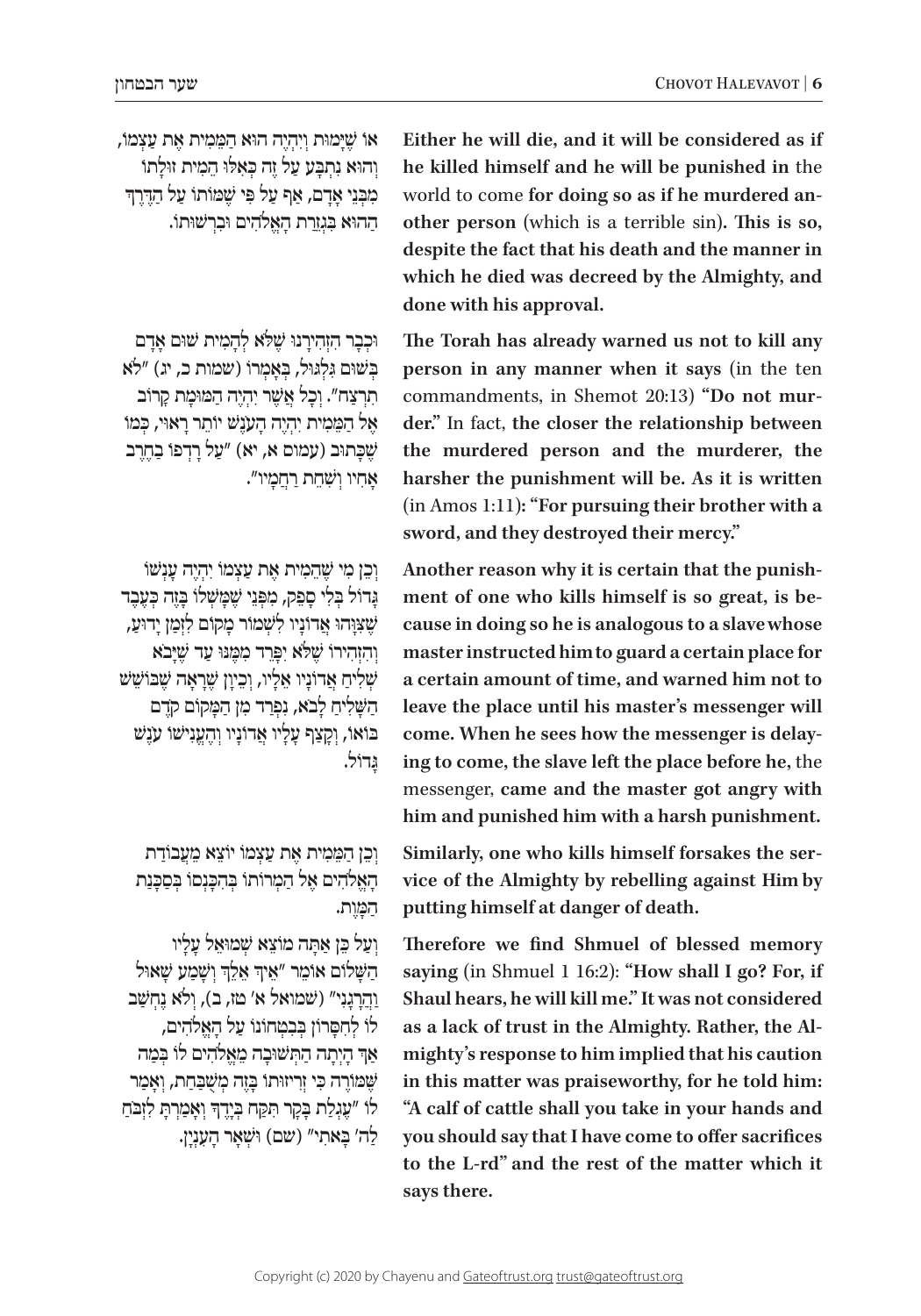אוֹ שֶׁיָּמוּת וְיִהְיֶה הוּא הַמֵּמִית אֶת עַצְמוֹ, וְהוּא נִתְבָּע עַל זֶה כְּאִלּוּ הֵמִית זוּלָתוֹ מִבְּנֵי אָדָם, אַף עַל פִּי שֶׁמּוֹתוֹ עַל הַדֶּרֶךְ הַהוּא בִּגְזֵרַת הָאֱלֹהִים וּבִרְשׁוּתוֹ.

**Either he will die, and it will be considered as if he killed himself and he will be punished in** the world to come **for doing so as if he murdered another person** (which is a terrible sin)**. This is so, despite the fact that his death and the manner in which he died was decreed by the Almighty, and done with his approval.**

וּכְבָר הִזְהִירָנוּ שֶׁלֹּא לְהָמִית שׁוּם אָדָם בְּשׁוּם גִּלְגּוּל, בְּאָמְרוֹ (שמות כ, יג) "לֹא תִרְצָח". וְכָל אֲשֶׁר יִהְיֶה הַמּוּמָת קָרוֹב אֶל הַמֵּמִית יִהְיֶה הָעֹנֶשׁ יוֹתֵר רָאוּי, כְּמוֹ שֶׁכָּתוּב (עמוס א, יא) "עַל רָדְפוֹ בַחֶרֶב אָחִיו וְשִׁחֵת רַחֲמָיו".

**The Torah has already warned us not to kill any person in any manner when it says** (in the ten commandments, in Shemot 20:13) **"Do not murder."** In fact, **the closer the relationship between the murdered person and the murderer, the harsher the punishment will be. As it is written** (in Amos 1:11)**: "For pursuing their brother with a sword, and they destroyed their mercy."**

וְכֵן מִי שֶׁהֵמִית אֶת עַצְמוֹ יִהְיֶה עָנְשׁוֹ גָּדוֹל בְּלִי סָפֵק, מִפְּנֵי שֶׁמָּשָׁלוֹ בָּזֶה כְּעֶבֶד שֶׁצִּוָּהוּ אֲדוֹנָיו לִשְׁמוֹר מָקוֹם לִזְמַן יָדוּעַ, וְהִזְהִירוֹ שֶׁלֹּא יִפָּרֵד מִמֶּנּוּ עַד שֶׁיָּבֹא שְׁלִיחַ אֲדוֹנָיו אֵלָיו, וְכֵיוָן שֶׁרָאָה שֶׁבּוֹשֵׁשׁ הַשָּׁלִיחַ לָבֹא, נִפְרַד מִן הַמָּקוֹם קֹדֶם בּוֹאוֹ, וְקָצַף עָלָיו אֲדוֹנָיו וְהֶעֱנִישׁוֹ עֹנֶשׁ גָּדוֹל.

**Another reason why it is certain that the punishment of one who kills himself is so great, is because in doing so he is analogous to a slave whose master instructed him to guard a certain place for a certain amount of time, and warned him not to leave the place until his master's messenger will come. When he sees how the messenger is delaying to come, the slave left the place before he,** the messenger, **came and the master got angry with him and punished him with a harsh punishment.**

וְכֵן הַמֵּמִית אֶת עַצְמוֹ יוֹצֵא מֵעֲבוֹדַת הָאֱלֹהִים אֶל הַמְרוֹתוֹ בְּהִכָּנְסוֹ בְּסַכָּנַת הַמָּוֶת.

**Similarly, one who kills himself forsakes the service of the Almighty by rebelling against Him by putting himself at danger of death.**

וְעַל כֵּן אַתָּה מוֹצֵא שְׁמוּאֵל עָלָיו הַשָּׁלוֹם אוֹמֵר "אֵיךְ אֵלֵךְ וְשָׁמַע שָׁאוּל וַהֲרָגָנִי" (שמואל א' טז, ב), וְלֹא נֶחְשַׁב לוֹ לְחִסָּרוֹן בְּבִטְחוֹנוֹ עַל הָאֱלֹהִים, אַף הָיְתָה הַתְּשׁוּבָה מֵאֱלֹהִים לוֹ בְּמַה שֶּׁמּוֹרָה כִּי זְרִיזוּתוֹ בָּזֶה מְשֻׁבַּחַת, וְאָמַר לוֹ "עֶגְלַת בָּקָר תִּקַּח בְּיָדֶךָ וְאָמַרְתָּ לִזְבֹּחַ לַה' בָּאתִי" (שם) וּשְׁאָר הָעִנְיָן.

**Therefore we find Shmuel of blessed memory saying** (in Shmuel 1 16:2)**: "How shall I go? For, if Shaul hears, he will kill me." It was not considered as a lack of trust in the Almighty. Rather, the Almighty's response to him implied that his caution in this matter was praiseworthy, for he told him: "A calf of cattle shall you take in your hands and you should say that I have come to offer sacrifices to the L-rd" and the rest of the matter which it says there.**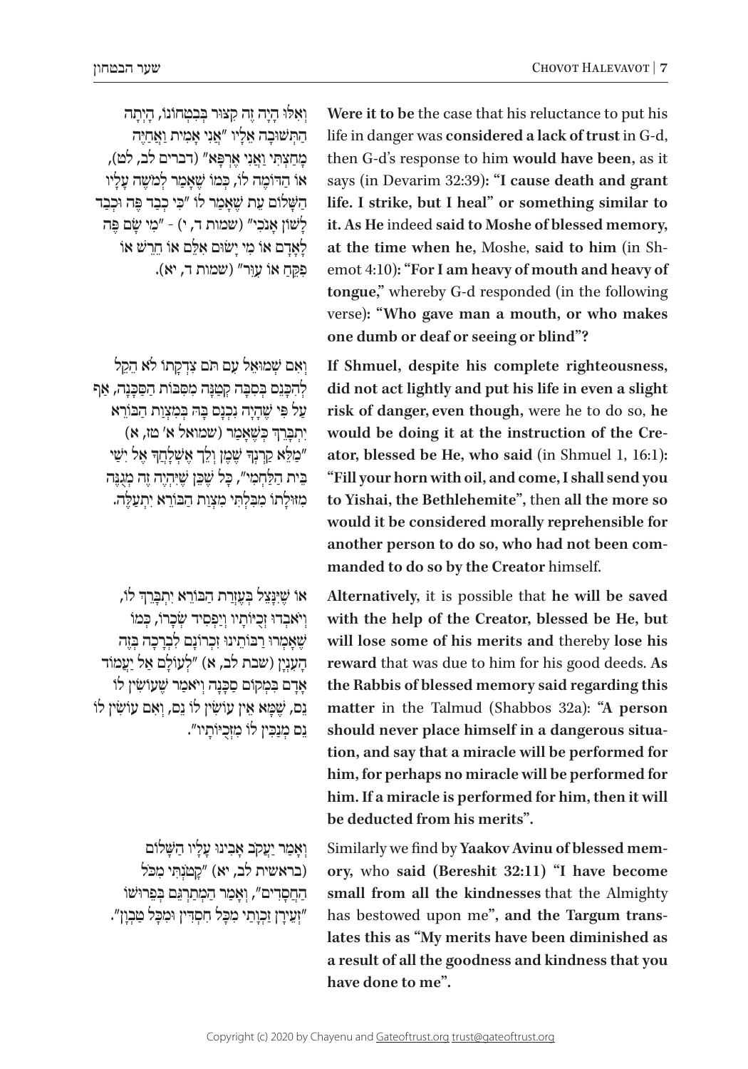וְאִלּוּ הָיָה זֶה קִצּוּר בְּבִטְחוֹנוֹ, הָיְתָה הַתְּשׁוּבָה אֵלָיו "אֲנִי אָמִית וַאֲחַיֶּה מָחַצְתִּי וַאֲנִי אֶרְפָּא" (דברים לב, לט), אוֹ הַדּוֹמֶה לוֹ, כְּמוֹ שֶׁאָמַר לְמֹשֶׁה עָלָיו הַשָּׁלוֹם עֵת שֶׁאָמַר לוֹ "כִּי כְבַד פֶּה וּכְבַד לָשׁוֹן אָנֹכִי" (שמות ד, י) - "מִי שָׂם פֶּה לָאָדָם אוֹ מִי יָשׂוּם אִלֵּם אוֹ חֵרֵשׁ אוֹ פִקֵּחַ אוֹ עִוֵּר" (שמות ד, יא).

**Were it to be** the case that his reluctance to put his life in danger was **considered a lack of trust** in G-d, then G-d's response to him **would have been,** as it says (in Devarim 32:39)**: "I cause death and grant life. I strike, but I heal" or something similar to it. As He** indeed **said to Moshe of blessed memory, at the time when he,** Moshe, **said to him** (in Shemot 4:10)**: "For I am heavy of mouth and heavy of tongue,"** whereby G-d responded (in the following verse)**: "Who gave man a mouth, or who makes one dumb or deaf or seeing or blind"?**

וְאִם שְׁמוּאֵל עִם תֹּם צִדְקָתוֹ לֹא הֵקֵל לְהִכָּנֵס בְּסִבָּה קְטַנָּה מִסִּבּוֹת הַסַּכָּנָה, אַף עַל פִּי שֶׁהָיָה נִכְנָס בָּהּ בְּמִצְוַת הַבּוֹרֵא יִתְבָּרֵךְ כְּשֶׁאָמַר (שמואל א' טז, א) "מַלֵּא קַרְנְךָ שֶׁמֶן וְלֵךְ אֶשְׁלָחֲךָ אֶל יִשַׁי בֵּית הַלַּחְמִי", כָּל שֶׁכֵּן שֶׁיִּהְיֶה זֶה מְגֻנֶּה מִזּוּלָתוֹ מִבִּלְתִּי מִצְוַת הַבּוֹרֵא יִתְעַלֶּה.

**If Shmuel, despite his complete righteousness, did not act lightly and put his life in even a slight risk of danger, even though,** were he to do so, **he would be doing it at the instruction of the Creator, blessed be He, who said** (in Shmuel 1, 16:1)**: "Fill your horn with oil, and come, I shall send you to Yishai, the Bethlehemite",** then **all the more so would it be considered morally reprehensible for another person to do so, who had not been commanded to do so by the Creator** himself.

אוֹ שֶׁיִּנָּצֵל בְּעֶזְרַת הַבּוֹרֵא יִתְבָּרֵךְ לוֹ, וְיֹאבְדוּ זְכֻיּוֹתָיו וְיַפְסִיד שְׂכָרוֹ, כְּמוֹ שֶׁאָמְרוּ רַבּוֹתֵינוּ זִכְרוֹנָם לִבְרָכָה בְּזֶה הָעִנְיָן (שבת לב, א) "לְעוֹלָם אַל יַעֲמוֹד אָדָם בִּמְקוֹם סַכָּנָה וְיֹאמַר שֶׁעוֹשִׂין לוֹ נֵס, שֶׁמָּא אֵין עוֹשִׂין לוֹ נֵס, וְאִם עוֹשִׂין לוֹ נֵס מְנַכִּין לוֹ מִזְּכֻיּוֹתָיו".

**Alternatively,** it is possible that **he will be saved with the help of the Creator, blessed be He, but will lose some of his merits and** thereby **lose his reward** that was due to him for his good deeds. **As the Rabbis of blessed memory said regarding this matter** in the Talmud (Shabbos 32a)**: "A person should never place himself in a dangerous situation, and say that a miracle will be performed for him, for perhaps no miracle will be performed for him. If a miracle is performed for him, then it will be deducted from his merits".**

וְאָמַר יַעֲקֹב אָבִינוּ עָלָיו הַשָּׁלוֹם (בראשית לב, יא) "קָטֹנְתִּי מִכֹּל הַחֲסָדִים", וְאָמַר הַמְּתַרְגֵּם בְּפֵרוּשׁוֹ "זְעֵירָן זָכְוָתַי מִכָּל חִסְדִּין וּמִכָּל טַבְוָן".

Similarly we find by **Yaakov Avinu of blessed memory,** who **said (Bereshit 32:11) "I have become small from all the kindnesses** that the Almighty has bestowed upon me**", and the Targum translates this as "My merits have been diminished as a result of all the goodness and kindness that you have done to me".**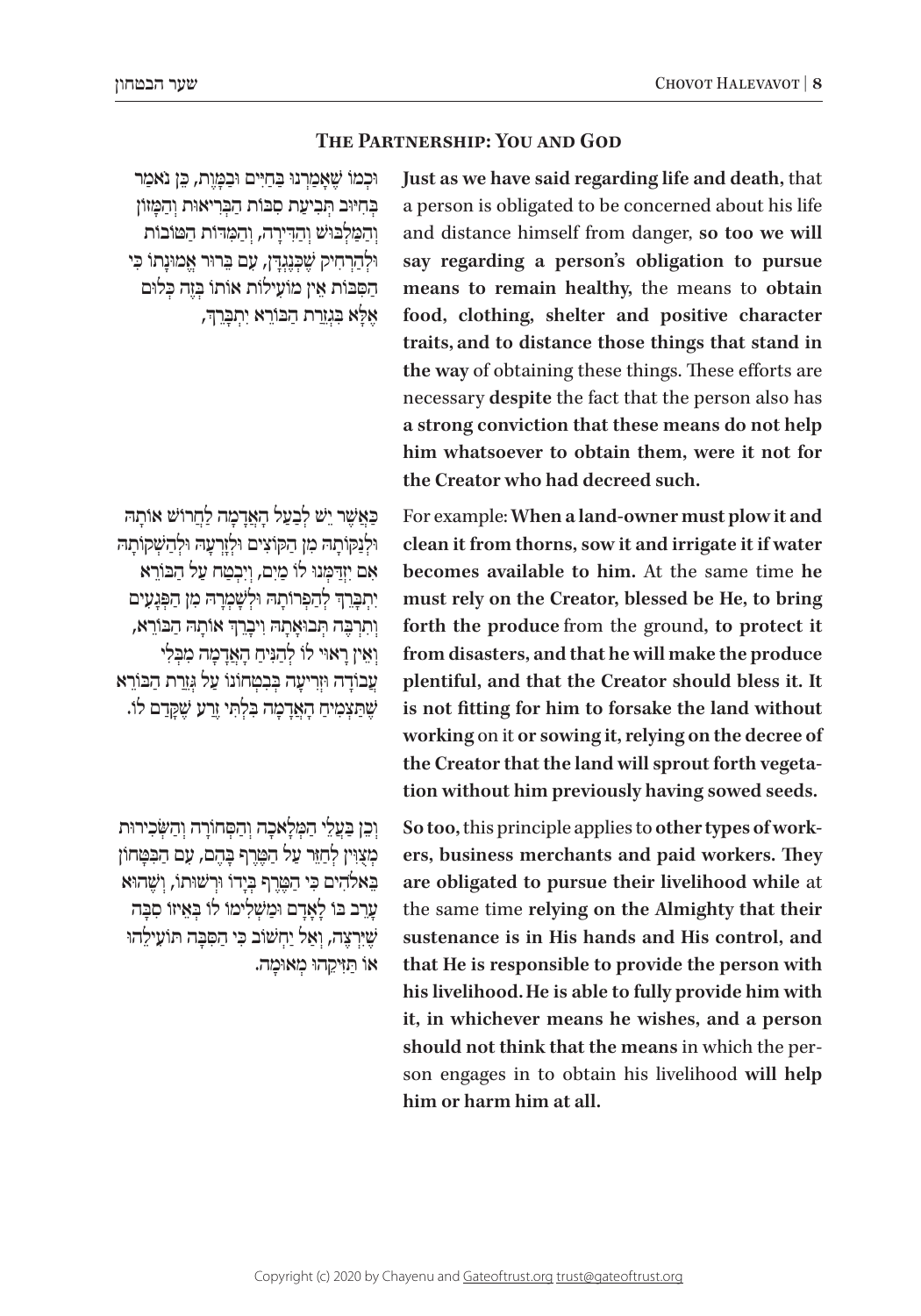## The Partnership: You and God

וּכְמוֹ שֶׁאָמַרְנוּ בַּחַיִּים וּבַמָּוֶת, כֵּן נֹאמַר בְּחִיּוּב תְּבִיעַת סִבּוֹת הַבְּרִיאוּת וְהַמָּזוֹן וְהַמַּלְבּוּשׁ וְהַדִּירָה, וְהַמִּדּוֹת הַטּוֹבוֹת וּלְהַרְחִיק שֶׁכְּנֶגְדָּן, עִם בֵּרוּר אֱמוּנָתוֹ כִּי הַסִּבּוֹת אֵין מוֹעִילוֹת אוֹתוֹ בְּזֶה כְּלוּם אֶלָּא בִּגְזֵרַת הַבּוֹרֵא יִתְבָּרֵךְ,

**Just as we have said regarding life and death,** that a person is obligated to be concerned about his life and distance himself from danger, **so too we will say regarding a person's obligation to pursue means to remain healthy,** the means to **obtain food, clothing, shelter and positive character traits, and to distance those things that stand in the way** of obtaining these things. These efforts are necessary **despite** the fact that the person also has **a strong conviction that these means do not help him whatsoever to obtain them, were it not for the Creator who had decreed such.**

כַּאֲשֶׁר יֵשׁ לְבַעַל הָאֲדָמָה לַחֲרוֹשׁ אוֹתָהּ וּלְנַקּוֹתָהּ מִן הַקּוֹצִים וּלְזָרְעָהּ וּלְהַשְׁקוֹתָהּ אִם יִזְדַּמְּנוּ לוֹ מַיִם, וְיִבְטַח עַל הַבּוֹרֵא יִתְבָּרֵךְ לְהַפְרוֹתָהּ וּלְשָׁמְרָהּ מִן הַפְּגָעִים וְתַרְבֶּה תְּבוּאָתָהּ וִיבָרֵךְ אוֹתָהּ הַבּוֹרֵא, וְאֵין רָאוּי לוֹ לְהַנִּיחַ הָאֲדָמָה מִבְּלִי עֲבוֹדָה וּזְרִיעָה בְּבִטְחוֹנוֹ עַל גְּזֵרַת הַבּוֹרֵא שֶׁתַּצְמִיחַ הָאֲדָמָה בִּלְתִּי זֶרַע שֶׁקָּדַם לוֹ.

For example: **When a land-owner must plow it and clean it from thorns, sow it and irrigate it if water becomes available to him.** At the same time **he must rely on the Creator, blessed be He, to bring forth the produce** from the ground, **to protect it from disasters, and that he will make the produce plentiful, and that the Creator should bless it. It is not fitting for him to forsake the land without working** on it **or sowing it, relying on the decree of the Creator that the land will sprout forth vegetation without him previously having sowed seeds.**

וְכֵן בַּעֲלֵי הַמְּלָאכָה וְהַסְּחוֹרָה וְהַשְּׂכִירוּת מְצֻוִּין לְחַזֵּר עַל הַטֶּרֶף בָּהֶם, עִם הַבִּטָּחוֹן בֵּאלֹהִים כִּי הַטֶּרֶף בְּיָדוֹ וּרְשׁוּתוֹ, וְשֶׁהוּא עָרֵב בּוֹ לָאָדָם וּמַשְׁלִימוֹ לוֹ בְּאֵיזוֹ סִבָּה שֶׁיִּרְצֶה, וְאַל יַחְשׁוֹב כִּי הַסִּבָּה תּוֹעִילֵהוּ אוֹ תַּזִּיקֵהוּ מְאוּמָה.

**So too,** this principle applies to **other types of workers, business merchants and paid workers. They are obligated to pursue their livelihood while** at the same time **relying on the Almighty that their sustenance is in His hands and His control, and that He is responsible to provide the person with his livelihood. He is able to fully provide him with it, in whichever means he wishes, and a person should not think that the means** in which the person engages in to obtain his livelihood **will help him or harm him at all.**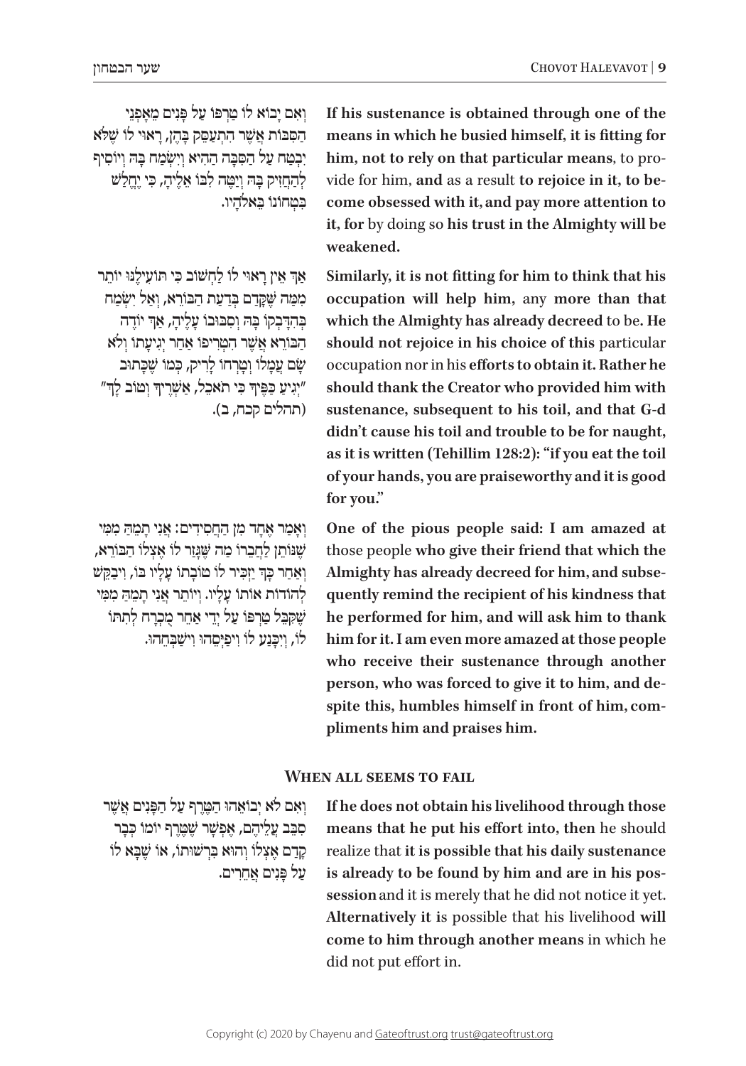וְאִם יָבוֹא לוֹ טַרְפּוֹ עַל פָּנִים מֵאָפְנֵי הַסִּבּוֹת אֲשֶׁר הִתְעַסֵּק בָּהֶן, רָאוּי לוֹ שֶׁלֹּא יִבְטַח עַל הַסִּבָּה הַהִיא וְיִשְׂמַח בָּהּ וְיוֹסִיף לְהַחֲזִיק בָּהּ וְיַטֶּה לִבּוֹ אֵלֶיהָ, כִּי יֶחֱלַשׁ בִּטְחוֹנוֹ בֵּאלֹהָיו.

**If his sustenance is obtained through one of the means in which he busied himself, it is fitting for him, not to rely on that particular means**, to provide for him, **and** as a result **to rejoice in it, to become obsessed with it, and pay more attention to it, for** by doing so **his trust in the Almighty will be weakened.**

אַף אֵין רָאוּי לוֹ לַחְשׁוֹב כִּי תּוֹעִילֶנּוּ יוֹתֵר מִמַּה שֶּׁקָּדַם בְּדַעַת הַבּוֹרֵא, וְאַל יִשְׂמַח בְּהִדָּבְקוֹ בָּהּ וְסִבּוּבוֹ עָלֶיהָ, אַךְ יוֹדֶה הַבּוֹרֵא אֲשֶׁר הִטְרִיפוֹ אַחַר יְגִיעָתוֹ וְלֹא שָׂם עֲמָלוֹ וְטָרְחוֹ לָרִיק, כְּמוֹ שֶׁכָּתוּב "יְגִיעַ כַּפֶּיךָ כִּי תֹאכֵל, אַשְׁרֶיךָ וְטוֹב לָךְ" (תהלים קכח, ב).

**Similarly, it is not fitting for him to think that his occupation will help him,** any **more than that which the Almighty has already decreed** to be. **He should not rejoice in his choice of this** particular occupation nor in his **efforts to obtain it. Rather he should thank the Creator who provided him with sustenance, subsequent to his toil, and that G-d didn't cause his toil and trouble to be for naught, as it is written (Tehillim 128:2): "if you eat the toil of your hands, you are praiseworthy and it is good for you."**

וְאָמַר אֶחָד מִן הַחֲסִידִים: אֲנִי תָּמֵהַּ מִמִּי שֶׁנּוֹתֵן לַחֲבֵרוֹ מַה שֶּׁנִּגְזַר לוֹ אֶצְלוֹ הַבּוֹרֵא, וְאַחַר כָּךְ יַזְכִּיר לוֹ טוֹבָתוֹ עָלָיו בּוֹ, וִיבַקֵּשׁ לְהוֹדוֹת אוֹתוֹ עָלָיו. וְיוֹתֵר אֲנִי תָּמֵהַּ מִמִּי שֶׁקִּבֵּל טַרְפּוֹ עַל יְדֵי אַחֵר מֻכְרָח לְתִתּוֹ לוֹ, וְיִכָּנַע לוֹ וִיפַיְּסֵהוּ וִישַׁבְּחֵהוּ.

**One of the pious people said: I am amazed at** those people **who give their friend that which the Almighty has already decreed for him, and subsequently remind the recipient of his kindness that he performed for him, and will ask him to thank him for it. I am even more amazed at those people who receive their sustenance through another person, who was forced to give it to him, and despite this, humbles himself in front of him, compliments him and praises him.**

## When all seems to fail

וְאִם לֹא יְבוֹאֵהוּ הַטֶּרֶף עַל הַפָּנִים אֲשֶׁר סִבֵּב עֲלֵיהֶם, אֶפְשָׁר שֶׁטֶּרֶף יוֹמוֹ כְּבָר קָדַם אֶצְלוֹ וְהוּא בִּרְשׁוּתוֹ, אוֹ שֶׁבָּא לוֹ עַל פָּנִים אֲחֵרִים.

**If he does not obtain his livelihood through those means that he put his effort into, then** he should realize that **it is possible that his daily sustenance is already to be found by him and are in his possession** and it is merely that he did not notice it yet. **Alternatively it i**s possible that his livelihood **will come to him through another means** in which he did not put effort in.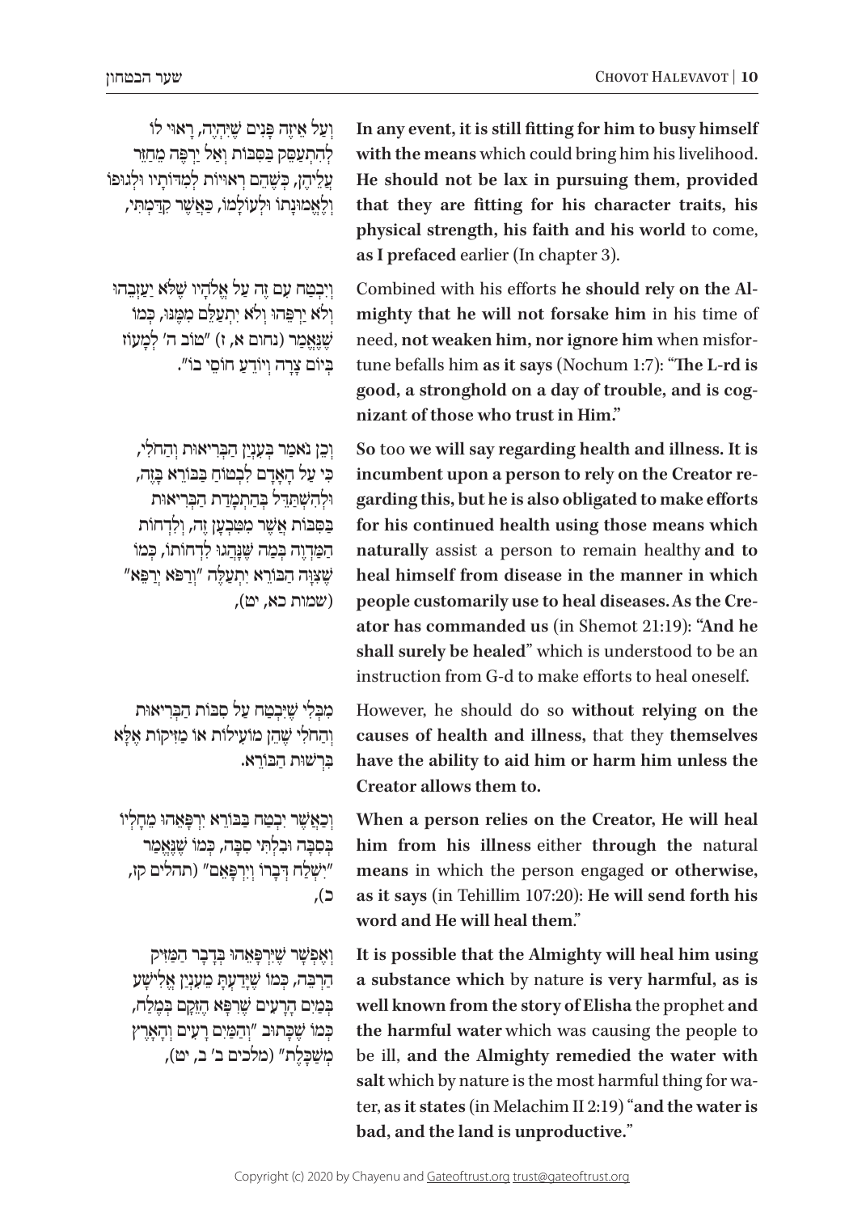וְעַל אֵיזֶה פָּנִים שֶׁיִּהְיֶה, רָאוּי לוֹ לְהִתְעַסֵּק בַּסִּבּוֹת וְאַל יִרְפֶּה מֵחַזֵּר עֲלֵיהֶן, כְּשֶׁהֵם רְאוּיוֹת לְמִדּוֹתָיו וּלְגוּפוֹ וְלֶאֱמוּנָתוֹ וּלְעוֹלָמוֹ, כַּאֲשֶׁר קִדַּמְתִּי,

**In any event, it is still fitting for him to busy himself with the means** which could bring him his livelihood. **He should not be lax in pursuing them, provided that they are fitting for his character traits, his physical strength, his faith and his world** to come, **as I prefaced** earlier (In chapter 3).

וְיִבְטַח עִם זֶה עַל אֱלֹהָיו שֶׁלֹּא יַעַזְבֵהוּ וְלֹא יַרְפֵּהוּ וְלֹא יִתְעַלֵּם מִמֶּנּוּ, כְּמוֹ שֶׁנֶּאֱמַר (נחום א, ז) "טוֹב ה' לְמָעוֹז בְּיוֹם צָרָה וְיֹדֵעַ חֹסֵי בוֹ".

Combined with his efforts **he should rely on the Almighty that he will not forsake him** in his time of need, **not weaken him, nor ignore him** when misfortune befalls him **as it says** (Nochum 1:7): "**The L-rd is good, a stronghold on a day of trouble, and is cognizant of those who trust in Him.**"

וְכֵן נֹאמַר בְּעִנְיַן הַבְּרִיאוּת וְהַחֹלִי, כִּי עַל הָאָדָם לִבְטֹחַ בַּבּוֹרֵא בָּזֶה, וּלְהִשְׁתַּדֵּל בְּהַתְמָדַת הַבְּרִיאוּת בַּסִּבּוֹת אֲשֶׁר מִטִּבְעָן זֶה, וְלִדְחוֹת הַמַּדְוֶה בְּמַה שֶּׁנָּהֲגוּ לִדְחוֹתוֹ, כְּמוֹ שֶׁצִּוָּה הַבּוֹרֵא יִתְעַלֶּה "וְרַפֹּא יְרַפֵּא" (שמות כא, יט),

**So** too **we will say regarding health and illness. It is incumbent upon a person to rely on the Creator regarding this, but he is also obligated to make efforts for his continued health using those means which naturally** assist a person to remain healthy **and to heal himself from disease in the manner in which people customarily use to heal diseases. As the Creator has commanded us** (in Shemot 21:19): "**And he shall surely be healed**" which is understood to be an instruction from G-d to make efforts to heal oneself.

מִבִּלְתִּי שֶׁיִּבְטַח עַל סִבּוֹת הַבְּרִיאוּת וְהַחֹלִי שֶׁהֵן מוֹעִילוֹת אוֹ מַזִּיקוֹת אֶלָּא בִּרְשׁוּת הַבּוֹרֵא.

However, he should do so **without relying on the causes of health and illness,** that they **themselves have the ability to aid him or harm him unless the Creator allows them to.**

וְכַאֲשֶׁר יִבְטַח בַּבּוֹרֵא יְרַפְּאֵהוּ מֵחָלְיוֹ בְּסִבָּה וּבִלְתִּי סִבָּה, כְּמוֹ שֶׁנֶּאֱמַר "יִשְׁלַח דְּבָרוֹ וְיִרְפָּאֵם" (תהלים קז, כ),

**When a person relies on the Creator, He will heal him from his illness** either **through the** natural **means** in which the person engaged **or otherwise, as it says** (in Tehillim 107:20): **He will send forth his word and He will heal them**."

וְאֶפְשָׁר שֶׁיְּרַפְּאֵהוּ בִּדְבַר הַמַּזִּיק הַרְבֵּה, כְּמוֹ שֶׁיָּדַעְתָּ מֵעִנְיַן אֱלִישָׁע בְּמַיִם הָרָעִים שֶׁרִפָּא הֱזֵּקָם בְּמֶלַח, כְּמוֹ שֶׁכָּתוּב "וְהַמַּיִם רָעִים וְהָאָרֶץ מְשַׁכָּלֶת" (מלכים ב' ב, יט),

**It is possible that the Almighty will heal him using a substance which** by nature **is very harmful, as is well known from the story of Elisha** the prophet **and the harmful water** which was causing the people to be ill, **and the Almighty remedied the water with salt** which by nature is the most harmful thing for water, **as it states** (in Melachim II 2:19) "**and the water is bad, and the land is unproductive.**"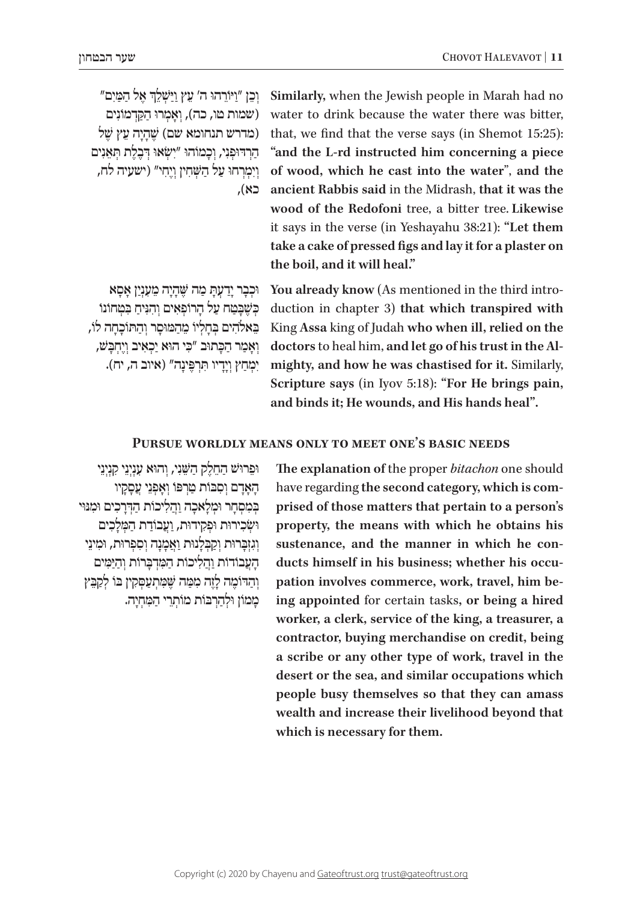וְכֵן "וַיּוֹרֵהוּ ה' עֵץ וַיַּשְׁלֵךְ אֶל הַמַּיִם" (שמות טו, כה), וְאָמְרוּ הַקַּדְמוֹנִים (מדרש תנחומא שם) שֶׁהָיָה עֵץ שֶׁל הַרְדּוּפְנִי, וְכָמוֹהוּ "יִשְׂאוּ דְּבֶלֶת תְּאֵנִים וְיִמְרְחוּ עַל הַשְּׁחִין וְיֶחִי" (ישעיה לח, כא),

**Similarly,** when the Jewish people in Marah had no water to drink because the water there was bitter, that, we find that the verse says (in Shemot 15:25): **"and the L-rd instructed him concerning a piece of wood, which he cast into the water"**, **and the ancient Rabbis said** in the Midrash, **that it was the wood of the Redofoni** tree, a bitter tree. **Likewise** it says in the verse (in Yeshayahu 38:21): **"Let them take a cake of pressed figs and lay it for a plaster on the boil, and it will heal."**

וּכְבָר יָדַעְתָּ מַה שֶּׁהָיָה מֵעִנְיַן אָסָא כְּשֶׁבָּטַח עַל הָרוֹפְאִים וְהִנִּיחַ בִּטְחוֹנוֹ בֵּאלֹהִים בְּחָלְיוֹ מֵהַמּוּסָר וְהַתּוֹכָחָה לוֹ, וְאָמַר הַכָּתוּב "כִּי הוּא יַכְאִיב וְיֶחְבָּשׁ, יִמְחַץ וְיָדָיו תִּרְפֶּינָה" (איוב ה, יח).

**You already know** (As mentioned in the third introduction in chapter 3) **that which transpired with** King **Assa** king of Judah **who when ill, relied on the doctors** to heal him, **and let go of his trust in the Almighty, and how he was chastised for it.** Similarly, **Scripture says** (in Iyov 5:18): **"For He brings pain, and binds it; He wounds, and His hands heal".**

## Pursue worldly means only to meet one's basic needs

וּפֵרוּשׁ הַחֵלֶק הַשֵּׁנִי, וְהוּא עִנְיְנֵי קִנְיְנֵי הָאָדָם וְסִבּוֹת טַרְפּוֹ וְאָפְנֵי עֲסָקָיו בְּמִסְחָר וּמְלָאכָה וַהֲלִיכוֹת הַדְּרָכִים וּמִנּוּי וּשְׂכִירוּת וּפְקִידוּת, וַעֲבוֹדַת הַמְּלָכִים וְגִזְבָּרוּת וְקַבְּלָנוּת וַאֲמָנָה וְסִפְרוּת, וּמִינֵי הָעֲבוֹדוֹת וַהֲלִיכוֹת הַמִּדְבָּרוֹת וְהַיַּמִּים וְהַדּוֹמֶה לָזֶה מִמַּה שֶּׁמִּתְעַסְּקִין בּוֹ לְקַבֵּץ מָמוֹן וּלְהַרְבּוֹת מוֹתְרֵי הַמִּחְיָה.

**The explanation of** the proper *bitachon* one should have regarding **the second category, which is comprised of those matters that pertain to a person's property, the means with which he obtains his sustenance, and the manner in which he conducts himself in his business; whether his occupation involves commerce, work, travel, him being appointed** for certain tasks, **or being a hired worker, a clerk, service of the king, a treasurer, a contractor, buying merchandise on credit, being a scribe or any other type of work, travel in the desert or the sea, and similar occupations which people busy themselves so that they can amass wealth and increase their livelihood beyond that which is necessary for them.**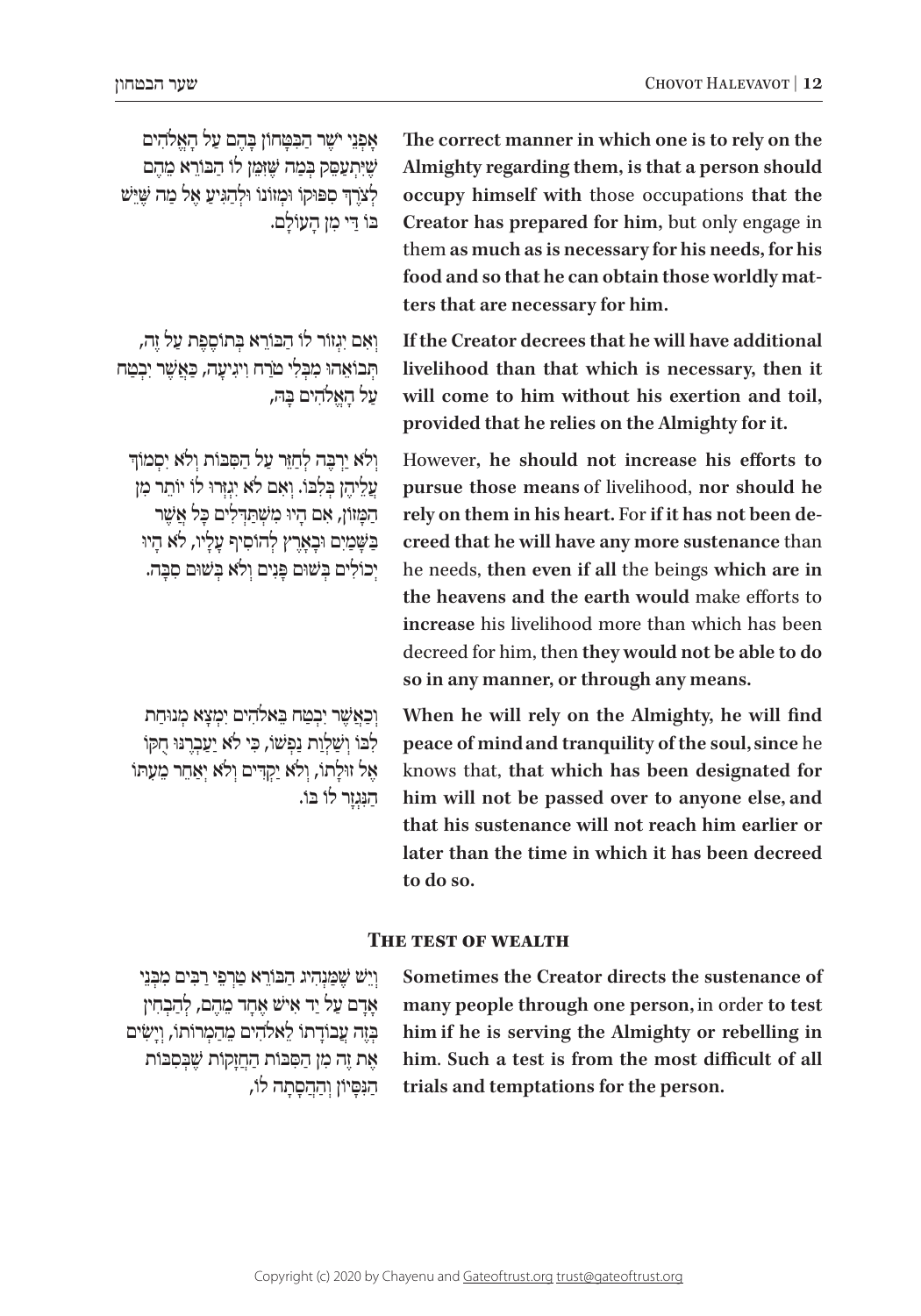אָפְנֵי יֹשֶׁר הַבִּטָּחוֹן בָּהֶם עַל הָאֱלֹהִים שֶׁיִּתְעַסֵּק בְּמַה שֶּׁזִּמֵּן לוֹ הַבּוֹרֵא מֵהֶם לְצֹרֶךְ סִפּוּקוֹ וּמְזוֹנוֹ וּלְהַגִּיעַ אֶל מַה שֶּׁיֵּשׁ בּוֹ דֵּי מִן הָעוֹלָם.

**The correct manner in which one is to rely on the Almighty regarding them, is that a person should occupy himself with** those occupations **that the Creator has prepared for him,** but only engage in them **as much as is necessary for his needs, for his food and so that he can obtain those worldly matters that are necessary for him.**

וְאִם יִגְזוֹר לוֹ הַבּוֹרֵא בְּתוֹסֶפֶת עַל זֶה, תְּבוֹאֵהוּ מִבְּלִי טֹרַח וִיגִיעָה, כַּאֲשֶׁר יִבְטַח עַל הָאֱלֹהִים בָּהּ,

**If the Creator decrees that he will have additional livelihood than that which is necessary, then it will come to him without his exertion and toil, provided that he relies on the Almighty for it.**

וְלֹא יַרְבֶּה לַחֲזֹר עַל הַסִּבּוֹת וְלֹא יִסְמוֹךְ עֲלֵיהֶן בְּלִבּוֹ. וְאִם לֹא יִגְזְרוּ לוֹ יוֹתֵר מִן הַמָּזוֹן, אִם הָיוּ מִשְׁתַּדְּלִים כָּל אֲשֶׁר בַּשָּׁמַיִם וּבָאָרֶץ לְהוֹסִיף עָלָיו, לֹא הָיוּ יְכוֹלִים בְּשׁוּם פָּנִים וְלֹא בְּשׁוּם סִבָּה.

However**, he should not increase his efforts to pursue those means** of livelihood, **nor should he rely on them in his heart.** For **if it has not been decreed that he will have any more sustenance** than he needs, **then even if all** the beings **which are in the heavens and the earth would** make efforts to **increase** his livelihood more than which has been decreed for him, then **they would not be able to do so in any manner, or through any means.**

וְכַאֲשֶׁר יִבְטַח בֵּאלֹהִים יִמְצָא מְנוּחַת לִבּוֹ וְשַׁלְוַת נַפְשׁוֹ, כִּי לֹא יַעַבְרֶנּוּ חֻקּוֹ אֶל זוּלָתוֹ, וְלֹא יַקְדִּים וְלֹא יְאַחֵר מֵעִתּוֹ הַנִּגְזָר לוֹ בּוֹ.

**When he will rely on the Almighty, he will find peace of mind and tranquility of the soul, since** he knows that, **that which has been designated for him will not be passed over to anyone else, and that his sustenance will not reach him earlier or later than the time in which it has been decreed to do so.**

## The test of wealth

וְיֵשׁ שֶׁמַּנְהִיג הַבּוֹרֵא טַרְפֵּי רַבִּים מִבְּנֵי אָדָם עַל יַד אִישׁ אֶחָד מֵהֶם, לְהַבְחִין בְּזֶה עֲבוֹדָתוֹ לֵאלֹהִים מֵהַמְרוֹתוֹ, וְיָשִׂים אֶת זֶה מִן הַסִּבּוֹת הַחֲזָקוֹת שֶׁבְּסִבּוֹת הַנִּסָּיוֹן וְהַהֲסָתָה לוֹ,

**Sometimes the Creator directs the sustenance of many people through one person,** in order **to test him if he is serving the Almighty or rebelling in him. Such a test is from the most difficult of all trials and temptations for the person.**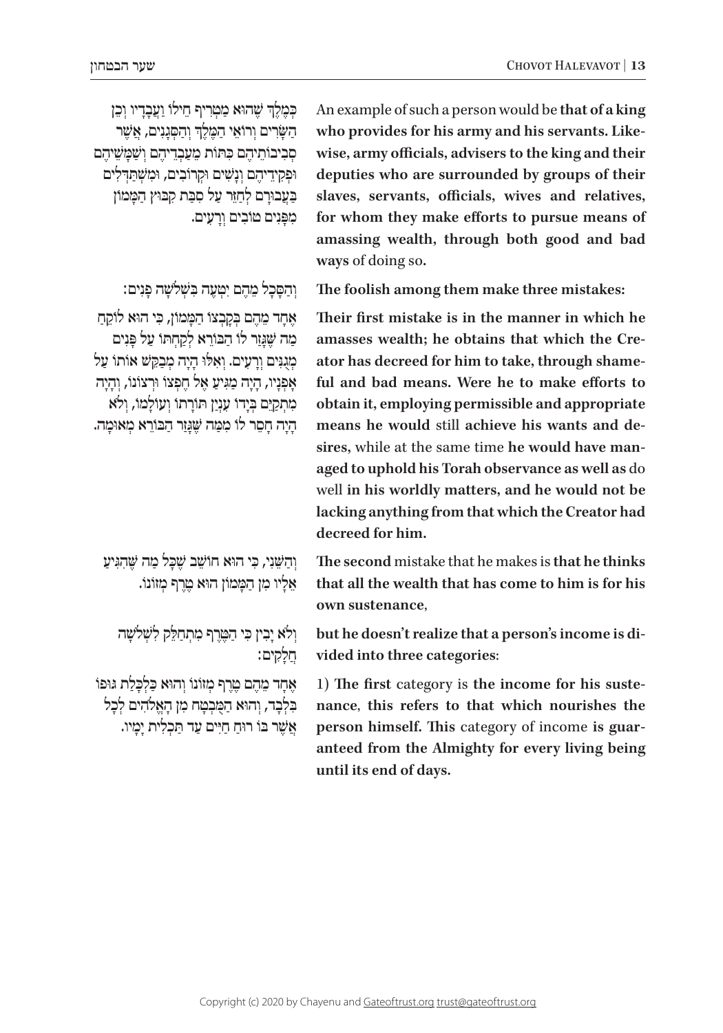כְּמֶלֶךְ שֶׁהוּא מַטְרִיף חֵילוֹ וַעֲבָדָיו וְכֵן הַשָּׂרִים וְרוֹאֵי הַמֶּלֶךְ וְהַסְּגָנִים, אֲשֶׁר סְבִיבוֹתֵיהֶם כִּתּוֹת מֵעַבְדֵיהֶם וְשַׁמָּשֵׁיהֶם וּפְקִידֵיהֶם וְנָשִׁים וּקְרוֹבִים, וּמִשְׁתַּדְּלִים בַּעֲבוּרָם לְחַזֵּר עַל סִבַּת קִבּוּץ הַמָּמוֹן מִפָּנִים טוֹבִים וְרָעִים.

An example of such a person would be **that of a king who provides for his army and his servants. Likewise, army officials, advisers to the king and their deputies who are surrounded by groups of their slaves, servants, officials, wives and relatives, for whom they make efforts to pursue means of amassing wealth, through both good and bad ways** of doing so**.**

וְהַסָּכָל מֵהֶם יִטְעֶה בִּשְׁלֹשָׁה פָּנִים:

**The foolish among them make three mistakes:**

אֶחָד מֵהֶם בְּקָבְצוֹ הַמָּמוֹן, כִּי הוּא לוֹקֵחַ מַה שֶּׁגָּזַר לוֹ הַבּוֹרֵא לְקַחְתּוֹ עַל פָּנִים מְגֻנִּים וְרָעִים. וְאִלּוּ הָיָה מְבַקֵּשׁ אוֹתוֹ עַל אָפְנָיו, הָיָה מַגִּיעַ אֶל חֶפְצוֹ וּרְצוֹנוֹ, וְהָיָה מִתְקַיֵּם בְּיָדוֹ עִנְיַן תּוֹרָתוֹ וְעוֹלָמוֹ, וְלֹא הָיָה חָסֵר לוֹ מִמַּה שֶּׁגָּזַר הַבּוֹרֵא מְאוּמָה.

**Their first mistake is in the manner in which he amasses wealth; he obtains that which the Creator has decreed for him to take, through shameful and bad means. Were he to make efforts to obtain it, employing permissible and appropriate means he would** still **achieve his wants and desires,** while at the same time **he would have managed to uphold his Torah observance as well as** do well **in his worldly matters, and he would not be lacking anything from that which the Creator had decreed for him.**

וְהַשֵּׁנִי, כִּי הוּא חוֹשֵׁב שֶׁכָּל מַה שֶּׁהִגִּיעַ אֵלָיו מִן הַמָּמוֹן הוּא טֶרֶף מְזוֹנוֹ.

**The second** mistake that he makes is **that he thinks that all the wealth that has come to him is for his own sustenance**,

וְלֹא יָבִין כִּי הַטֶּרֶף מִתְחַלֵּק לִשְׁלֹשָׁה חֲלָקִים:

**but he doesn't realize that a person's income is divided into three categories**:

אֶחָד מֵהֶם טֶרֶף מְזוֹנוֹ וְהוּא כַּלְכָּלַת גּוּפוֹ בִּלְבָד, וְהוּא הַמֻּבְטָח מִן הָאֱלֹהִים לְכָל אֲשֶׁר בּוֹ רוּחַ חַיִּים עַד תַּכְלִית יָמָיו.

1) **The first** category is **the income for his sustenance**, **this refers to that which nourishes the person himself. This** category of income **is guaranteed from the Almighty for every living being until its end of days.**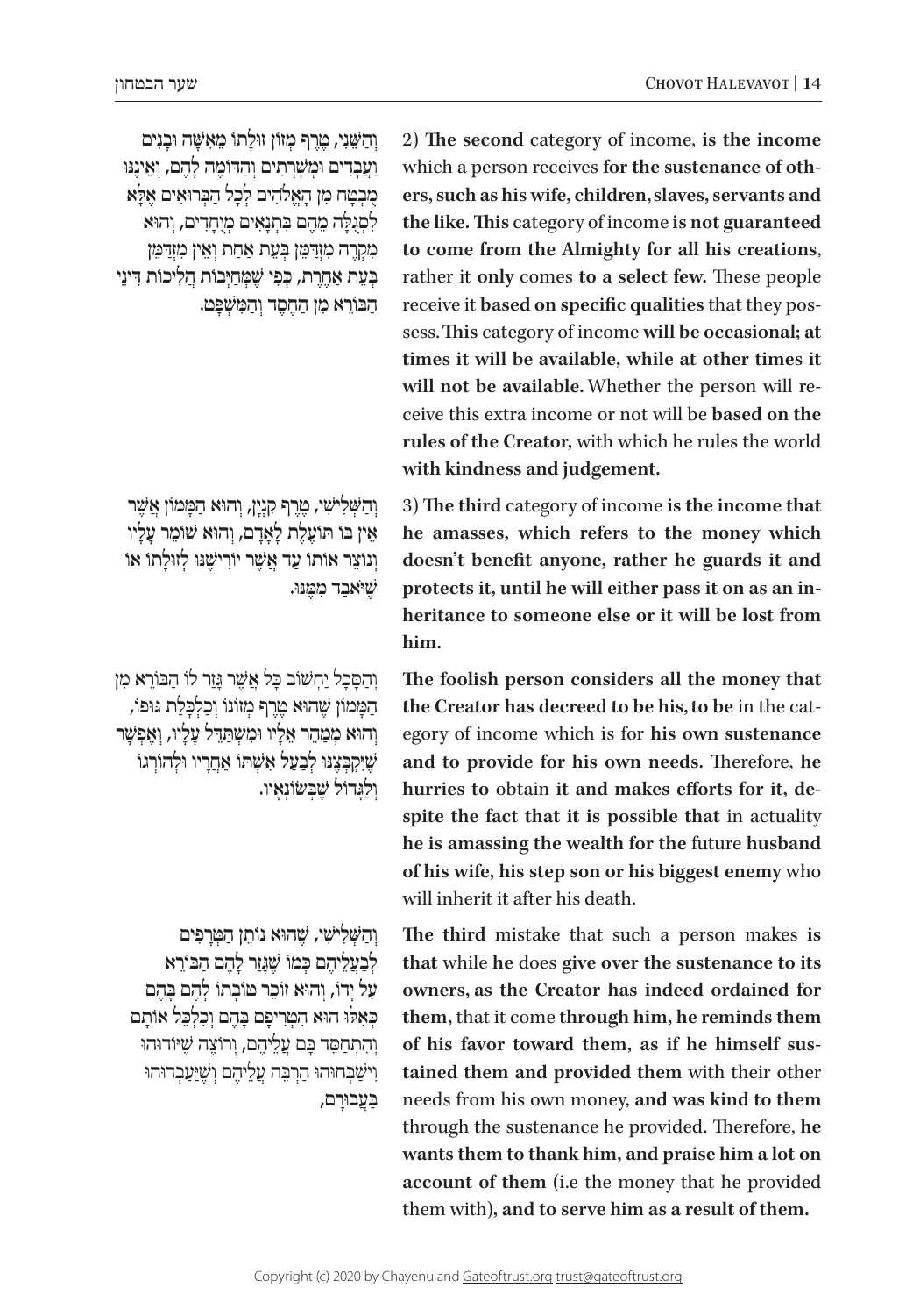וְהַשֵּׁנִי, טֶרֶף מְזוֹן זוּלָתוֹ מֵאִשָּׁה וּבָנִים וַעֲבָדִים וּמְשָׁרְתִים וְהַדּוֹמֶה לָהֶם, וְאֵינֶנּוּ מֻבְטָח מִן הָאֱלֹהִים לְכָל הַבְּרוּאִים אֶלָּא לִסְגֻלָּה מֵהֶם בִּתְנָאִים מְיֻחָדִים, וְהוּא מִקְרֶה מְזֻדַּמֵּן בְּעֵת אַחַת וְאֵין מְזֻדַּמֵּן בְּעֵת אַחֶרֶת, כְּפִי שֶׁמְּחַיְּבוֹת הֲלִיכוֹת דִּינֵי הַבּוֹרֵא מִן הַחֶסֶד וְהַמִּשְׁפָּט.

2) **The second** category of income, **is the income** which a person receives **for the sustenance of others, such as his wife, children, slaves, servants and the like. This** category of income **is not guaranteed to come from the Almighty for all his creations**, rather it **only** comes **to a select few.** These people receive it **based on specific qualities** that they possess. **This** category of income **will be occasional; at times it will be available, while at other times it will not be available.** Whether the person will receive this extra income or not will be **based on the rules of the Creator,** with which he rules the world **with kindness and judgement.**

וְהַשְּׁלִישִׁי, טֶרֶף קִנְיָן, וְהוּא הַמָּמוֹן אֲשֶׁר אֵין בּוֹ תּוֹעֶלֶת לָאָדָם, וְהוּא שׁוֹמֵר עָלָיו וְנוֹצֵר אוֹתוֹ עַד אֲשֶׁר יוֹרִישֶׁנּוּ לְזוּלָתוֹ אוֹ שֶׁיֹּאבַד מִמֶּנּוּ.

3) **The third** category of income **is the income that he amasses, which refers to the money which doesn't benefit anyone, rather he guards it and protects it, until he will either pass it on as an inheritance to someone else or it will be lost from him.**

וְהַסָּכָל יַחְשׁוֹב כָּל אֲשֶׁר גָּזַר לוֹ הַבּוֹרֵא מִן הַמָּמוֹן שֶׁהוּא טֶרֶף מְזוֹנוֹ וְכַלְכָּלַת גּוּפוֹ, וְהוּא מְמַהֵר אֵלָיו וּמִשְׁתַּדֵּל עָלָיו, וְאֶפְשָׁר שֶׁיְּקַבְּצֶנּוּ לְבַעַל אִשְׁתּוֹ אַחֲרָיו וּלְהוֹרְגוֹ וְלַגָּדוֹל שֶׁבְּשׂוֹנְאָיו.

**The foolish person considers all the money that the Creator has decreed to be his, to be** in the category of income which is for **his own sustenance and to provide for his own needs.** Therefore, **he hurries to** obtain **it and makes efforts for it, despite the fact that it is possible that** in actuality **he is amassing the wealth for the** future **husband of his wife, his step son or his biggest enemy** who will inherit it after his death.

וְהַשְּׁלִישִׁי, שֶׁהוּא נוֹתֵן הַטְּרָפִים לְבַעֲלֵיהֶם כְּמוֹ שֶׁגָּזַר לָהֶם הַבּוֹרֵא עַל יָדוֹ, וְהוּא זוֹכֵר טוֹבָתוֹ לָהֶם בָּהֶם כְּאִלּוּ הוּא הִטְרִיפָם בָּהֶם וְכִלְכֵּל אוֹתָם וְהִתְחַסֵּד בָּם עֲלֵיהֶם, וְרוֹצֶה שֶׁיּוֹדוּהוּ וִישַׁבְּחוּהוּ הַרְבֵּה עֲלֵיהֶם וְשֶׁיַּעַבְדוּהוּ בַּעֲבוּרָם,

**The third** mistake that such a person makes **is that** while **he** does **give over the sustenance to its owners, as the Creator has indeed ordained for them,** that it come **through him, he reminds them of his favor toward them, as if he himself sustained them and provided them** with their other needs from his own money, **and was kind to them** through the sustenance he provided. Therefore, **he wants them to thank him, and praise him a lot on account of them** (i.e the money that he provided them with)**, and to serve him as a result of them.**

Copyright (c) 2020 by Chayenu and Gateoftrust.org trust@gateoftrust.org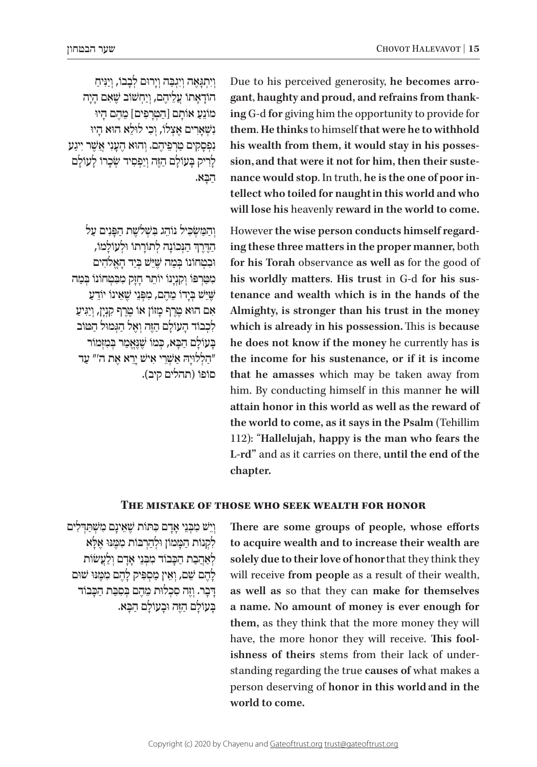וְיִתְגָּאֶה וְיִגְבַּהּ וְיָרוּם לְבָבוֹ, וְיַנִּיחַ הוֹדָאָתוֹ עֲלֵיהֶם, וְיַחְשׁוֹב שֶׁאִם הָיָה מוֹנֵעַ אוֹתָם [הַטְּרָפִים] מֵהֶם הָיוּ נִשְׁאָרִים אֶצְלוֹ, וְכִי לוּלֵא הוּא הָיוּ נִפְסָקִים טַרְפֵּיהֶם. וְהוּא הֶעָנִי אֲשֶׁר יִיגַע לָרִיק בָּעוֹלָם הַזֶּה וְיַפְסִיד שְׂכָרוֹ לָעוֹלָם הַבָּא.

Due to his perceived generosity, **he becomes arrogant, haughty and proud, and refrains from thanking** G-d **for** giving him the opportunity to provide for **them. He thinks** to himself **that were he to withhold his wealth from them, it would stay in his possession, and that were it not for him, then their sustenance would stop**. In truth, **he is the one of poor intellect who toiled for naught in this world and who will lose his** heavenly **reward in the world to come.**

וְהַמַּשְׂכִּיל נוֹהֵג בִּשְׁלֹשֶׁת הַפָּנִים עַל הַדֶּרֶךְ הַנְּכוֹנָה לְתוֹרָתוֹ וּלְעוֹלָמוֹ, וּבִטְחוֹנוֹ בְּמַה שֶּׁיֵּשׁ בְּיַד הָאֱלֹהִים מִטַּרְפּוֹ וְקִנְיָנוֹ יוֹתֵר חָזָק מִבִּטְחוֹנוֹ בְּמַה שֶּׁיֵּשׁ בְּיָדוֹ מֵהֶם, מִפְּנֵי שֶׁאֵינוֹ יוֹדֵעַ אִם הוּא טֶרֶף מְזוֹן אוֹ טֶרֶף קִנְיָן, וְיַגִּיעַ לִכְבוֹד הָעוֹלָם הַזֶּה וְאֶל הַגְּמוּל הַטּוֹב בָּעוֹלָם הַבָּא, כְּמוֹ שֶׁנֶּאֱמַר בְּמִזְמוֹר "הַלְלוּיָהּ אַשְׁרֵי אִישׁ יָרֵא אֶת ה'" עַד סוֹפוֹ (תהלים קיב).

However **the wise person conducts himself regarding these three matters in the proper manner,** both **for his Torah** observance **as well as** for the good of **his worldly matters. His trust** in G-d **for his sustenance and wealth which is in the hands of the Almighty, is stronger than his trust in the money which is already in his possession.** This is **because he does not know if the money** he currently has **is the income for his sustenance, or if it is income that he amasses** which may be taken away from him. By conducting himself in this manner **he will attain honor in this world as well as the reward of the world to come, as it says in the Psalm** (Tehillim 112): "**Hallelujah, happy is the man who fears the L-rd**" and as it carries on there, **until the end of the chapter.**

## The mistake of those who seek wealth for honor

וְיֵשׁ מִבְּנֵי אָדָם כִּתּוֹת שֶׁאֵינָם מִשְׁתַּדְּלִים לִקְנוֹת הַמָּמוֹן וּלְהַרְבּוֹת מִמֶּנּוּ אֶלָּא לְאַהֲבַת הַכָּבוֹד מִבְּנֵי אָדָם וְלַעֲשׂוֹת לָהֶם שֵׁם, וְאֵין מַסְפִּיק לָהֶם מִמֶּנּוּ שׁוּם דָּבָר. וְזֶה סִכְלוּת מֵהֶם בְּסִבַּת הַכָּבוֹד בָּעוֹלָם הַזֶּה וּבָעוֹלָם הַבָּא.

**There are some groups of people, whose efforts to acquire wealth and to increase their wealth are solely due to their love of honor** that they think they will receive **from people** as a result of their wealth, **as well as** so that they can **make for themselves a name. No amount of money is ever enough for them,** as they think that the more money they will have, the more honor they will receive. **This foolishness of theirs** stems from their lack of understanding regarding the true **causes of** what makes a person deserving of **honor in this world and in the world to come.**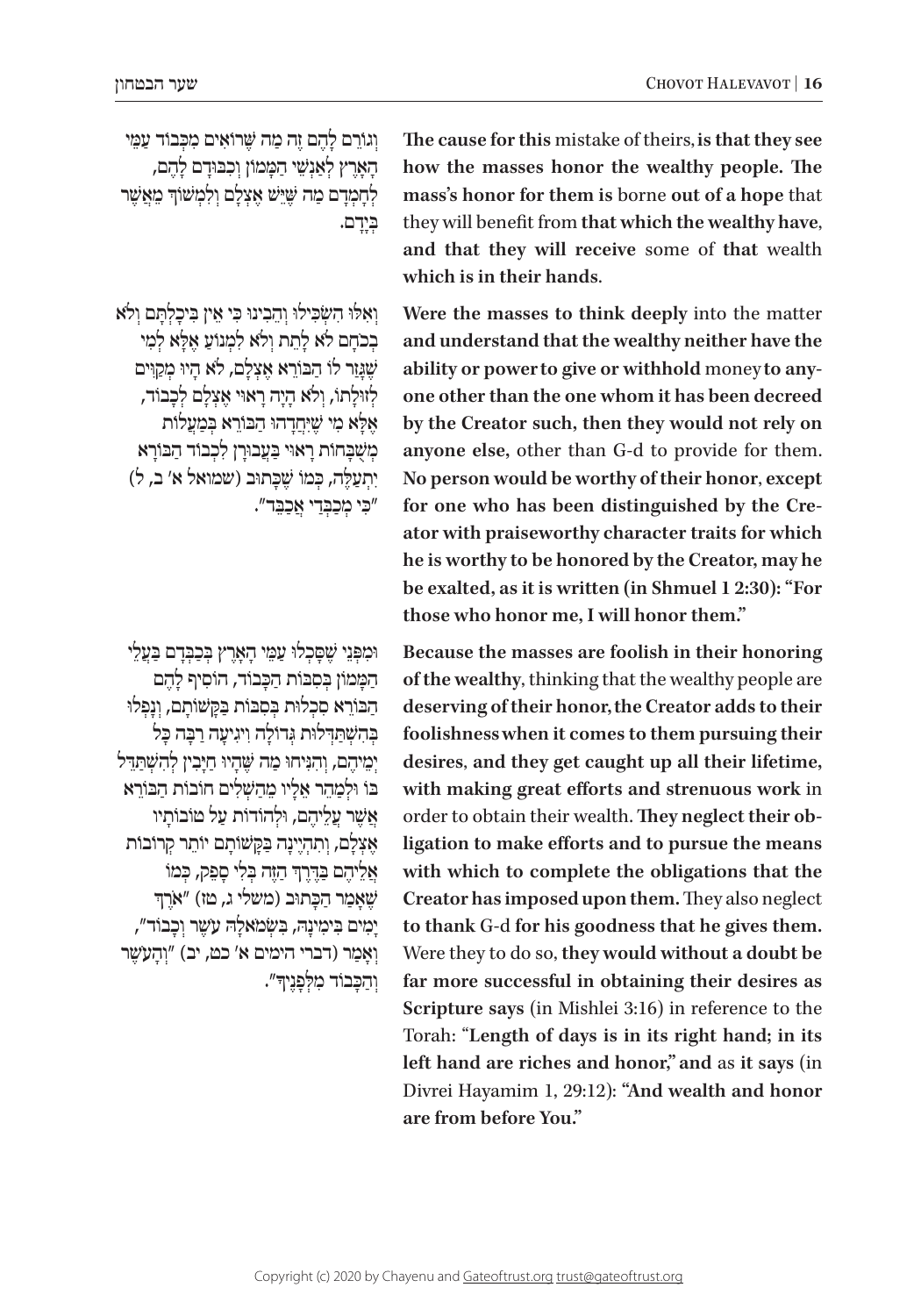וְגוֹרֵם לָהֶם זֶה מַה שֶּׁרוֹאִים מִכְּבוֹד עַמֵּי הָאָרֶץ לְאַנְשֵׁי הַמָּמוֹן וּכְבוֹדָם לָהֶם, לְחֶמְדָּם מַה שֶׁיֵּשׁ אֶצְלָם וְלִמְשׁוֹךְ מֵאֲשֶׁר בְּיָדָם.

**The cause for this** mistake of theirs, **is that they see how the masses honor the wealthy people. The mass's honor for them is** borne **out of a hope** that they will benefit from **that which the wealthy have, and that they will receive** some of **that** wealth **which is in their hands.**

וְאִלּוּ הִשְׂכִּילוּ וְהֵבִינוּ כִּי אֵין בִּיכָלְתָּם וְלֹא בְּכֹחָם לֹא לָתֵת וְלֹא לִמְנוֹעַ אֶלָּא לְמִי שֶׁגָּזַר לוֹ הַבּוֹרֵא אֶצְלָם, לֹא הָיוּ מְקַוִּים לְזוּלָתוֹ, וְלֹא הָיָה רָאוּי אֶצְלָם לְכָבוֹד, אֶלָּא מִי שֶׁיִּחֲדָהוּ הַבּוֹרֵא בְּמַעֲלוֹת מְשֻׁבָּחוֹת רָאוּי בַּעֲבוּרָן לִכְבוֹד הַבּוֹרֵא יִתְעַלֶּה, כְּמוֹ שֶׁכָּתוּב (שמואל א' ב, ל) "כִּי מְכַבְּדַי אֲכַבֵּד".

**Were the masses to think deeply** into the matter **and understand that the wealthy neither have the ability or power to give or withhold** money **to anyone other than the one whom it has been decreed by the Creator such, then they would not rely on anyone else,** other than G-d to provide for them. **No person would be worthy of their honor, except for one who has been distinguished by the Creator with praiseworthy character traits for which he is worthy to be honored by the Creator, may he be exalted, as it is written (in Shmuel 1 2:30): "For those who honor me, I will honor them."**

וּמִפְּנֵי שֶׁסָּכְלוּ עַמֵּי הָאָרֶץ בְּכַבְּדָם בַּעֲלֵי הַמָּמוֹן בְּסִבַּת הַכָּבוֹד, הוֹסִיף לָהֶם הַבּוֹרֵא סִכְלוּת בְּסִבַּת בַּקָּשׁוֹתָם, וְנָפְלוּ בְּהִשְׁתַּדְּלוּת גְּדוֹלָה וִיגִיעָה רַבָּה כָּל יְמֵיהֶם, וְהִנִּיחוּ מַה שֶּׁהָיוּ חַיָּבִין לְהִשְׁתַּדֵּל בּוֹ וּלְמַהֵר אֵלָיו מֵהַשְׁלִים חוֹבוֹת הַבּוֹרֵא אֲשֶׁר עֲלֵיהֶם, וּלְהוֹדוֹת עַל טוֹבוֹתָיו אֶצְלָם, וְתִהְיֶינָה בַּקָּשׁוֹתָם יוֹתֵר קְרוֹבוֹת אֲלֵיהֶם בַּדֶּרֶךְ הַזֶּה בְּלִי סָפֵק, כְּמוֹ שֶׁאָמַר הַכָּתוּב (משלי ג, טז) "אֹרֶךְ יָמִים בִּימִינָהּ, בִּשְׂמֹאלָהּ עֹשֶׁר וְכָבוֹד", וְאָמַר (דברי הימים א' כט, יב) "וְהָעֹשֶׁר וְהַכָּבוֹד מִלְּפָנֶיךָ".

**Because the masses are foolish in their honoring of the wealthy**, thinking that the wealthy people are **deserving of their honor, the Creator adds to their foolishness when it comes to them pursuing their desires, and they get caught up all their lifetime, with making great efforts and strenuous work** in order to obtain their wealth. **They neglect their obligation to make efforts and to pursue the means with which to complete the obligations that the Creator has imposed upon them.** They also neglect **to thank** G-d **for his goodness that he gives them.** Were they to do so, **they would without a doubt be far more successful in obtaining their desires as Scripture says** (in Mishlei 3:16) in reference to the Torah: "**Length of days is in its right hand; in its left hand are riches and honor," and** as **it says** (in Divrei Hayamim 1, 29:12): **"And wealth and honor are from before You."**

Copyright (c) 2020 by Chayenu and Gateoftrust.org trust@gateoftrust.org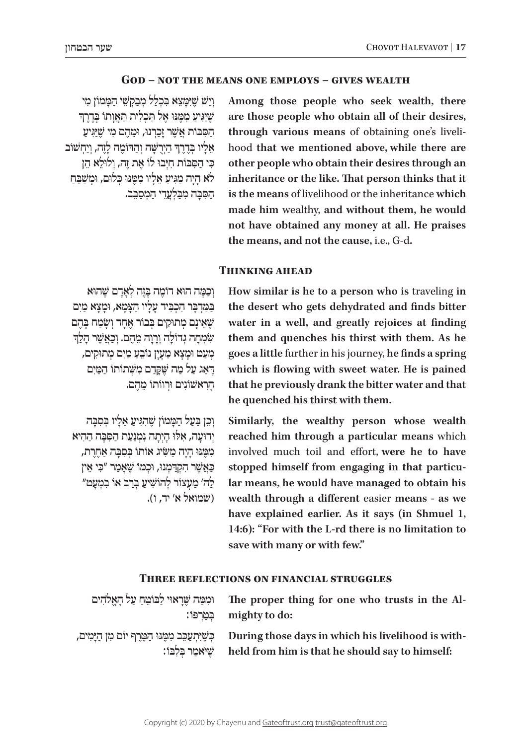## God – not the means one employs – gives wealth

וְיֵשׁ שֶׁיִּמָּצֵא בִּכְלַל מְבַקְשֵׁי הַמָּמוֹן מִי שֶׁיַּגִּיעַ מִמֶּנּוּ אֶל תַּכְלִית תַּאֲוָתוֹ בְּדֶרֶךְ הַסִּבּוֹת אֲשֶׁר זָכַרְנוּ, וּמֵהֶם מִי שֶׁיַּגִּיעַ אֵלָיו בְּדֶרֶךְ הַיְרֻשָּׁה וְהַדּוֹמֶה לָזֶה, וְיַחְשֹׁב כִּי הַסִּבּוֹת חִיְּבוּ לוֹ אֶת זֶה, וְלוּלֵא הֵן לֹא הָיָה מַגִּיעַ אֵלָיו מִמֶּנּוּ כְּלוּם, וּמְשַׁבֵּחַ הַסִּבָּה מִבִּלְעֲדֵי הַמְּסַבֵּב.

**Among those people who seek wealth, there are those people who obtain all of their desires, through various means** of obtaining one's livelihood **that we mentioned above, while there are other people who obtain their desires through an inheritance or the like. That person thinks that it is the means** of livelihood or the inheritance **which made him** wealthy, **and without them, he would not have obtained any money at all. He praises the means, and not the cause,** i.e., G-d**.**

## Thinking ahead

וְכַמָּה הוּא דוֹמֶה בָּזֶה לְאָדָם שֶׁהוּא בְּמִדְבָּר הִכְבִּיד עָלָיו הַצָּמָא, וּמָצָא מַיִם שֶׁאֵינָם מְתוּקִים בִּבְאֵר אֶחָד וְשָׂמַח בָּהֶם שִׂמְחָה גְדוֹלָה וְרָוָה מֵהֶם. וְכַאֲשֶׁר הָלַךְ מְעַט וּמָצָא מַעְיָן נוֹבֵעַ מַיִם מְתוּקִים, דָּאַג עַל מַה שֶּׁקָּדַם מִשְּׁתִיָּתוֹ הַמַּיִם הָרִאשׁוֹנִים וּרְווֹתוֹ מֵהֶם.

**How similar is he to a person who is** traveling **in the desert who gets dehydrated and finds bitter water in a well, and greatly rejoices at finding them and quenches his thirst with them. As he goes a little** further in his journey, **he finds a spring which is flowing with sweet water. He is pained that he previously drank the bitter water and that he quenched his thirst with them.**

וְכֵן בַּעַל הַמָּמוֹן שֶׁהִגִּיעַ אֵלָיו בְּסִבָּה יְדוּעָה, אִלּוּ הָיְתָה נִמְנַעַת הַסִּבָּה הַהִיא מִמֶּנּוּ הָיָה מַשִּׂיג אוֹתוֹ בְּסִבָּה אַחֶרֶת, כַּאֲשֶׁר הִקְדַּמְנוּ, וּכְמוֹ שֶׁאָמַר "כִּי אֵין לַה' מַעְצוֹר לְהוֹשִׁיעַ בְּרַב אוֹ בִמְעָט" (שמואל א' יד, ו).

**Similarly, the wealthy person whose wealth reached him through a particular means** which involved much toil and effort, **were he to have stopped himself from engaging in that particular means, he would have managed to obtain his wealth through a different** easier **means - as we have explained earlier. As it says (in Shmuel 1, 14:6): "For with the L-rd there is no limitation to save with many or with few."**

## Three reflections on financial struggles

וּמִמַּה שֶּׁרָאוּי לַבּוֹטֵחַ עַל הָאֱלֹהִים בְּטַרְפּוֹ:

**The proper thing for one who trusts in the Almighty to do:**

כְּשֶׁיִּתְעַכֵּב מִמֶּנּוּ הַטֶּרֶף יוֹם מִן הַיָּמִים, שֶׁיֹּאמַר בְּלִבּוֹ:

**During those days in which his livelihood is withheld from him is that he should say to himself:**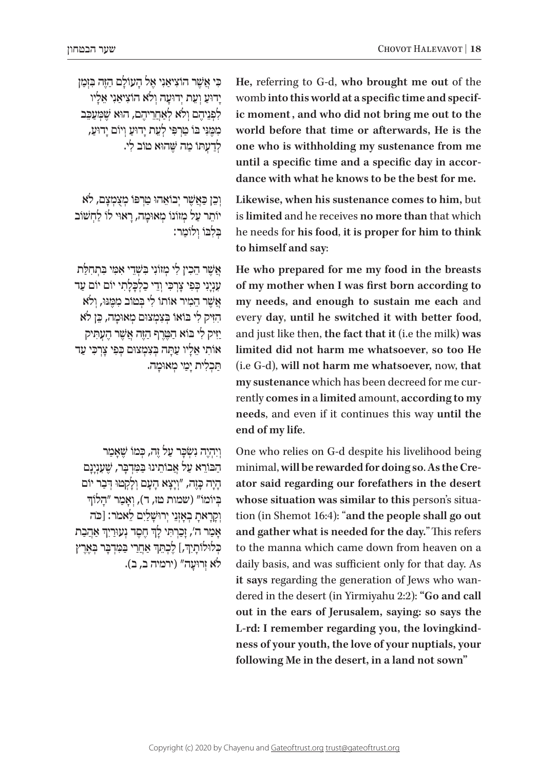כִּי אֲשֶׁר הוֹצִיאַנִי אֶל הָעוֹלָם הַזֶּה בִּזְמַן יָדוּעַ וְעֵת יְדוּעָה וְלֹא הוֹצִיאַנִי אֵלָיו לִפְנֵיהֶם וְלֹא לְאַחֲרֵיהֶם, הוּא שֶׁמְּעַכֵּב מִמֶּנִּי בּוֹ טַרְפִּי לְעֵת יָדוּעַ וְיוֹם יָדוּעַ, לְדַעְתּוֹ מַה שֶּׁהוּא טוֹב לִי.

**He,** referring to G-d, **who brought me out** of the womb **into this world at a specific time and specific moment , and who did not bring me out to the world before that time or afterwards, He is the one who is withholding my sustenance from me until a specific time and a specific day in accordance with what he knows to be the best for me.**

וְכֵן כַּאֲשֶׁר יְבוֹאֵהוּ טַרְפּוֹ מְצֻמְצָם, לֹא יוֹתֵר עַל מְזוֹנוֹ מְאוּמָה, רָאוּי לוֹ לַחְשׁוֹב בְּלִבּוֹ וְלוֹמַר:

**Likewise, when his sustenance comes to him,** but is **limited** and he receives **no more than** that which he needs for **his food, it is proper for him to think to himself and say**:

אֲשֶׁר הֵכִין לִי מְזוֹנִי בְּשָׁדֵי אִמִּי בִּתְחִלַּת עִנְיָנִי כְּפִי צָרְכִּי וְדֵי כַלְכָּלָתִי יוֹם יוֹם עַד אֲשֶׁר הֵמִיר אוֹתוֹ לִי בְּטוֹב מִמֶּנּוּ, וְלֹא הִזִּיק לִי בּוֹאוֹ בְּצִמְצוּם מְאוּמָה, כֵּן לֹא יַזִּיק לִי בּוֹא הַטֶּרֶף הַזֶּה אֲשֶׁר הֶעְתִּיק אוֹתִי אֵלָיו עַתָּה בְּצִמְצוּם כְּפִי צָרְכִּי עַד תַּכְלִית יָמַי מְאוּמָה.

**He who prepared for me my food in the breasts of my mother when I was first born according to my needs, and enough to sustain me each** and every **day**, **until he switched it with better food**, and just like then, **the fact that it** (i.e the milk) **was limited did not harm me whatsoever**, **so too He** (i.e G-d), **will not harm me whatsoever,** now, **that my sustenance** which has been decreed for me currently **comes in** a **limited** amount, **according to my needs**, and even if it continues this way **until the end of my life**.

וְיִהְיֶה נִשְׂכָּר עַל זֶה, כְּמוֹ שֶׁאָמַר הַבּוֹרֵא עַל אֲבוֹתֵינוּ בַּמִּדְבָּר, שֶׁעִנְיָנָם הָיָה כָּזֶה, "וְיָצָא הָעָם וְלָקְטוּ דְּבַר יוֹם בְּיוֹמוֹ" (שמות טז, ד), וְאָמַר "הָלֹךְ וְקָרָאתָ בְאָזְנֵי יְרוּשָׁלַיִם לֵאמֹר: [כֹּה אָמַר ה', זָכַרְתִּי לָךְ חֶסֶד נְעוּרַיִךְ אַהֲבַת כְּלוּלֹתָיִךְ,] לֶכְתֵּךְ אַחֲרַי בַּמִּדְבָּר בְּאֶרֶץ לֹא זְרוּעָה" (ירמיה ב, ב).

One who relies on G-d despite his livelihood being minimal, **will be rewarded for doing so. As the Creator said regarding our forefathers in the desert whose situation was similar to this** person's situation (in Shemot 16:4): "**and the people shall go out and gather what is needed for the day.**" This refers to the manna which came down from heaven on a daily basis, and was sufficient only for that day. As **it says** regarding the generation of Jews who wandered in the desert (in Yirmiyahu 2:2): **"Go and call out in the ears of Jerusalem, saying: so says the L-rd: I remember regarding you, the lovingkindness of your youth, the love of your nuptials, your following Me in the desert, in a land not sown"**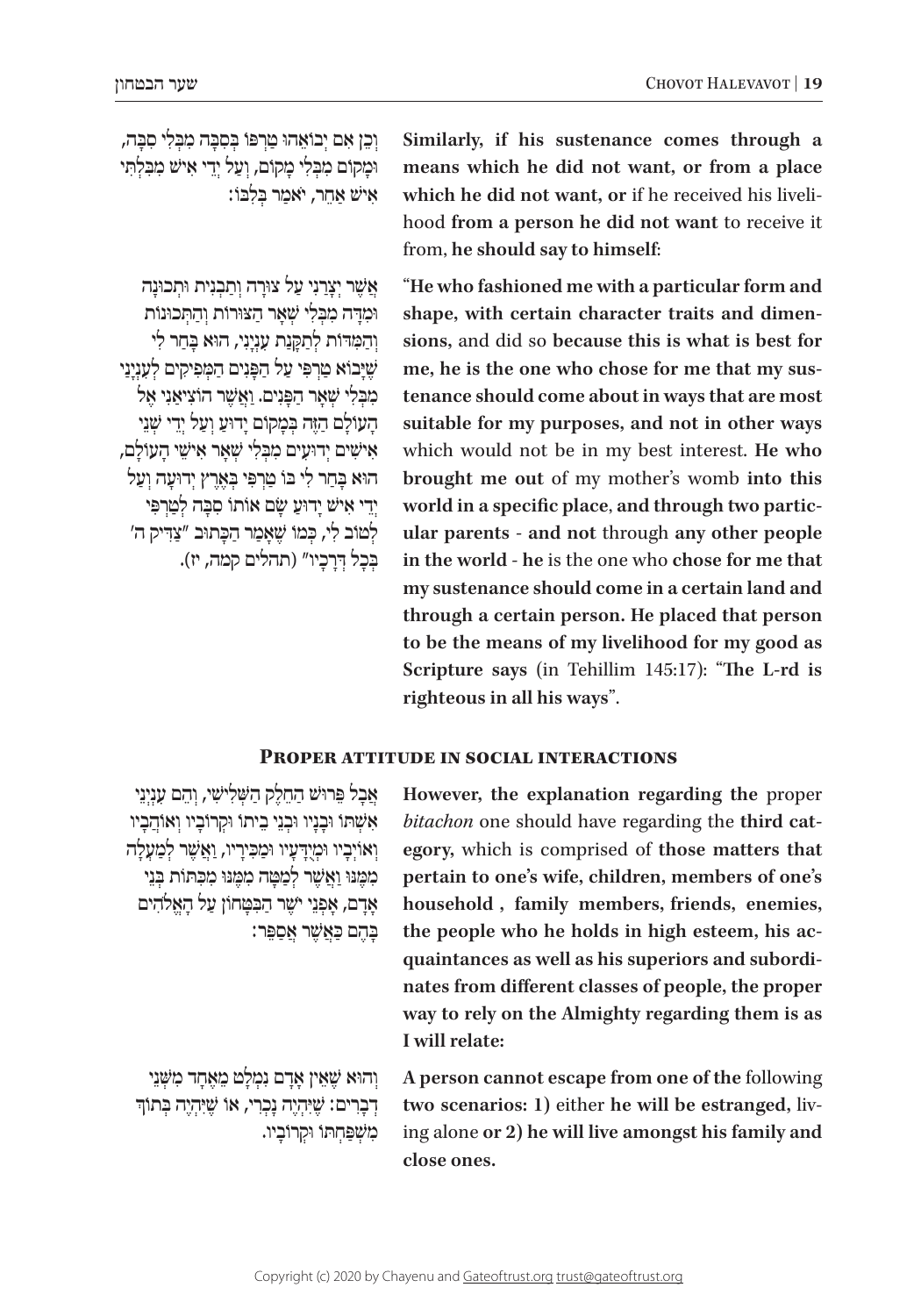וְכֵן אִם יְבוֹאֵהוּ טַרְפּוֹ בְּסִבָּה מִבִּלְתִּי סִבָּה, וּמָקוֹם מִבִּלְתִּי מָקוֹם, וְעַל יְדֵי אִישׁ מִבִּלְתִּי אִישׁ אַחֵר, יֹאמַר בְּלִבּוֹ:

**Similarly, if his sustenance comes through a means which he did not want, or from a place which he did not want, or** if he received his livelihood **from a person he did not want** to receive it from, **he should say to himself**:

אֲשֶׁר יְצָרַנִי עַל צוּרָה וְתַבְנִית וּתְכוּנָה וּמִדָּה מִבִּלְתִּי שְׁאָר הַצּוּרוֹת וְהַתְּכוּנוֹת וְהַמִּדּוֹת לְתַקָּנַת עִנְיָנַי, הוּא בָּחַר לִי שֶׁיָּבוֹא טַרְפִּי עַל הַפָּנִים הַמַּסְפִּיקִים לְעִנְיָנַי מִבִּלְתִּי שְׁאָר הַפָּנִים. וַאֲשֶׁר הוֹצִיאַנִי אֶל הָעוֹלָם הַזֶּה בְּמָקוֹם יָדוּעַ וְעַל יְדֵי שְׁנֵי אִישִׁים יְדוּעִים מִבִּלְתִּי שְׁאָר אִישֵׁי הָעוֹלָם, הוּא בָּחַר לִי בּוֹ טַרְפִּי בְּאֶרֶץ יְדוּעָה וְעַל יְדֵי אִישׁ יָדוּעַ שָׂם אוֹתוֹ סִבָּה לְטַרְפִּי לְטוֹב לִי, כְּמוֹ שֶׁאָמַר הַכָּתוּב "צַדִּיק ה' בְּכָל דְּרָכָיו" (תהלים קמה, יז).

"**He who fashioned me with a particular form and shape, with certain character traits and dimensions,** and did so **because this is what is best for me, he is the one who chose for me that my sustenance should come about in ways that are most suitable for my purposes, and not in other ways** which would not be in my best interest. **He who brought me out** of my mother's womb **into this world in a specific place**, **and through two particular parents - and not** through **any other people in the world - he** is the one who **chose for me that my sustenance should come in a certain land and through a certain person. He placed that person to be the means of my livelihood for my good as Scripture says** (in Tehillim 145:17): "**The L-rd is righteous in all his ways**".

## Proper attitude in social interactions

אֲבָל פֵּרוּשׁ הַחֵלֶק הַשְּׁלִישִׁי, וְהֵם עִנְיְנֵי אִשְׁתּוֹ וּבָנָיו וּבְנֵי בֵיתוֹ וּקְרוֹבָיו וְאוֹהֲבָיו וְאוֹיְבָיו וּמְיֻדָּעָיו וּמַכִּירָיו, וַאֲשֶׁר לְמַעְלָה מִמֶּנּוּ וַאֲשֶׁר לְמַטָּה מִמֶּנּוּ מִכִּתּוֹת בְּנֵי אָדָם, אָפְנֵי יֹשֶׁר הַבִּטָּחוֹן עַל הָאֱלֹהִים בָּהֶם כַּאֲשֶׁר אֲסַפֵּר:

**However, the explanation regarding the** proper *bitachon* one should have regarding the **third category,** which is comprised of **those matters that pertain to one's wife, children, members of one's household , family members, friends, enemies, the people who he holds in high esteem, his acquaintances as well as his superiors and subordinates from different classes of people, the proper way to rely on the Almighty regarding them is as I will relate:**

וְהוּא שֶׁאֵין אָדָם נִמְלָט מֵאֶחָד מִשְּׁנֵי דְבָרִים: שֶׁיִּהְיֶה נָכְרִי, אוֹ שֶׁיִּהְיֶה בְּתוֹךְ מִשְׁפַּחְתּוֹ וּקְרוֹבָיו.

**A person cannot escape from one of the** following **two scenarios: 1)** either **he will be estranged,** living alone **or 2) he will live amongst his family and close ones.**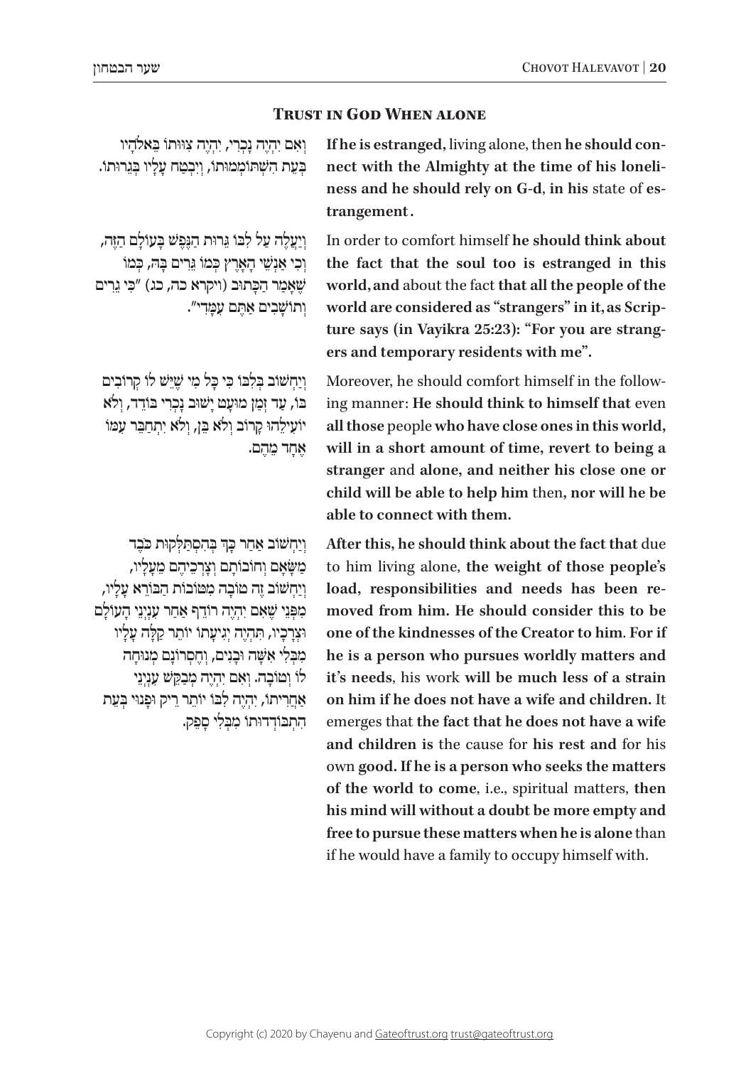## Trust in God When alone

וְאִם יִהְיֶה נָכְרִי, יִהְיֶה צַוְותוֹ בֵּאלֹהָיו בְּעֵת הִשְׁתּוֹמְמוּתוֹ, וְיִבְטַח עָלָיו בְּגֵרוּתוֹ.

**If he is estranged,** living alone, then **he should connect with the Almighty at the time of his loneliness and he should rely on G-d**, **in his** state of **estrangement.**

וְיַעֲלֶה עַל לִבּוֹ גֵּרוּת הַנֶּפֶשׁ בָּעוֹלָם הַזֶּה, וְכִי אַנְשֵׁי הָאָרֶץ כֻּלָּם גֵּרִים בָּהּ, כְּמוֹ שֶׁאָמַר הַכָּתוּב (ויקרא כה, כג) "כִּי גֵרִים וְתוֹשָׁבִים אַתֶּם עִמָּדִי".

In order to comfort himself **he should think about the fact that the soul too is estranged in this world, and** about the fact **that all the people of the world are considered as "strangers" in it, as Scripture says (in Vayikra 25:23): "For you are strangers and temporary residents with me".**

וְיַחְשׁוֹב בְּלִבּוֹ כִּי כָּל מִי שֶׁיֵּשׁ לוֹ קְרוֹבִים בּוֹ, עַד זְמַן מוּעָט יָשׁוּב נָכְרִי בּוֹדֵד, וְלֹא יוֹעִילֵהוּ קָרוֹב וְלֹא בֵּן, וְלֹא יִתְחַבֵּר עִמּוֹ אֶחָד מֵהֶם.

Moreover, he should comfort himself in the following manner: **He should think to himself that** even **all those** people **who have close ones in this world, will in a short amount of time, revert to being a stranger** and **alone, and neither his close one or child will be able to help him** then**, nor will he be able to connect with them.**

וְיַחְשׁוֹב אַחַר כָּךְ בְּהִסְתַּלְּקוּת כֹּבֶד מַשָּׂאָם וְחוֹבוֹתָם וְצָרְכֵיהֶם מֵעָלָיו, וְיַחְשׁוֹב זֶה טוֹבָה מִטּוֹבוֹת הַבּוֹרֵא עָלָיו, מִפְּנֵי שֶׁאִם יִהְיֶה רוֹדֵף אַחַר עִנְיְנֵי הָעוֹלָם וּצְרָכָיו, תִּהְיֶה יְגִיעָתוֹ יוֹתֵר קַלָּה עָלָיו מִבִּלְתִּי אִשָּׁה וּבָנִים, וְחֶסְרוֹנָם מְנוּחָה לוֹ וְטוֹבָה. וְאִם יִהְיֶה מְבַקֵּשׁ עִנְיְנֵי אַחֲרִיתוֹ, יִהְיֶה לִבּוֹ יוֹתֵר רֵיק וּפָנוּי בְּעֵת הִתְבּוֹדְדוּתוֹ מִבְּלִי סָפֵק.

**After this, he should think about the fact that** due to him living alone, **the weight of those people's load, responsibilities and needs has been removed from him. He should consider this to be one of the kindnesses of the Creator to him. For if he is a person who pursues worldly matters and it's needs**, his work **will be much less of a strain on him if he does not have a wife and children.** It emerges that **the fact that he does not have a wife and children is** the cause for **his rest and** for his own **good. If he is a person who seeks the matters of the world to come**, i.e., spiritual matters, **then his mind will without a doubt be more empty and free to pursue these matters when he is alone** than if he would have a family to occupy himself with.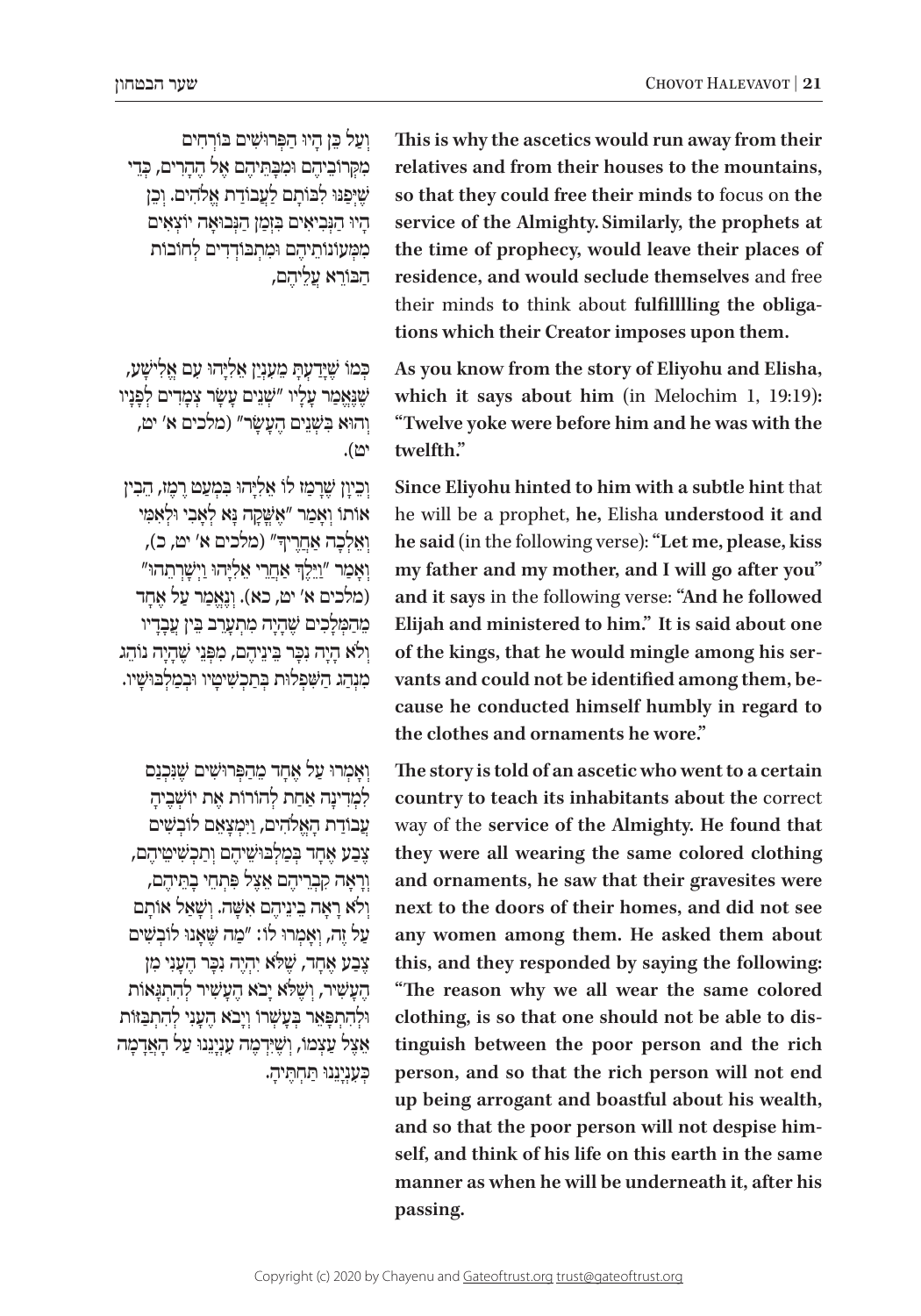וְעַל כֵּן הָיוּ הַפְּרוּשִׁים בּוֹרְחִים מִקְּרוֹבֵיהֶם וּמִבָּתֵּיהֶם אֶל הֶהָרִים, כְּדֵי שֶׁיִּפָּנוּ לִבּוֹתָם לַעֲבוֹדַת אֱלֹהִים. וְכֵן הָיוּ הַנְּבִיאִים בִּזְמַן הַנְּבוּאָה יוֹצְאִים מִמְּעוֹנוֹתֵיהֶם וּמִתְבּוֹדְדִים לְחוֹבוֹת הַבּוֹרֵא עֲלֵיהֶם,

**This is why the ascetics would run away from their relatives and from their houses to the mountains, so that they could free their minds to** focus on **the service of the Almighty. Similarly, the prophets at the time of prophecy, would leave their places of residence, and would seclude themselves** and free their minds **to** think about **fulfilllling the obligations which their Creator imposes upon them.**

כְּמוֹ שֶׁיָּדַעְתָּ מֵעִנְיַן אֵלִיָּהוּ עִם אֱלִישָׁע, שֶׁנֶּאֱמַר עָלָיו "שְׁנֵים עָשָׂר צְמָדִים לְפָנָיו וְהוּא בִּשְׁנֵים הֶעָשָׂר" (מלכים א' יט, יט).

**As you know from the story of Eliyohu and Elisha, which it says about him** (in Melochim 1, 19:19)**: "Twelve yoke were before him and he was with the twelfth."**

וְכֵיוָן שֶׁרָמַז לוֹ אֵלִיָּהוּ בִּמְעַט רֶמֶז, הֵבִין אוֹתוֹ וְאָמַר "אֶשְּׁקָה נָּא לְאָבִי וּלְאִמִּי וְאֵלְכָה אַחֲרֶיךָ" (מלכים א' יט, כ), וְאָמַר "וַיֵּלֶךְ אַחֲרֵי אֵלִיָּהוּ וַיְשָׁרְתֵהוּ" (מלכים א' יט, כא). וְנֶאֱמַר עַל אֶחָד מֵהַמְּלָכִים שֶׁהָיָה מִתְעָרֵב בֵּין עֲבָדָיו וְלֹא הָיָה נִכָּר בֵּינֵיהֶם, מִפְּנֵי שֶׁהָיָה נוֹהֵג מִנְהַג הַשִּׁפְלוּת בְּתַכְשִׁיטָיו וּבְמַלְבּוּשָׁיו.

**Since Eliyohu hinted to him with a subtle hint** that he will be a prophet, **he,** Elisha **understood it and he said** (in the following verse)**: "Let me, please, kiss my father and my mother, and I will go after you" and it says** in the following verse: **"And he followed Elijah and ministered to him." It is said about one of the kings, that he would mingle among his servants and could not be identified among them, because he conducted himself humbly in regard to the clothes and ornaments he wore."**

וְאָמְרוּ עַל אֶחָד מֵהַפְּרוּשִׁים שֶׁנִּכְנַס לִמְדִינָה אַחַת לְהוֹרוֹת אֶת יוֹשְׁבֶיהָ עֲבוֹדַת הָאֱלֹהִים, וַיִּמְצָאֵם לוֹבְשִׁים צֶבַע אֶחָד בְּמַלְבּוּשֵׁיהֶם וְתַכְשִׁיטֵיהֶם, וְרָאָה קִבְרֵיהֶם אֵצֶל פִּתְחֵי בָתֵּיהֶם, וְלֹא רָאָה בֵינֵיהֶם אִשָּׁה. וְשָׁאַל אוֹתָם עַל זֶה, וְאָמְרוּ לוֹ: "מַה שֶּׁאָנוּ לוֹבְשִׁים צֶבַע אֶחָד, שֶׁלֹּא יִהְיֶה נִכָּר הֶעָנִי מִן הֶעָשִׁיר, וְשֶׁלֹּא יָבֹא הֶעָשִׁיר לְהִתְגָּאוֹת וּלְהִתְפָּאֵר בְּעָשְׁרוֹ וְיָבֹא הֶעָנִי לְהִתְבַּזּוֹת אֵצֶל עַצְמוֹ, וְשֶׁיִּדְמֶה עִנְיָנֵנוּ עַל הָאֲדָמָה כְּעִנְיָנֵנוּ תַּחְתֶּיהָ.

**The story is told of an ascetic who went to a certain country to teach its inhabitants about the** correct way of the **service of the Almighty. He found that they were all wearing the same colored clothing and ornaments, he saw that their gravesites were next to the doors of their homes, and did not see any women among them. He asked them about this, and they responded by saying the following: "The reason why we all wear the same colored clothing, is so that one should not be able to distinguish between the poor person and the rich person, and so that the rich person will not end up being arrogant and boastful about his wealth, and so that the poor person will not despise himself, and think of his life on this earth in the same manner as when he will be underneath it, after his passing.**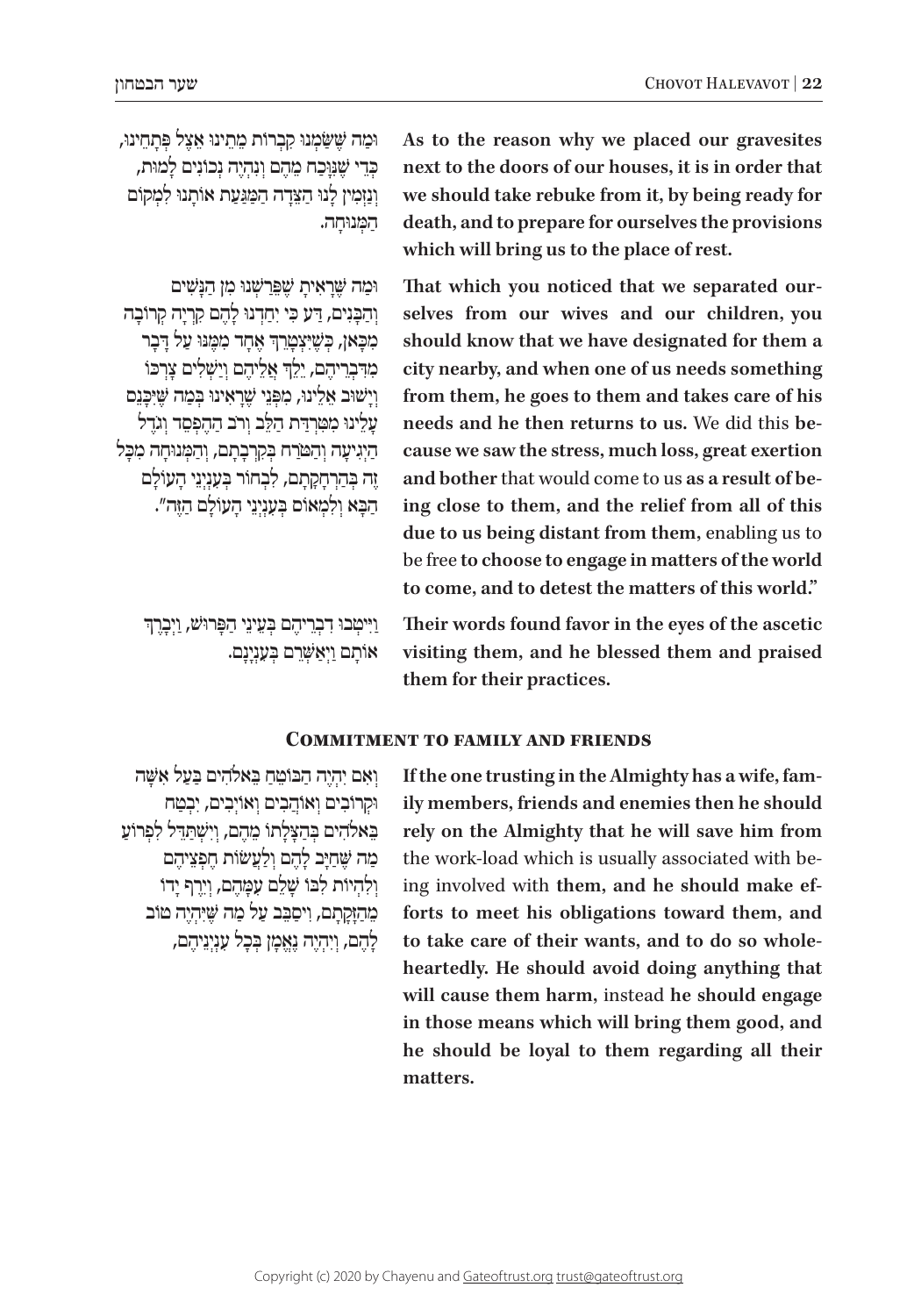וּמַה שֶּׁשַּׂמְנוּ קִבְרוֹת מֵתֵינוּ אֵצֶל פִּתְחֵינוּ, כְּדֵי שֶׁנִּוָּכַח מֵהֶם וְנִהְיֶה נְכוֹנִים לָמוּת, וְנַזְמִין לָנוּ הַצֵּדָה הַמַּגַּעַת אוֹתָנוּ לִמְקוֹם הַמְּנוּחָה.

**As to the reason why we placed our gravesites next to the doors of our houses, it is in order that we should take rebuke from it, by being ready for death, and to prepare for ourselves the provisions which will bring us to the place of rest.**

וּמַה שֶּׁרָאִיתָ שֶׁפֵּרַשְׁנוּ מִן הַנָּשִׁים וְהַבָּנִים, דַּע כִּי יִחַדְנוּ לָהֶם קִרְיָה קְרוֹבָה מִכָּאן, כְּשֶׁיִּצְטָרֵךְ אֶחָד מִמֶּנּוּ עַל דָּבָר מִדִּבְרֵיהֶם, יֵלֵךְ אֲלֵיהֶם וְיַשְׁלִים צָרְכּוֹ וְיָשׁוּב אֵלֵינוּ, מִפְּנֵי שֶׁרָאִינוּ בְּמַה שֶּׁיַּגִּיעֵנוּ עָלֵינוּ מִטִּרְדַּת הַלֵּב וְרֹב הַהֶפְסֵד וְגֹדֶל הַיְגִיעָה וְהַטֹּרַח בְּקִרְבָתָם, וְהַמְּנוּחָה מִכָּל זֶה בְּהַרְחָקָתָם, לִבְחוֹר בְּעִנְיְנֵי הָעוֹלָם הַבָּא וְלִמְאוֹס בְּעִנְיְנֵי הָעוֹלָם הַזֶּה".

**That which you noticed that we separated ourselves from our wives and our children, you should know that we have designated for them a city nearby, and when one of us needs something from them, he goes to them and takes care of his needs and he then returns to us.** We did this **because we saw the stress, much loss, great exertion and bother** that would come to us **as a result of being close to them, and the relief from all of this due to us being distant from them,** enabling us to be free **to choose to engage in matters of the world to come, and to detest the matters of this world."**

וַיִּיטְבוּ דִבְרֵיהֶם בְּעֵינֵי הַפָּרוּשׁ, וַיְבָרֶךְ אוֹתָם וַיְאַשְּׁרֵם בְּעִנְיָנָם.

**Their words found favor in the eyes of the ascetic visiting them, and he blessed them and praised them for their practices.**

## Commitment to family and friends

וְאִם יִהְיֶה הַבּוֹטֵחַ בֵּאלֹהִים בַּעַל אִשָּׁה וּקְרוֹבִים וְאוֹהֲבִים וְאוֹיְבִים, יִבְטַח בֵּאלֹהִים בְּהַצָּלָתוֹ מֵהֶם, וְיִשְׁתַּדֵּל לִפְרוֹעַ מַה שֶּׁחַיָּב לָהֶם וְלַעֲשׂוֹת חֶפְצֵיהֶם וְלִהְיוֹת לִבּוֹ שָׁלֵם עִמָּהֶם, וְיֶרֶף יָדוֹ מֵהַזָּקָתָם, וִיסַבֵּב עַל מַה שֶּׁיִּהְיֶה טוֹב לָהֶם, וְיִהְיֶה נֶאֱמָן בְּכָל עִנְיְנֵיהֶם,

**If the one trusting in the Almighty has a wife, family members, friends and enemies then he should rely on the Almighty that he will save him from** the work-load which is usually associated with being involved with **them, and he should make efforts to meet his obligations toward them, and to take care of their wants, and to do so wholeheartedly. He should avoid doing anything that will cause them harm,** instead **he should engage in those means which will bring them good, and he should be loyal to them regarding all their matters.**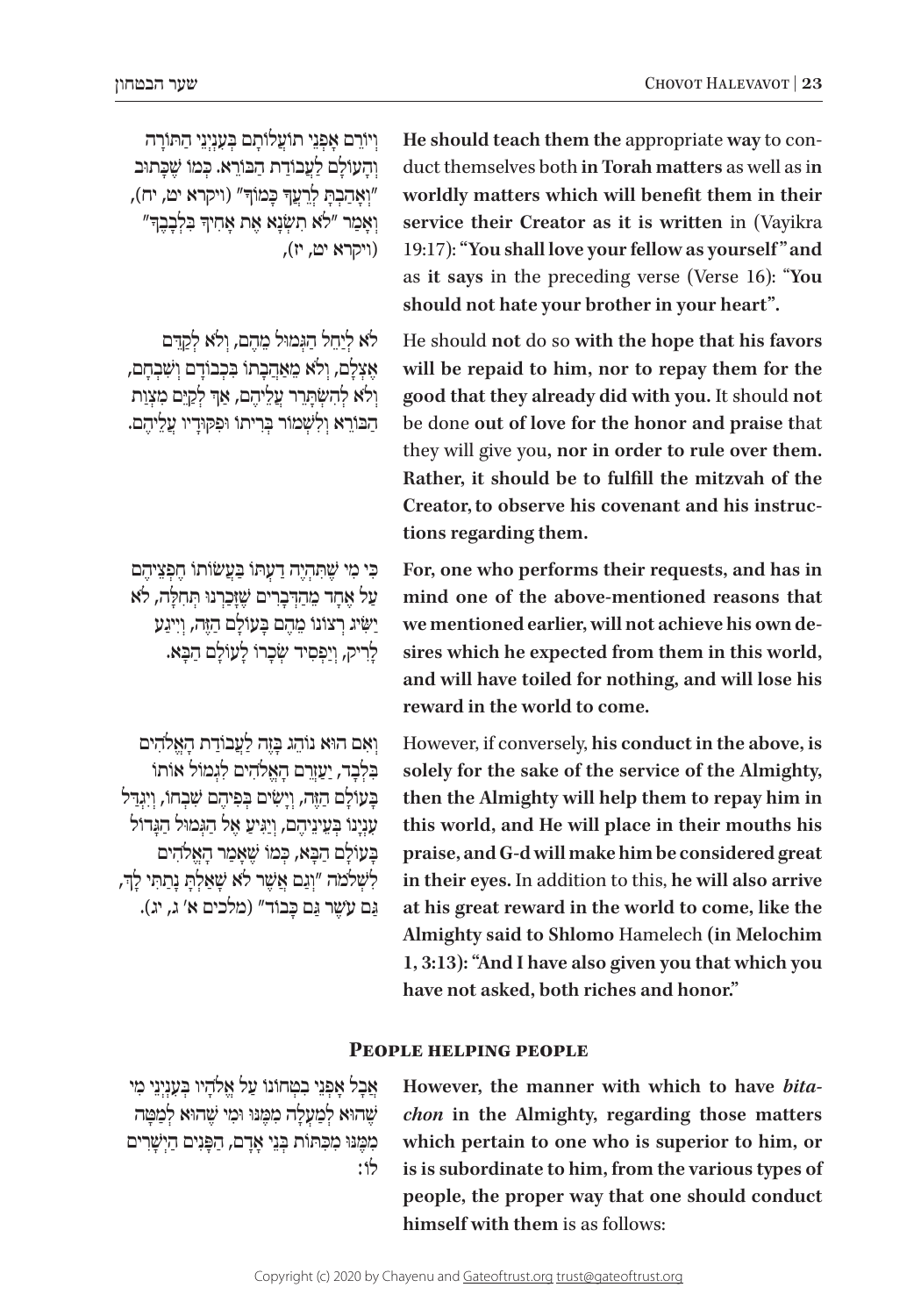וְיוֹרֵם אָפְנֵי תוֹעֲלוֹתָם בְּעִנְיְנֵי הַתּוֹרָה וְהָעוֹלָם לַעֲבוֹדַת הַבּוֹרֵא. כְּמוֹ שֶׁכָּתוּב "וְאָהַבְתָּ לְרֵעֲךָ כָּמוֹךָ" (ויקרא יט, יח), וְאָמַר "לֹא תִשְׂנָא אֶת אָחִיךָ בִּלְבָבֶךָ" (ויקרא יט, יז),

**He should teach them the** appropriate **way** to conduct themselves both **in Torah matters** as well as **in worldly matters which will benefit them in their service their Creator as it is written** in (Vayikra 19:17): **"You shall love your fellow as yourself" and** as **it says** in the preceding verse (Verse 16): **"You should not hate your brother in your heart".**

לֹא לְיַחֵל הַגְּמוּל מֵהֶם, וְלֹא לְקַדֵּם אֶצְלָם, וְלֹא מֵאַהֲבָתוֹ בִּכְבוֹדָם וְשִׁבְחָם, וְלֹא לְהִשְׂתָּרֵר עֲלֵיהֶם, אַךְ לְקַיֵּם מִצְוַת הַבּוֹרֵא וְלִשְׁמוֹר בְּרִיתוֹ וּפִקּוּדָיו עֲלֵיהֶם.

He should **not** do so **with the hope that his favors will be repaid to him, nor to repay them for the good that they already did with you.** It should **not** be done **out of love for the honor and praise t**hat they will give you**, nor in order to rule over them. Rather, it should be to fulfill the mitzvah of the Creator, to observe his covenant and his instructions regarding them.**

כִּי מִי שֶׁתִּהְיֶה דַעְתּוֹ בַּעֲשׂוֹתוֹ חֶפְצֵיהֶם עַל אֶחָד מֵהַדְּבָרִים שֶׁזָּכַרְנוּ תְּחִלָּה, לֹא יַשִּׂיג רְצוֹנוֹ מֵהֶם בָּעוֹלָם הַזֶּה, וְיִיגַע לָרִיק, וְיַפְסִיד שְׂכָרוֹ לָעוֹלָם הַבָּא.

**For, one who performs their requests, and has in mind one of the above-mentioned reasons that we mentioned earlier, will not achieve his own desires which he expected from them in this world, and will have toiled for nothing, and will lose his reward in the world to come.**

וְאִם הוּא נוֹהֵג בָּזֶה לַעֲבוֹדַת הָאֱלֹהִים בִּלְבַד, יַעֲזֵרֵם הָאֱלֹהִים לִגְמוֹל אוֹתוֹ בָּעוֹלָם הַזֶּה, וְיָשִׂים בְּפִיהֶם שִׁבְחוֹ, וְיַגְדִּל עִנְיָנוֹ בְּעֵינֵיהֶם, וְיַגִּיעַ אֶל הַגְּמוּל הַגָּדוֹל בָּעוֹלָם הַבָּא, כְּמוֹ שֶׁאָמַר הָאֱלֹהִים לִשְׁלֹמֹה "וְגַם אֲשֶׁר לֹא שָׁאַלְתָּ נָתַתִּי לָךְ, גַּם עֹשֶׁר גַּם כָּבוֹד" (מלכים א׳ ג, יג).

However, if conversely, **his conduct in the above, is solely for the sake of the service of the Almighty, then the Almighty will help them to repay him in this world, and He will place in their mouths his praise, and G-d will make him be considered great in their eyes.** In addition to this, **he will also arrive at his great reward in the world to come, like the Almighty said to Shlomo** Hamelech **(in Melochim 1, 3:13): "And I have also given you that which you have not asked, both riches and honor."**

## People helping people

אֲבָל אָפְנֵי בִטְחוֹנוֹ עַל אֱלֹהָיו בְּעִנְיְנֵי מִי שֶׁהוּא לְמַעְלָה מִמֶּנּוּ וּמִי שֶׁהוּא לְמַטָּה מִמֶּנּוּ מִכִּתּוֹת בְּנֵי אָדָם, הַפָּנִים הַיְשָׁרִים לוֹ:

**However, the manner with which to have *bitachon* in the Almighty, regarding those matters which pertain to one who is superior to him, or is is subordinate to him, from the various types of people, the proper way that one should conduct himself with them** is as follows: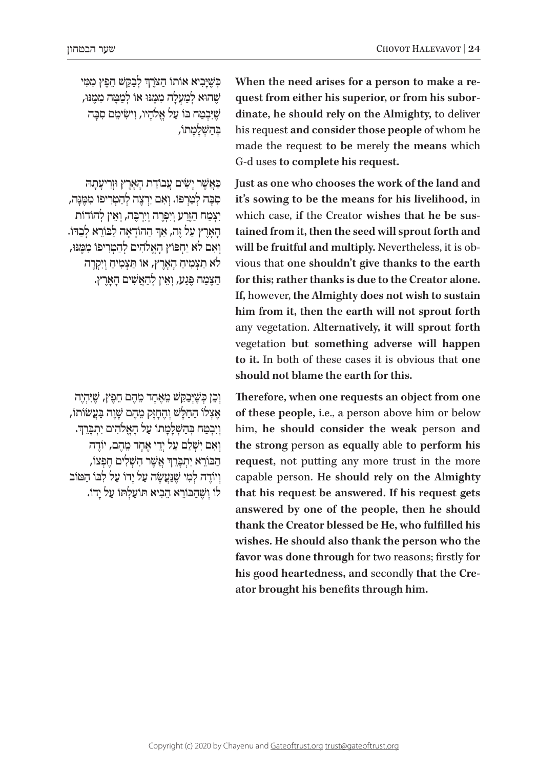כְּשֶׁיָּבִיא אוֹתוֹ הַצֹּרֶךְ לְבַקֵּשׁ חֵפֶץ מִמִּי שֶׁהוּא לְמַעְלָה מִמֶּנּוּ אוֹ לְמַטָּה מִמֶּנּוּ, שֶׁיִּבְטַח בּוֹ עַל אֱלֹהָיו, וִישִׂימֵם סִבָּה בְּהַשְׁלָמָתוֹ,

**When the need arises for a person to make a request from either his superior, or from his subordinate, he should rely on the Almighty,** to deliver his request **and consider those people** of whom he made the request **to be** merely **the means** which G-d uses **to complete his request.**

כַּאֲשֶׁר יָשִׂים עֲבוֹדַת הָאָרֶץ וּזְרִיעָתָהּ סִבָּה לְטַרְפּוֹ. וְאִם יִרְצֶה לְהַטְרִיפוֹ מִמֶּנָּה, יִצְמַח הַזֶּרַע וְיִפְרֶה וְיִרְבֶּה, וְאֵין לְהוֹדוֹת הָאָרֶץ עַל זֶה, אַךְ הַהוֹדָאָה לַבּוֹרֵא לְבַדּוֹ. וְאִם לֹא יַחְפֹּץ הָאֱלֹהִים לְהַטְרִיפוֹ מִמֶּנּוּ, לֹא תַצְמִיחַ הָאָרֶץ, אוֹ תַּצְמִיחַ וְיִקְרֶה הַצֶּמַח פֶּגַע, וְאֵין לְהַאֲשִׁים הָאָרֶץ.

**Just as one who chooses the work of the land and it's sowing to be the means for his livelihood,** in which case, **if** the Creator **wishes that he be sustained from it, then the seed will sprout forth and will be fruitful and multiply.** Nevertheless, it is obvious that **one shouldn't give thanks to the earth for this; rather thanks is due to the Creator alone. If,** however, **the Almighty does not wish to sustain him from it, then the earth will not sprout forth** any vegetation. **Alternatively, it will sprout forth** vegetation **but something adverse will happen to it.** In both of these cases it is obvious that **one should not blame the earth for this.**

וְכֵן כְּשֶׁיְּבַקֵּשׁ מֵאֶחָד מֵהֶם חֵפֶץ, שֶׁיִּהְיֶה אֶצְלוֹ הַחַלָּשׁ וְהֶחָזָק מֵהֶם שָׁוֶה בַּעֲשׂוֹתוֹ, וְיִבְטַח בְּהַשְׁלָמָתוֹ עַל הָאֱלֹהִים יִתְבָּרֵךְ. וְאִם יִשְׁלַם עַל יְדֵי אֶחָד מֵהֶם, יוֹדֶה הַבּוֹרֵא יִתְבָּרֵךְ אֲשֶׁר הִשְׁלִים חֶפְצוֹ, וְיוֹדֶה לְמִי שֶׁנַּעֲשָׂה עַל יָדוֹ עַל לִבּוֹ הַטּוֹב לוֹ וְשֶׁהַבּוֹרֵא הֵבִיא תּוֹעַלְתּוֹ עַל יָדוֹ.

**Therefore, when one requests an object from one of these people,** i.e., a person above him or below him, **he should consider the weak** person **and the strong** person **as equally** able **to perform his request,** not putting any more trust in the more capable person. **He should rely on the Almighty that his request be answered. If his request gets answered by one of the people, then he should thank the Creator blessed be He, who fulfilled his wishes. He should also thank the person who the favor was done through** for two reasons; firstly **for his good heartedness, and** secondly **that the Creator brought his benefits through him.**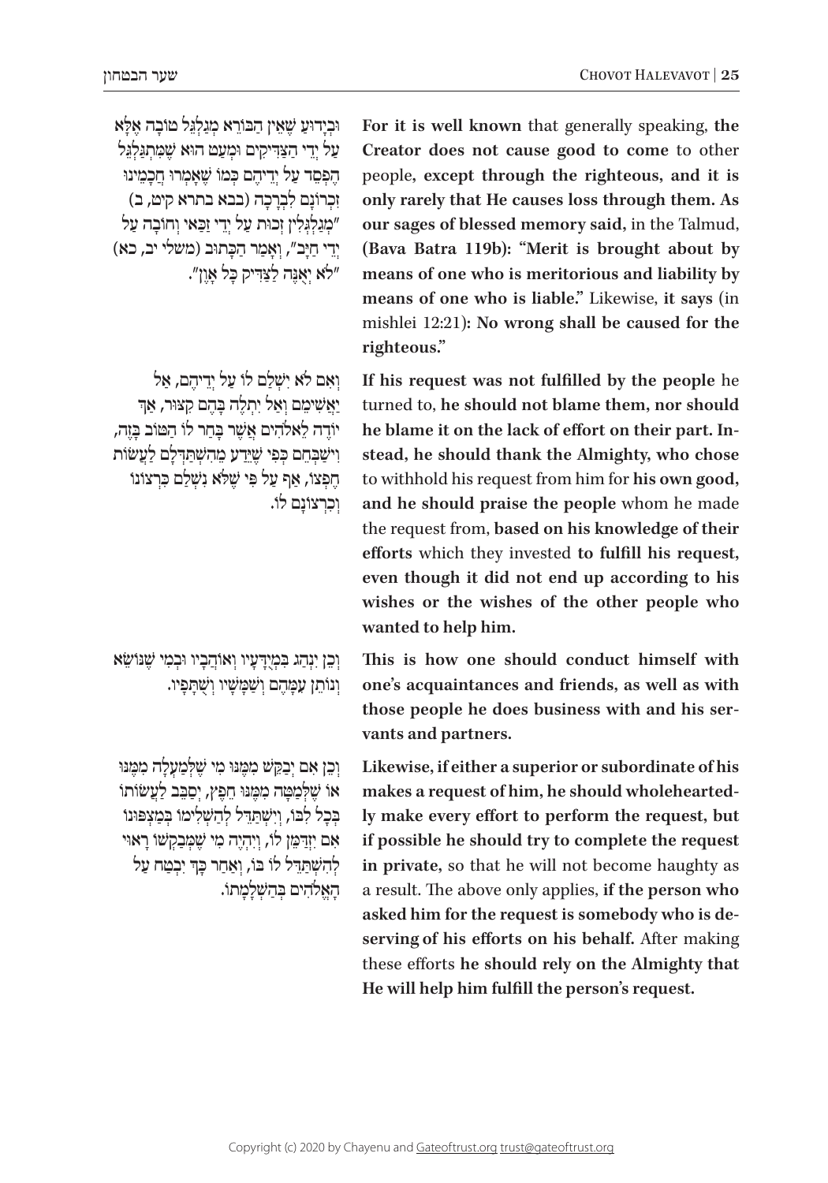וּבְידוּעַ שֶׁאֵין הַבּוֹרֵא מְגַלְגֵּל טוֹבָה אֶלָּא עַל יְדֵי הַצַּדִּיקִים וּמְעַט הוּא שֶׁמִּתְגַּלְגֵּל הֶפְסֵד עַל יְדֵיהֶם כְּמוֹ שֶׁאָמְרוּ חֲכָמֵינוּ זִכְרוֹנָם לִבְרָכָה (בבא בתרא קיט, ב) "מְגַלְגְּלִין זְכוּת עַל יְדֵי זַכַּאי וְחוֹבָה עַל יְדֵי חַיָּב", וְאָמַר הַכָּתוּב (משלי יב, כא) "לֹא יְאֻנֶּה לַצַּדִּיק כָּל אָוֶן".

**For it is well known** that generally speaking, **the Creator does not cause good to come** to other people**, except through the righteous, and it is only rarely that He causes loss through them. As our sages of blessed memory said,** in the Talmud, **(Bava Batra 119b): "Merit is brought about by means of one who is meritorious and liability by means of one who is liable."** Likewise, **it says** (in mishlei 12:21)**: No wrong shall be caused for the righteous."**

וְאִם לֹא יִשְׁלַם לוֹ עַל יְדֵיהֶם, אַל יַאֲשִׁימֵם וְאַל יִתְלֶה בָּהֶם קִצּוּר, אַךְ יוֹדֶה לֵאלֹהִים אֲשֶׁר בָּחַר לוֹ הַטּוֹב בָּזֶה, וִישַׁבְּחֵם כְּפִי שֶׁיֵּדַע מֵהִשְׁתַּדְּלָם לַעֲשׂוֹת חֶפְצוֹ, אַף עַל פִּי שֶׁלֹּא נִשְׁלַם כִּרְצוֹנוֹ וְכִרְצוֹנָם לוֹ.

**If his request was not fulfilled by the people** he turned to, **he should not blame them, nor should he blame it on the lack of effort on their part. Instead, he should thank the Almighty, who chose** to withhold his request from him for **his own good, and he should praise the people** whom he made the request from, **based on his knowledge of their efforts** which they invested **to fulfill his request, even though it did not end up according to his wishes or the wishes of the other people who wanted to help him.**

וְכֵן יִנְהַג בִּמְיֻדָּעָיו וְאוֹהֲבָיו וּבְמִי שֶׁנּוֹשֵׂא וְנוֹתֵן עִמָּהֶם וְשַׁמָּשָׁיו וְשֻׁתָּפָיו.

**This is how one should conduct himself with one's acquaintances and friends, as well as with those people he does business with and his servants and partners.**

וְכֵן אִם יְבַקֵּשׁ מִמֶּנּוּ מִי שֶׁלְּמַעְלָה מִמֶּנּוּ אוֹ שֶׁלְּמַטָּה מִמֶּנּוּ חֵפֶץ, יְסַבֵּב לַעֲשׂוֹתוֹ בְּכָל לִבּוֹ, וְיִשְׁתַּדֵּל לְהַשְׁלִימוֹ בְּמַצְפּוּנוֹ אִם יִזְדַּמֵּן לוֹ, וְיִהְיֶה מִי שֶׁמְּבַקְשׁוֹ רָאוּי לְהִשְׁתַּדֵּל לוֹ בּוֹ, וְאַחַר כָּךְ יִבְטַח עַל הָאֱלֹהִים בְּהַשְׁלָמָתוֹ.

**Likewise, if either a superior or subordinate of his makes a request of him, he should wholeheartedly make every effort to perform the request, but if possible he should try to complete the request in private,** so that he will not become haughty as a result. The above only applies, **if the person who asked him for the request is somebody who is deserving of his efforts on his behalf.** After making these efforts **he should rely on the Almighty that He will help him fulfill the person's request.**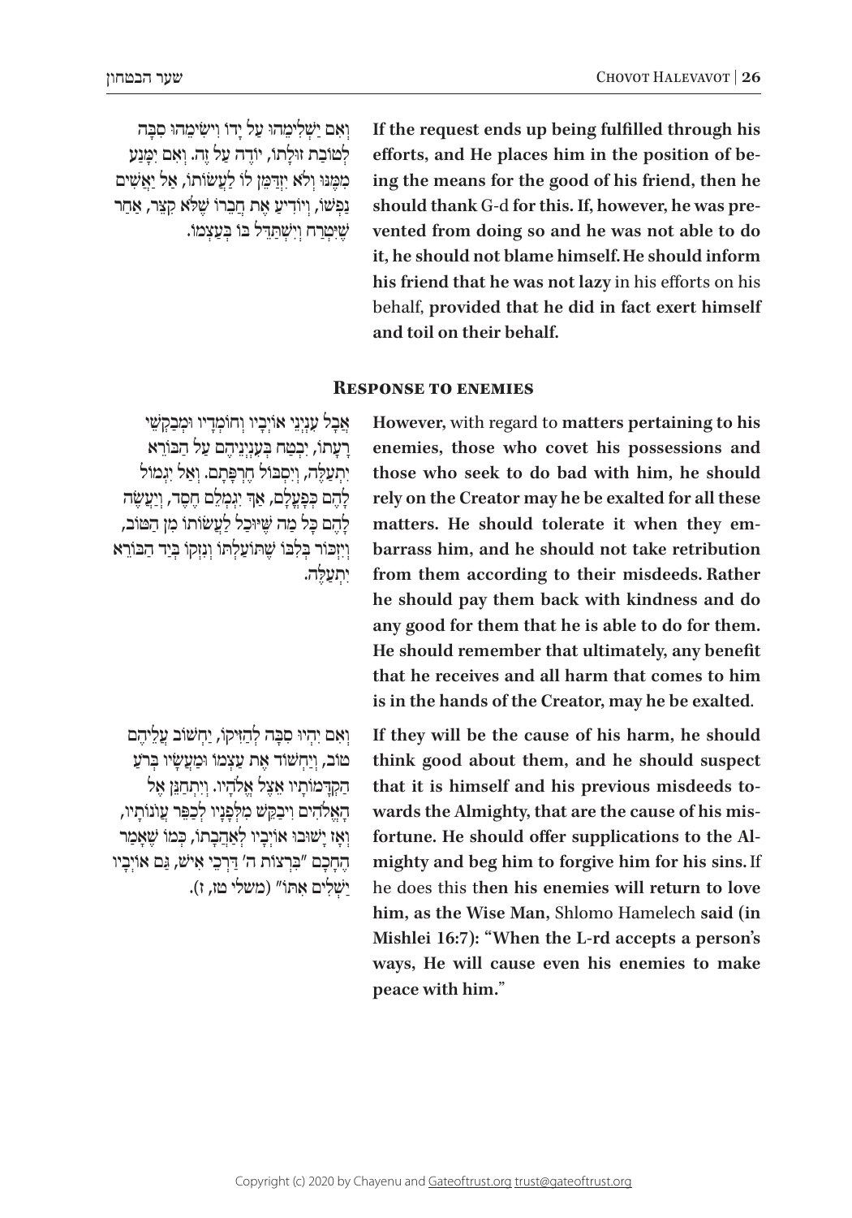וְאִם יַשְׁלִימֵהוּ עַל יָדוֹ וִישִׂימֵהוּ סִבָּה לְטוֹבַת זוּלָתוֹ, יוֹדֶה עַל זֶה. וְאִם יִמָּנַע מִמֶּנּוּ וְלֹא יִזְדַּמֵּן לוֹ לַעֲשׂוֹתוֹ, אַל יַאֲשִׁים נַפְשׁוֹ, וְיוֹדִיעַ אֶת חֲבֵרוֹ שֶׁלֹּא קִצֵּר, אַחַר שֶׁיִּטָּרַח וְיִשְׁתַּדֵּל בּוֹ בְּעַצְמוֹ.

**If the request ends up being fulfilled through his efforts, and He places him in the position of being the means for the good of his friend, then he should thank** G-d **for this. If, however, he was prevented from doing so and he was not able to do it, he should not blame himself. He should inform his friend that he was not lazy** in his efforts on his behalf, **provided that he did in fact exert himself and toil on their behalf.**

## Response to enemies

אֲבָל עִנְיְנֵי אוֹיְבָיו וְחוֹמְדָיו וּמְבַקְשֵׁי רָעָתוֹ, יִבְטַח בְּעִנְיְנֵיהֶם עַל הַבּוֹרֵא יִתְעַלֶּה, וְיִסְבּוֹל חֶרְפָּתָם. וְאַל יִגְמוֹל לָהֶם כְּפָעֳלָם, אַךְ יִגְמְלֵם חֶסֶד, וְיַעֲשֶׂה לָהֶם כָּל מַה שֶּׁיּוּכַל לַעֲשׂוֹתוֹ מִן הַטּוֹב, וְיִזְכּוֹר בְּלִבּוֹ שֶׁתּוֹעַלְתּוֹ וְנִזְקוֹ בְּיַד הַבּוֹרֵא יִתְעַלֶּה.

**However,** with regard to **matters pertaining to his enemies, those who covet his possessions and those who seek to do bad with him, he should rely on the Creator may he be exalted for all these matters. He should tolerate it when they embarrass him, and he should not take retribution from them according to their misdeeds. Rather he should pay them back with kindness and do any good for them that he is able to do for them. He should remember that ultimately, any benefit that he receives and all harm that comes to him is in the hands of the Creator, may he be exalted**.

וְאִם יִהְיוּ סִבָּה לְהַזִּיקוֹ, יַחְשׁוֹב עֲלֵיהֶם טוֹב, וְיַחְשׁוֹד אֶת עַצְמוֹ וּמַעֲשָׂיו בְּרֹעַ הַקְדָּמוֹתָיו אֵצֶל אֱלֹהָיו. וְיִתְחַנֵּן אֶל הָאֱלֹהִים וִיבַקֵּשׁ מִלְּפָנָיו לְכַפֵּר עֲוֹנוֹתָיו, וְאָז יָשׁוּבוּ אוֹיְבָיו לְאַהֲבָתוֹ, כְּמוֹ שֶׁאָמַר הֶחָכָם "בִּרְצוֹת ה' דַּרְכֵי אִישׁ, גַּם אוֹיְבָיו יַשְׁלִים אִתּוֹ" (משלי טז, ז).

**If they will be the cause of his harm, he should think good about them, and he should suspect that it is himself and his previous misdeeds towards the Almighty, that are the cause of his misfortune. He should offer supplications to the Almighty and beg him to forgive him for his sins.** If he does this t**hen his enemies will return to love him, as the Wise Man,** Shlomo Hamelech **said (in Mishlei 16:7): "When the L-rd accepts a person's ways, He will cause even his enemies to make peace with him."**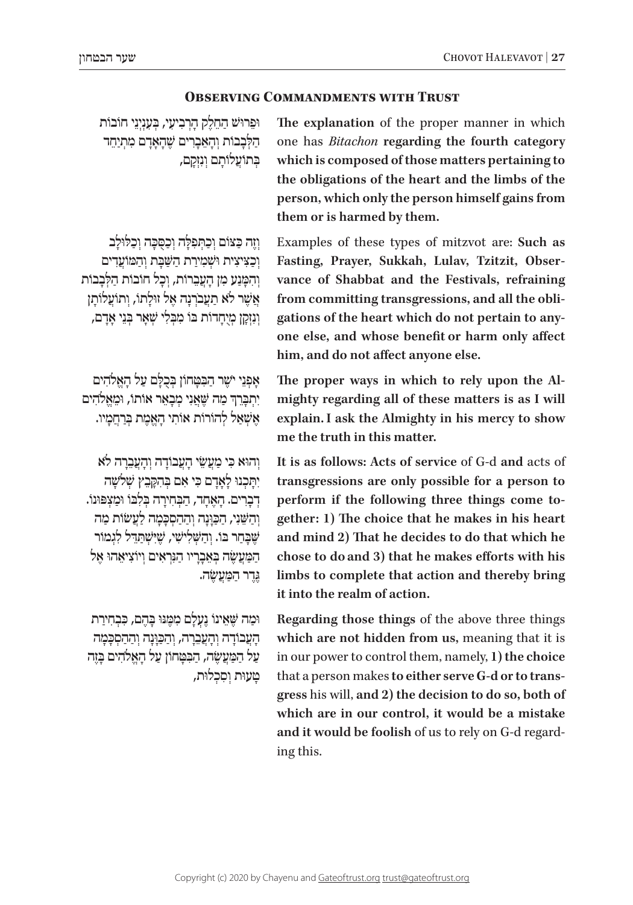## Observing Commandments with Trust

וּפֵרוּשׁ הַחֵלֶק הָרְבִיעִי, בְּעִנְיְנֵי חוֹבוֹת הַלְּבָבוֹת וְהָאֵבָרִים שֶׁהָאָדָם מִתְיַחֵד בְּתוֹעֲלוֹתָם וְנִזְקָם,

**The explanation** of the proper manner in which one has *Bitachon* **regarding the fourth category which is composed of those matters pertaining to the obligations of the heart and the limbs of the person, which only the person himself gains from them or is harmed by them.**

וְזֶה כַּצּוֹם וְכַתְּפִלָּה וְכַסֻּכָּה וְכַלּוּלָב וְכַצִּיצִית וּשְׁמִירַת הַשַּׁבָּת וְהַמּוֹעֲדִים וְהִמָּנַע מִן הָעֲבֵרוֹת, וְכָל חוֹבוֹת הַלְּבָבוֹת אֲשֶׁר לֹא תַעֲבֹרְנָה אֶל זוּלָתוֹ, וְתוֹעַלְתָּן וְנִזְקָן מְיֻחָדוֹת בּוֹ מִבִּלְתִּי שְׁאָר בְּנֵי אָדָם,

Examples of these types of mitzvot are: **Such as Fasting, Prayer, Sukkah, Lulav, Tzitzit, Observance of Shabbat and the Festivals, refraining from committing transgressions, and all the obligations of the heart which do not pertain to anyone else, and whose benefit or harm only affect him, and do not affect anyone else.**

אָפְנֵי יֹשֶׁר הַבִּטָּחוֹן בְּכֻלָּם עַל הָאֱלֹהִים יִתְבָּרֵךְ מַה שֶּׁאֲנִי מְבָאֵר אוֹתוֹ, וּמֵאֱלֹהִים אֶשְׁאַל לְהוֹרוֹת אוֹתִי הָאֱמֶת בְּרַחֲמָיו.

**The proper ways in which to rely upon the Almighty regarding all of these matters is as I will explain. I ask the Almighty in his mercy to show me the truth in this matter.**

וְהוּא כִּי מַעֲשֵׂי הָעֲבוֹדָה וְהָעֲבֵרָה לֹא יִתָּכְנוּ לָאָדָם כִּי אִם בְּהִקָּבֵץ שְׁלֹשָׁה דְבָרִים. הָאֶחָד, הַבְּחִירָה בְּלִבּוֹ וּמַצְפּוּנוֹ. וְהַשֵּׁנִי, הַכַּוָּנָה וְהַהַסְכָּמָה לַעֲשׂוֹת מַה שֶּׁבָּחַר בּוֹ. וְהַשְּׁלִישִׁי, שֶׁיִּשְׁתַּדֵּל לִגְמוֹר הַמַּעֲשֶׂה בְּאֵבָרָיו הַנִּרְאִים וְיוֹצִיאֵהוּ אֶל גֶּדֶר הַמַּעֲשֶׂה.

**It is as follows: Acts of service** of G-d **and** acts of **transgressions are only possible for a person to perform if the following three things come together: 1) The choice that he makes in his heart and mind 2) That he decides to do that which he chose to do and 3) that he makes efforts with his limbs to complete that action and thereby bring it into the realm of action.**

וּמַה שֶּׁאֵינוֹ נֶעְלָם מִמֶּנּוּ בָּהֶם, כִּבְחִירַת הָעֲבוֹדָה וְהָעֲבֵרָה, וְהַכַּוָּנָה וְהַהַסְכָּמָה עַל הַמַּעֲשֶׂה, הַבִּטָּחוֹן עַל הָאֱלֹהִים בָּזֶה טָעוּת וְסִכְלוּת,

**Regarding those things** of the above three things **which are not hidden from us,** meaning that it is in our power to control them, namely, **1) the choice** that a person makes **to either serve G-d or to transgress** his will, **and 2) the decision to do so, both of which are in our control, it would be a mistake and it would be foolish** of us to rely on G-d regarding this.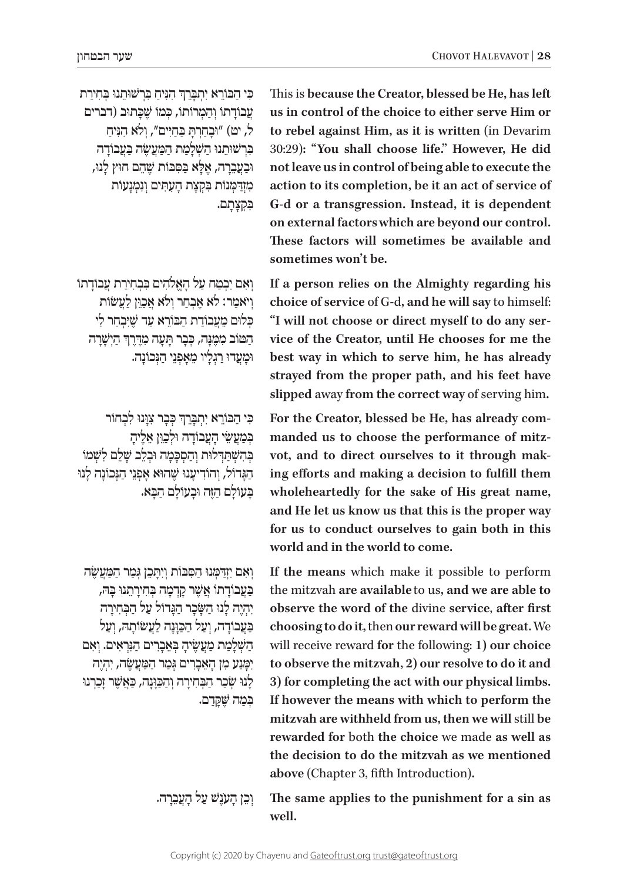כִּי הַבּוֹרֵא יִתְבָּרֵךְ הִנִּיחַ בִּרְשׁוּתֵנוּ בְּחִירַת עֲבוֹדָתוֹ וְהַמְרוֹתוֹ, כְּמוֹ שֶׁכָּתוּב (דברים ל, יט) "וּבָחַרְתָּ בַּחַיִּים", וְלֹא הִנִּיחַ בִּרְשׁוּתֵנוּ הַשְׁלָמַת הַמַּעֲשֶׂה בַּעֲבוֹדָה וּבַעֲבֵרָה, אֶלָּא בַּסִּבּוֹת שֶׁהֵם חוּץ לָנוּ, מִזְדַּמְּנוֹת בִּקְצָת הָעִתִּים וְנִמְנָעוֹת בִּקְצָתָם.

This is **because the Creator, blessed be He, has left us in control of the choice to either serve Him or to rebel against Him, as it is written** (in Devarim 30:29)**: "You shall choose life." However, He did not leave us in control of being able to execute the action to its completion, be it an act of service of G-d or a transgression. Instead, it is dependent on external factors which are beyond our control. These factors will sometimes be available and sometimes won't be.**

וְאִם יִבְטַח עַל הָאֱלֹהִים בִּבְחִירַת עֲבוֹדָתוֹ וְיֹאמַר: לֹא אֶבְחַר וְלֹא אֲכַוֵּן לַעֲשׂוֹת כְּלוּם מֵעֲבוֹדַת הַבּוֹרֵא עַד שֶׁיִּבְחַר לִי הַטּוֹב מִמֶּנָּה, כְּבָר תָּעָה מִדֶּרֶךְ הַיְשָׁרָה וּמָעֲדוּ רַגְלָיו מֵאָפְנֵי הַנְּכוֹנָה.

**If a person relies on the Almighty regarding his choice of service** of G-d**, and he will say** to himself: **"I will not choose or direct myself to do any service of the Creator, until He chooses for me the best way in which to serve him, he has already strayed from the proper path, and his feet have slipped** away **from the correct way** of serving him**.**

כִּי הַבּוֹרֵא יִתְבָּרֵךְ כְּבָר צִוָּנוּ לִבְחוֹר בְּמַעֲשֵׂי הָעֲבוֹדָה וּלְכַוֵּן אֵלֶיהָ בְּהִשְׁתַּדְּלוּת וְהַסְכָּמָה וּבְלֵב שָׁלֵם לִשְׁמוֹ הַגָּדוֹל, וְהוֹדִיעָנוּ שֶׁהוּא אָפְנֵי הַנְּכוֹנָה לָנוּ בָּעוֹלָם הַזֶּה וּבָעוֹלָם הַבָּא.

**For the Creator, blessed be He, has already commanded us to choose the performance of mitzvot, and to direct ourselves to it through making efforts and making a decision to fulfill them wholeheartedly for the sake of His great name, and He let us know us that this is the proper way for us to conduct ourselves to gain both in this world and in the world to come.**

וְאִם יִזְדַּמְּנוּ הַסִּבּוֹת וְיִתָּכֵן גְּמַר הַמַּעֲשֶׂה בַּעֲבוֹדָתוֹ אֲשֶׁר קָדְמָה בְּחִירָתֵנוּ בָּהּ, יִהְיֶה לָנוּ הַשָּׂכָר הַגָּדוֹל עַל הַבְּחִירָה בַּעֲבוֹדָה, וְעַל הַכַּוָּנָה לַעֲשׂוֹתָהּ, וְעַל הַשְׁלָמַת מַעֲשֶׂיהָ בְּאֵבָרִים הַנִּרְאִים. וְאִם יִמָּנַע מִן הָאֵבָרִים גְּמַר הַמַּעֲשֶׂה, יִהְיֶה לָנוּ שְׂכַר הַבְּחִירָה וְהַכַּוָּנָה, כַּאֲשֶׁר זָכַרְנוּ בְּמַה שֶּׁקָּדַם.

**If the means** which make it possible to perform the mitzvah **are available** to us**, and we are able to observe the word of the** divine **service**, **after first choosing to do it,** then **our reward will be great.** We will receive reward **for** the following: **1) our choice to observe the mitzvah, 2) our resolve to do it and 3) for completing the act with our physical limbs. If however the means with which to perform the mitzvah are withheld from us, then we will** still **be rewarded for** both **the choice** we made **as well as the decision to do the mitzvah as we mentioned above** (Chapter 3, fifth Introduction)**.**

וְכֵן הָעֹנֶשׁ עַל הָעֲבֵרָה.

**The same applies to the punishment for a sin as well.**

Copyright (c) 2020 by Chayenu and Gateoftrust.org trust@gateoftrust.org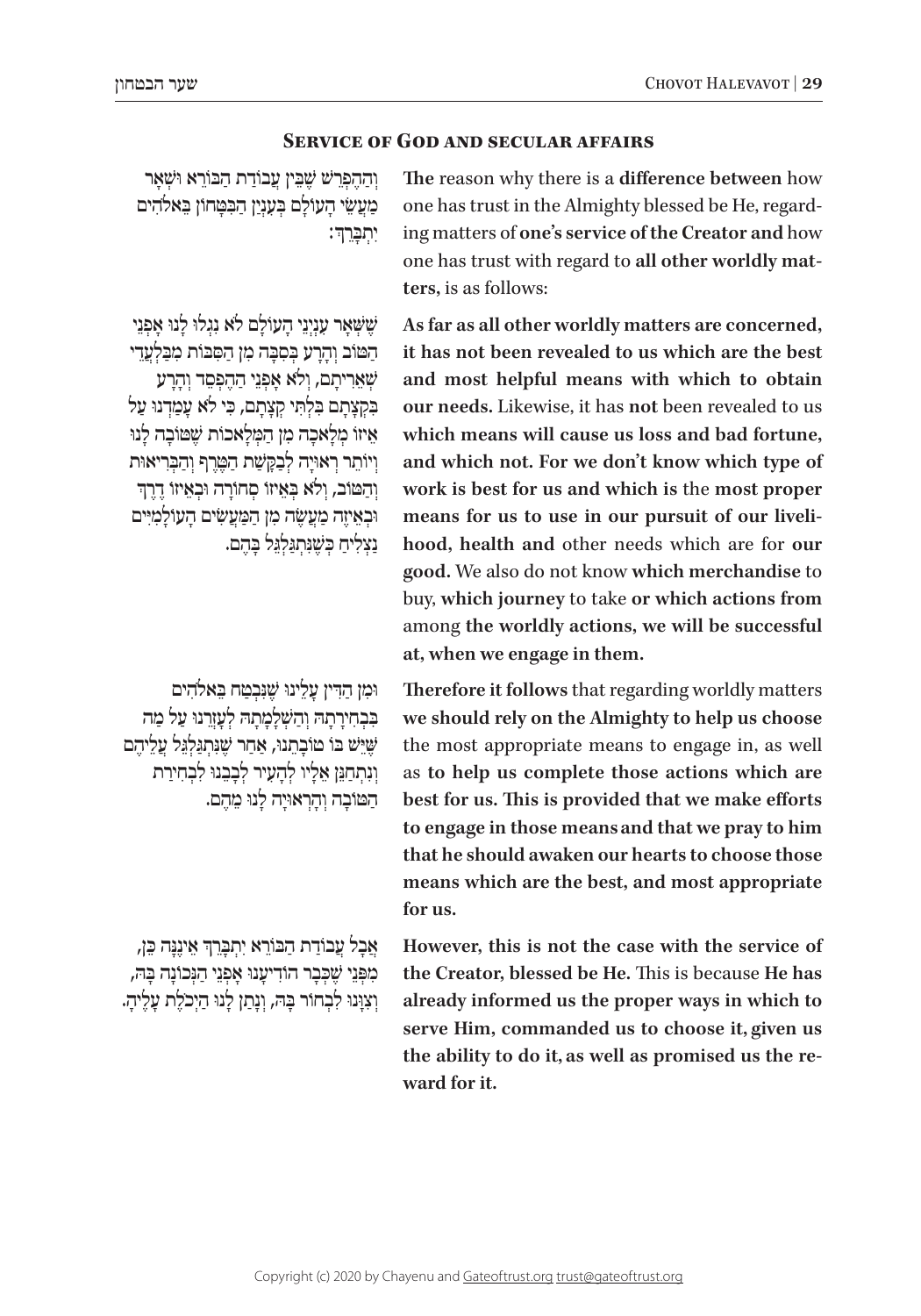## Service of God and secular affairs

וְהַהֶפְרֵשׁ שֶׁבֵּין עֲבוֹדַת הַבּוֹרֵא וּשְׁאָר מַעֲשֵׂי הָעוֹלָם בְּעִנְיַן הַבִּטָּחוֹן בֵּאלֹהִים יִתְבָּרֵךְ:

**The** reason why there is a **difference between** how one has trust in the Almighty blessed be He, regarding matters of **one's service of the Creator and** how one has trust with regard to **all other worldly matters,** is as follows:

שֶׁשְּׁאָר עִנְיְנֵי הָעוֹלָם לֹא נִגְלוּ לָנוּ אָפְנֵי הַטּוֹב וְהָרָע בְּסִבָּה מִן הַסִּבּוֹת מִבִּלְעֲדֵי שְׁאֵרִיתָם, וְלֹא אָפְנֵי הַהֶפְסֵד וְהָרָע בְּקִצְצָתָם בִּלְתִּי קְצָצָתָם, כִּי לֹא עֲמַדְנוּ עַל אֵיזוֹ מְלָאכָה מִן הַמְּלָאכוֹת שֶׁטּוֹבָה לָנוּ וְיוֹתֵר רְאוּיָה לְבַקָּשַׁת הַטֶּרֶף וְהַבְּרִיאוּת וְהַטּוֹב, וְלֹא בְּאֵיזוֹ סְחוֹרָה וּבְאֵיזוֹ דֶרֶךְ וּבְאֵיזֶה מַעֲשֶׂה מִן הַמַּעֲשִׂים הָעוֹלָמִיִּים נַצְלִיחַ כְּשֶׁנִּתְגַּלְגֵּל בָּהֶם.

**As far as all other worldly matters are concerned, it has not been revealed to us which are the best and most helpful means with which to obtain our needs.** Likewise, it has **not** been revealed to us **which means will cause us loss and bad fortune, and which not. For we don't know which type of work is best for us and which is** the **most proper means for us to use in our pursuit of our livelihood, health and** other needs which are for **our good.** We also do not know **which merchandise** to buy, **which journey** to take **or which actions from** among **the worldly actions, we will be successful at, when we engage in them.**

וּמִן הַדִּין עָלֵינוּ שֶׁנִּבְטַח בֵּאלֹהִים בִּבְחִירָתָהּ וְהַשְׁלָמָתָהּ לְעָזְרֵנוּ עַל מַה שֶּׁיֵּשׁ בּוֹ טוֹבָתֵנוּ, אַחַר שֶׁנִּתְגַּלְגֵּל עֲלֵיהֶם וְנִתְחַנֵּן אֵלָיו לְהָעִיר לְבָבֵנוּ לִבְחִירַת הַטּוֹבָה וְהָרְאוּיָה לָנוּ מֵהֶם.

**Therefore it follows** that regarding worldly matters **we should rely on the Almighty to help us choose** the most appropriate means to engage in, as well as **to help us complete those actions which are best for us. This is provided that we make efforts to engage in those means and that we pray to him that he should awaken our hearts to choose those means which are the best, and most appropriate for us.**

אֲבָל עֲבוֹדַת הַבּוֹרֵא יִתְבָּרֵךְ אֵינֶנָּה כֵּן, מִפְּנֵי שֶׁכְּבָר הוֹדִיעָנוּ אָפְנֵי הַנְּכוֹנָה בָּהּ, וְצִוָּנוּ לִבְחוֹר בָּהּ, וְנָתַן לָנוּ הַיְכֹלֶת עָלֶיהָ.

**However, this is not the case with the service of the Creator, blessed be He.** This is because **He has already informed us the proper ways in which to serve Him, commanded us to choose it, given us the ability to do it, as well as promised us the reward for it.**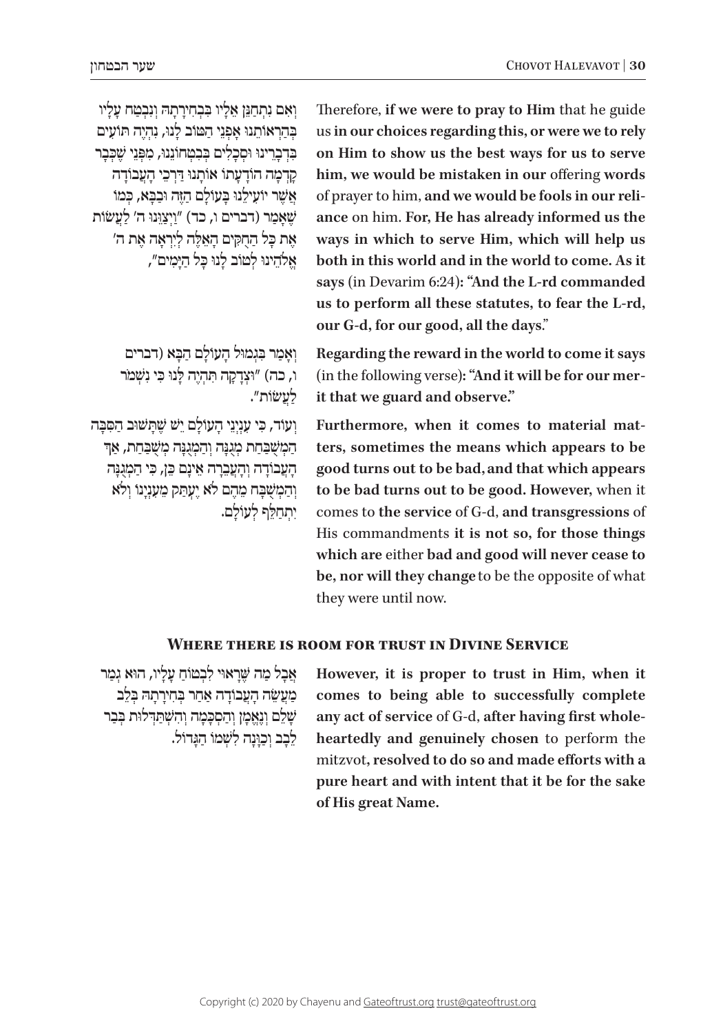וְאִם נִתְחַנֵּן אֵלָיו בִּבְחִירָתָהּ וְנִבְטַח עָלָיו בְּהַרְאוֹתֵנוּ אָפְנֵי הַטּוֹב לָנוּ, נִהְיֶה תּוֹעִים בִּדְבָרֵינוּ וּסְכָלִים בְּבִטְחוֹנֵנוּ, מִפְּנֵי שֶׁכְּבָר קָדְמָה הוֹדָעָתוֹ אוֹתָנוּ דַּרְכֵי הָעֲבוֹדָה אֲשֶׁר יוֹעִילֵנוּ בָּעוֹלָם הַזֶּה וּבַבָּא, כְּמוֹ שֶׁאָמַר (דברים ו, כד) "וַיְצַוֵּנוּ ה' לַעֲשׂוֹת אֶת כָּל הַחֻקִּים הָאֵלֶּה לְיִרְאָה אֶת ה' אֱלֹהֵינוּ לְטוֹב לָנוּ כָּל הַיָּמִים",

Therefore, **if we were to pray to Him** that he guide us **in our choices regarding this, or were we to rely on Him to show us the best ways for us to serve him, we would be mistaken in our** offering **words** of prayer to him, **and we would be fools in our reliance** on him. **For, He has already informed us the ways in which to serve Him, which will help us both in this world and in the world to come. As it says** (in Devarim 6:24)**: "And the L-rd commanded us to perform all these statutes, to fear the L-rd, our G-d, for our good, all the days**."

וְאָמַר בִּגְמוּל הָעוֹלָם הַבָּא (דברים ו, כה) "וּצְדָקָה תִּהְיֶה לָּנוּ כִּי נִשְׁמֹר לַעֲשׂוֹת".

**Regarding the reward in the world to come it says** (in the following verse)**: "And it will be for our merit that we guard and observe."**

וְעוֹד, כִּי עִנְיְנֵי הָעוֹלָם יֵשׁ שֶׁתָּשׁוּב הַסִּבָּה הַמְשֻׁבַּחַת מְגֻנָּה וְהַמְגֻנָּה מְשֻׁבַּחַת, אַךְ הָעֲבוֹדָה וְהָעֲבֵרָה אֵינָם כֵּן, כִּי הַמְגֻנֶּה וְהַמְשֻׁבָּח מֵהֶם לֹא יֶעְתַּק מֵעִנְיָנוֹ וְלֹא יִתְחַלֵּף לְעוֹלָם.

**Furthermore, when it comes to material matters, sometimes the means which appears to be good turns out to be bad, and that which appears to be bad turns out to be good. However,** when it comes to **the service** of G-d, **and transgressions** of His commandments **it is not so, for those things which are** either **bad and good will never cease to be, nor will they change** to be the opposite of what they were until now.

## Where there is room for trust in Divine Service

אֲבָל מַה שֶׁרָאוּי לִבְטוֹחַ עָלָיו, הוּא גְּמַר מַעֲשֵׂה הָעֲבוֹדָה אַחַר בְּחִירָתָהּ בְּלֵב שָׁלֵם וְנֶאֱמָן וְהַסְכָּמָה וְהִשְׁתַּדְּלוּת בְּבַר לֵבָב וְכַוָּנָה לִשְׁמוֹ הַגָּדוֹל.

**However, it is proper to trust in Him, when it comes to being able to successfully complete any act of service** of G-d, **after having first wholeheartedly and genuinely chosen** to perform the mitzvot**, resolved to do so and made efforts with a pure heart and with intent that it be for the sake of His great Name.**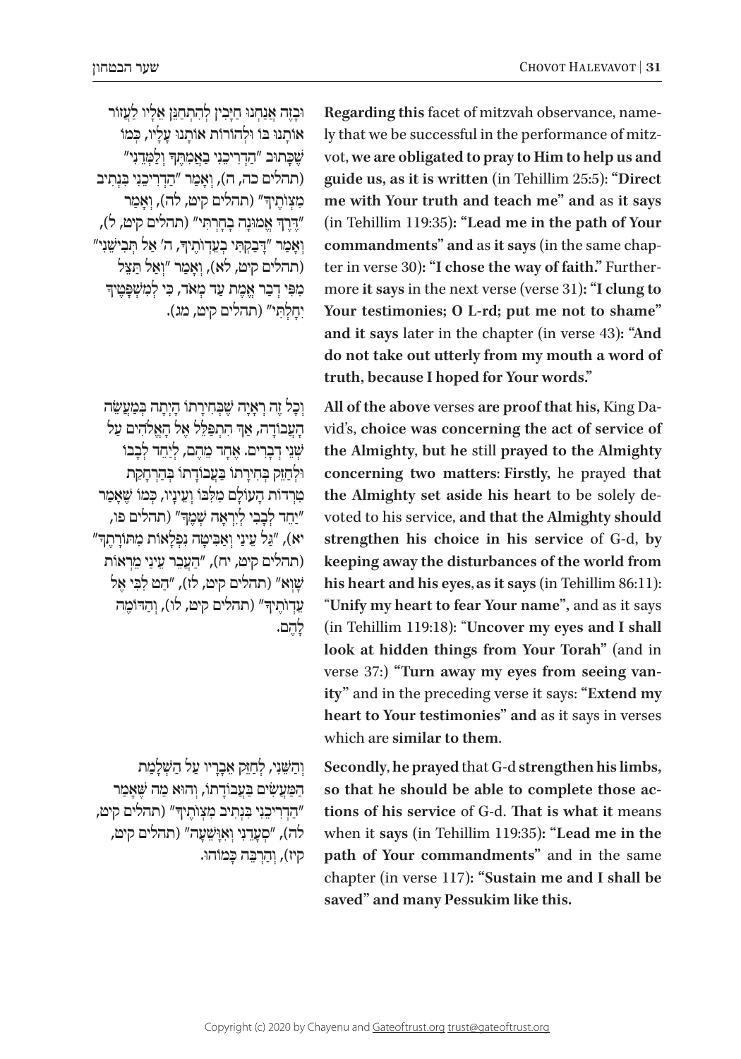וּבָזֶה אֲנַחְנוּ חַיָּבִין לְהִתְחַנֵּן אֵלָיו לַעֲזוֹר אוֹתָנוּ בּוֹ וּלְהוֹרוֹת אוֹתָנוּ עָלָיו, כְּמוֹ שֶׁכָּתוּב "הַדְרִיכֵנִי בַאֲמִתֶּךָ וְלַמְּדֵנִי" (תהלים כה, ה), וְאָמַר "הַדְרִיכֵנִי בִּנְתִיב מִצְוֹתֶיךָ" (תהלים קיט, לה), וְאָמַר "דֶּרֶךְ אֱמוּנָה בָחָרְתִּי" (תהלים קיט, ל), וְאָמַר "דָּבַקְתִּי בְעֵדְוֹתֶיךָ, ה' אַל תְּבִישֵׁנִי" (תהלים קיט, לא), וְאָמַר "וְאַל תַּצֵּל מִפִּי דְבַר אֱמֶת עַד מְאֹד, כִּי לְמִשְׁפָּטֶךָ יִחָלְתִּי" (תהלים קיט, מג).

**Regarding this** facet of mitzvah observance, namely that we be successful in the performance of mitzvot, **we are obligated to pray to Him to help us and guide us, as it is written** (in Tehillim 25:5): **"Direct me with Your truth and teach me" and** as **it says** (in Tehillim 119:35)**: "Lead me in the path of Your commandments" and** as **it says** (in the same chapter in verse 30)**: "I chose the way of faith."** Furthermore **it says** in the next verse (verse 31)**: "I clung to Your testimonies; O L-rd; put me not to shame" and it says** later in the chapter (in verse 43)**: "And do not take out utterly from my mouth a word of truth, because I hoped for Your words."**

וְכָל זֶה רְאָיָה שֶׁבְּחִירָתוֹ הָיְתָה בְּמַעֲשֵׂה הָעֲבוֹדָה, אַךְ הִתְפַּלֵּל אֶל הָאֱלֹהִים עַל שְׁנֵי דְבָרִים. אֶחָד מֵהֶם, לְיַחֵד לְבָבוֹ וּלְחַזֵּק בְּחִירָתוֹ בַּעֲבוֹדָתוֹ בְּהַרְחָקַת טִרְדוֹת הָעוֹלָם מִלִּבּוֹ וְעֵינָיו, כְּמוֹ שֶׁאָמַר "יַחֵד לְבָבִי לְיִרְאָה שְׁמֶךָ" (תהלים פו, יא), "גַּל עֵינַי וְאַבִּיטָה נִפְלָאוֹת מִתּוֹרָתֶךָ" (תהלים קיט, יח), "הַעֲבֵר עֵינַי מֵרְאוֹת שָׁוְא" (תהלים קיט, לז), "הַט לִבִּי אֶל עֵדְוֹתֶיךָ" (תהלים קיט, לו), וְהַדּוֹמֶה לָהֶם.

**All of the above** verses **are proof that his,** King David's, **choice was concerning the act of service of the Almighty**, **but he** still **prayed to the Almighty concerning two matters**: **Firstly,** he prayed **that the Almighty set aside his heart** to be solely devoted to his service, **and that the Almighty should strengthen his choice in his service** of G-d, **by keeping away the disturbances of the world from his heart and his eyes**, **as it says** (in Tehillim 86:11): "**Unify my heart to fear Your name",** and as it says (in Tehillim 119:18): "**Uncover my eyes and I shall look at hidden things from Your Torah"** (and in verse 37:) **"Turn away my eyes from seeing vanity"** and in the preceding verse it says: **"Extend my heart to Your testimonies" and** as it says in verses which are **similar to them**.

וְהַשֵּׁנִי, לְחַזֵּק אֵבָרָיו עַל הַשְׁלָמַת הַמַּעֲשִׂים בַּעֲבוֹדָתוֹ, וְהוּא מַה שֶּׁאָמַר "הַדְרִיכֵנִי בִּנְתִיב מִצְוֹתֶיךָ" (תהלים קיט, לה), "סְעָדֵנִי וְאִוָּשֵׁעָה" (תהלים קיט, קיז), וְהַרְבֵּה כָּמוֹהוּ.

**Secondly**, **he prayed** that G-d **strengthen his limbs, so that he should be able to complete those actions of his service** of G-d. **That is what it** means when it **says** (in Tehillim 119:35)**: "Lead me in the path of Your commandments"** and in the same chapter (in verse 117)**: "Sustain me and I shall be saved" and many Pessukim like this.**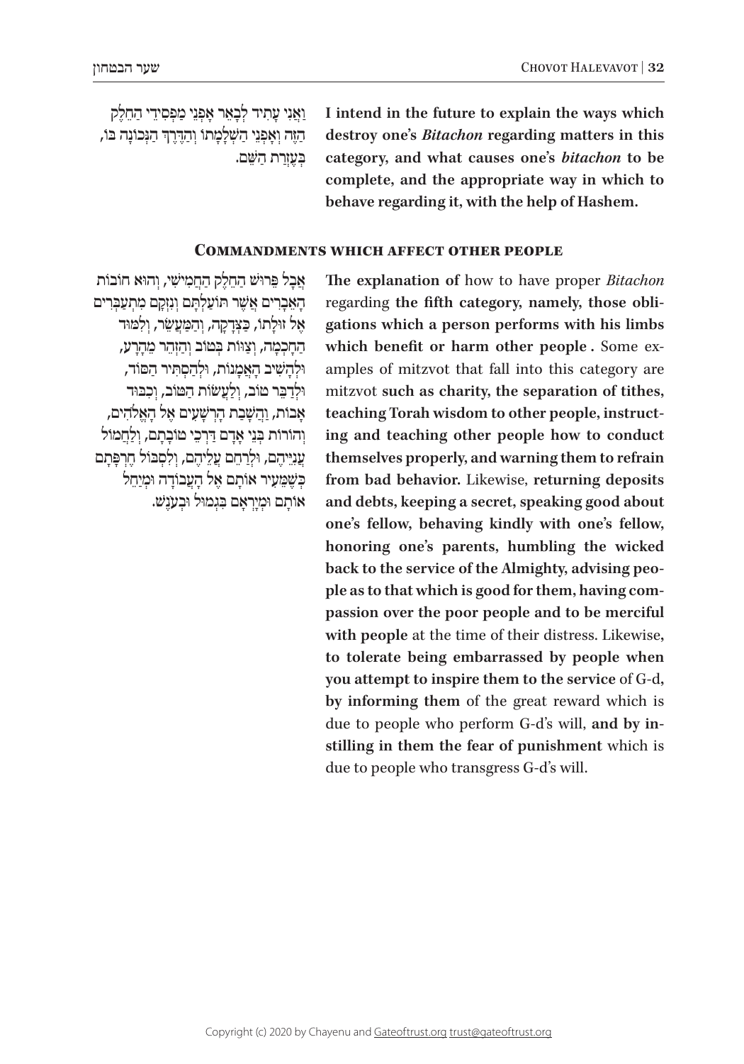**I intend in the future to explain the ways which destroy one's *Bitachon* regarding matters in this category, and what causes one's *bitachon* to be complete, and the appropriate way in which to behave regarding it, with the help of Hashem.**

וַאֲנִי עָתִיד לְבָאֵר אָפְנֵי מַפְסִידֵי הַחֵלֶק הַזֶּה וְאָפְנֵי הַשְׁלָמָתוֹ וְהַדֶּרֶךְ הַנְּכוֹנָה בּוֹ, בְּעֶזְרַת הַשֵּׁם.

## Commandments which affect other people

**The explanation of** how to have proper *Bitachon* regarding **the fifth category, namely, those obligations which a person performs with his limbs which benefit or harm other people .** Some examples of mitzvot that fall into this category are mitzvot **such as charity, the separation of tithes, teaching Torah wisdom to other people, instructing and teaching other people how to conduct themselves properly, and warning them to refrain from bad behavior.** Likewise, **returning deposits and debts, keeping a secret, speaking good about one's fellow, behaving kindly with one's fellow, honoring one's parents, humbling the wicked back to the service of the Almighty, advising people as to that which is good for them, having compassion over the poor people and to be merciful with people** at the time of their distress. Likewise**, to tolerate being embarrassed by people when you attempt to inspire them to the service** of G-d**, by informing them** of the great reward which is due to people who perform G-d's will, **and by instilling in them the fear of punishment** which is due to people who transgress G-d's will.

אֲבָל פֵּרוּשׁ הַחֵלֶק הַחֲמִישִׁי, וְהוּא חוֹבוֹת הָאֵבָרִים אֲשֶׁר תּוֹעַלְתָּם וְנִזְקָם מִתְעַבְּרִים אֶל זוּלָתוֹ, כִּצְדָקָה, וְהַמַּעֲשֵׂר, וְלִמּוּד הַחָכְמָה, וְצַוּוֹת בְּטוֹב וְהַזְהֵר מֵהָרָע, וּלְהָשִׁיב הָאֲמָנוֹת, וּלְהַסְתִּיר הַסּוֹד, וּלְדַבֵּר טוֹב, וְלַעֲשׂוֹת הַטּוֹב, וְכִבּוּד אָבוֹת, וַהֲשָׁבַת הָרְשָׁעִים אֶל הָאֱלֹהִים, וְהוֹרוֹת בְּנֵי אָדָם דַּרְכֵי טוֹבָתָם, וְלַחֲמוֹל עֲנִיֵּיהֶם, וּלְרַחֵם עֲלֵיהֶם, וְלִסְבּוֹל חֶרְפָּתָם כְּשֶׁמֵּעִיר אוֹתָם אֶל הָעֲבוֹדָה וּמְיַחֵל אוֹתָם וּמְיָרְאָם בִּגְמוּל וּבְעֹנֶשׁ.

Copyright (c) 2020 by Chayenu and Gateoftrust.org trust@gateoftrust.org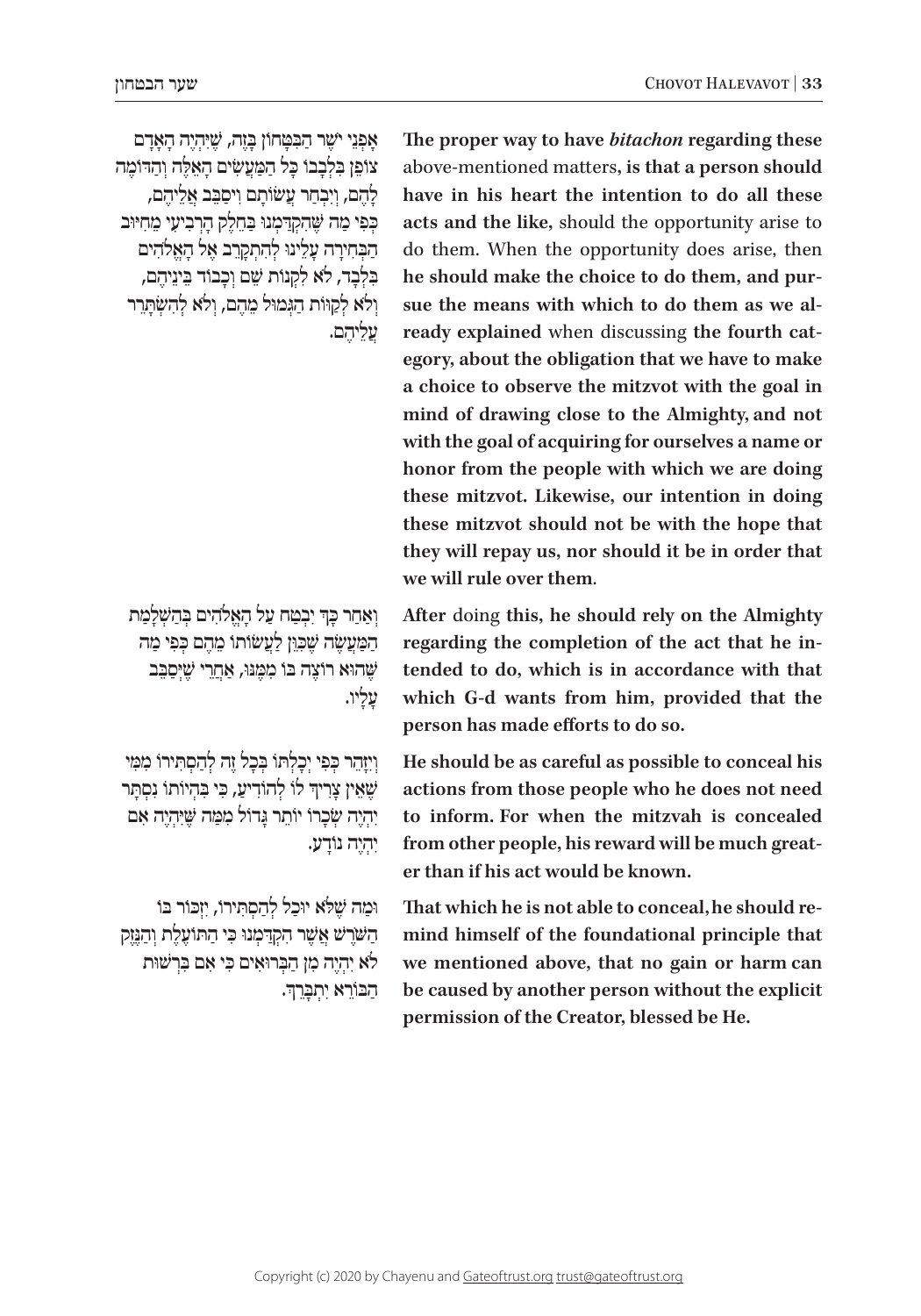**The proper way to have *bitachon* regarding these** above-mentioned matters**, is that a person should have in his heart the intention to do all these acts and the like,** should the opportunity arise to do them. When the opportunity does arise, then **he should make the choice to do them, and pursue the means with which to do them as we already explained** when discussing **the fourth category, about the obligation that we have to make a choice to observe the mitzvot with the goal in mind of drawing close to the Almighty, and not with the goal of acquiring for ourselves a name or honor from the people with which we are doing these mitzvot. Likewise, our intention in doing these mitzvot should not be with the hope that they will repay us, nor should it be in order that we will rule over them**.

אָפְנֵי יֹשֶׁר הַבִּטָּחוֹן בָּזֶה, שֶׁיִּהְיֶה הָאָדָם צוֹפֵן בִּלְבָבוֹ כָּל הַמַּעֲשִׂים הָאֵלֶּה וְהַדּוֹמֶה לָהֶם, וְיִבְחַר עֲשׂוֹתָם וִיסַבֵּב אֲלֵיהֶם, כְּפִי מַה שֶּׁהִקְדַּמְנוּ בַּחֵלֶק הָרְבִיעִי מֵחִיּוּב הַבְּחִירָה עָלֵינוּ לְהִתְקָרֵב אֶל הָאֱלֹהִים בִּלְבָד, לֹא לִקְנוֹת שֵׁם וְכָבוֹד בֵּינֵיהֶם, וְלֹא לְקַוּוֹת הַגְּמוּל מֵהֶם, וְלֹא לְהִשְׂתָּרֵר עֲלֵיהֶם.

**After** doing **this, he should rely on the Almighty regarding the completion of the act that he intended to do, which is in accordance with that which G-d wants from him, provided that the person has made efforts to do so.**

וְאַחַר כָּךְ יִבְטַח עַל הָאֱלֹהִים בְּהַשְׁלָמַת הַמַּעֲשֶׂה שֶׁכִּוֵּן לַעֲשׂוֹתוֹ מֵהֶם כְּפִי מַה שֶּׁהוּא רוֹצֶה בּוֹ מִמֶּנּוּ, אַחֲרֵי שֶׁיְּסַבֵּב עָלָיו.

**He should be as careful as possible to conceal his actions from those people who he does not need to inform. For when the mitzvah is concealed from other people, his reward will be much greater than if his act would be known.**

וְיִזָּהֵר כְּפִי יְכָלְתּוֹ בְּכָל זֶה לְהַסְתִּירוֹ מִמִּי שֶׁאֵין צָרִיךְ לוֹ לְהוֹדִיעַ, כִּי בִּהְיוֹתוֹ נִסְתָּר יִהְיֶה שְׂכָרוֹ יוֹתֵר גָּדוֹל מִמַּה שֶּׁיִּהְיֶה אִם יִהְיֶה נוֹדָע.

**That which he is not able to conceal, he should remind himself of the foundational principle that we mentioned above, that no gain or harm can be caused by another person without the explicit permission of the Creator, blessed be He.**

וּמַה שֶּׁלֹּא יוּכַל לְהַסְתִּירוֹ, יִזְכּוֹר בּוֹ הַשֹּׁרֶשׁ אֲשֶׁר הִקְדַּמְנוּ כִּי הַתּוֹעֶלֶת וְהַנֵּזֶק לֹא יִהְיֶה מִן הַבְּרוּאִים כִּי אִם בִּרְשׁוּת הַבּוֹרֵא יִתְבָּרֵךְ.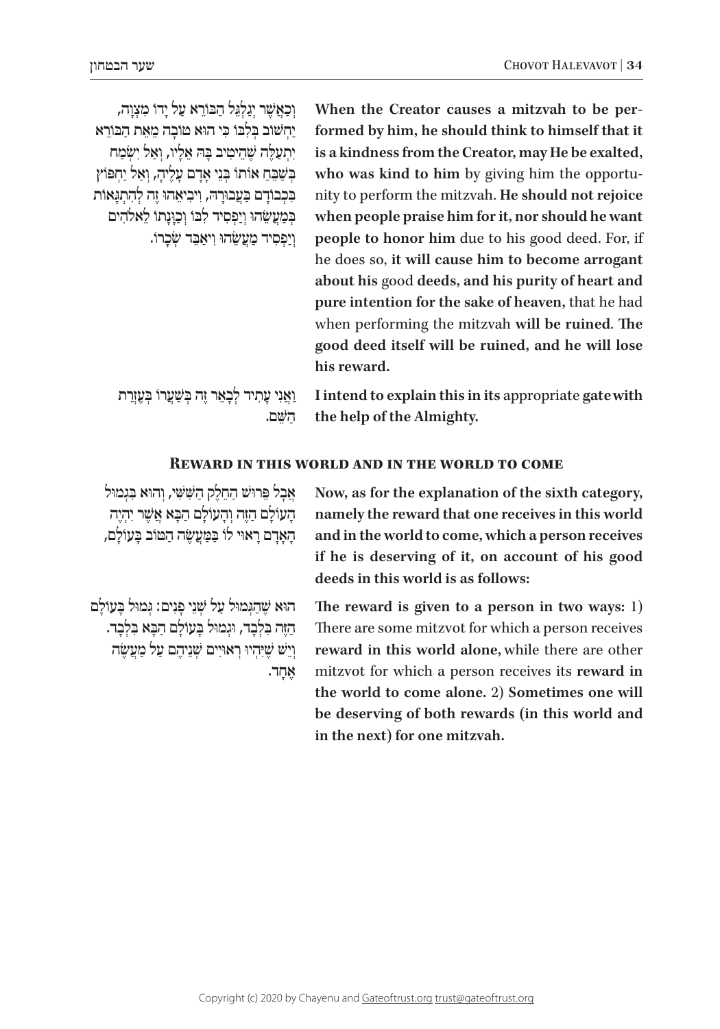וְכַאֲשֶׁר יְגַלְגֵּל הַבּוֹרֵא עַל יָדוֹ מִצְוָה, יַחְשׁוֹב בְּלִבּוֹ כִּי הוּא טוֹבָה מֵאֵת הַבּוֹרֵא יִתְעַלֶּה שֶׁהֵיטִיב בָּהּ אֵלָיו, וְאַל יִשְׂמַח בְּשַׁבֵּחַ אוֹתוֹ בְּנֵי אָדָם עָלֶיהָ, וְאַל יַחְפּוֹץ בִּכְבוֹדָם בַּעֲבוּרָהּ, וִיבִיאֵהוּ זֶה לְהִתְגָּאוֹת בְּמַעֲשֵׂהוּ וְיַפְסִיד לִבּוֹ וְכַוָּנָתוֹ לֵאלֹהִים וְיַפְסִיד מַעֲשֵׂהוּ וִיאַבֵּד שְׂכָרוֹ.

**When the Creator causes a mitzvah to be performed by him, he should think to himself that it is a kindness from the Creator, may He be exalted, who was kind to him** by giving him the opportunity to perform the mitzvah. **He should not rejoice when people praise him for it, nor should he want people to honor him** due to his good deed. For, if he does so, **it will cause him to become arrogant about his** good **deeds, and his purity of heart and pure intention for the sake of heaven,** that he had when performing the mitzvah **will be ruined. The good deed itself will be ruined, and he will lose his reward.**

וַאֲנִי עָתִיד לְבָאֵר זֶה בְּשַׁעֲרוֹ בְּעֶזְרַת הַשֵּׁם.

**I intend to explain this in its** appropriate **gate with the help of the Almighty.**

## Reward in this world and in the world to come

אֲבָל פֵּרוּשׁ הַחֵלֶק הַשִּׁשִּׁי, וְהוּא בִּגְמוּל הָעוֹלָם הַזֶּה וְהָעוֹלָם הַבָּא אֲשֶׁר יִהְיֶה הָאָדָם רָאוּי לוֹ כְּמַעֲשֵׂה הַטּוֹב בָּעוֹלָם,

**Now, as for the explanation of the sixth category, namely the reward that one receives in this world and in the world to come, which a person receives if he is deserving of it, on account of his good deeds in this world is as follows:**

הוּא שֶׁהַגְּמוּל עַל שְׁנֵי פָנִים: גְּמוּל בָּעוֹלָם הַזֶּה בִּלְבָד, וּגְמוּל בָּעוֹלָם הַבָּא בִּלְבָד. וְיֵשׁ שֶׁיִּהְיוּ רְאוּיִים שְׁנֵיהֶם עַל מַעֲשֶׂה אֶחָד.

**The reward is given to a person in two ways:** 1) There are some mitzvot for which a person receives **reward in this world alone,** while there are other mitzvot for which a person receives its **reward in the world to come alone.** 2) **Sometimes one will be deserving of both rewards (in this world and in the next) for one mitzvah.**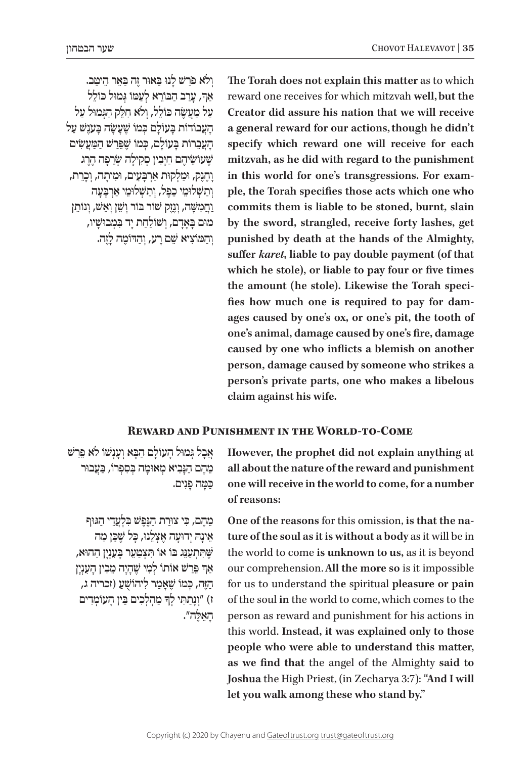וְלֹא פֵּרַשׁ לָנוּ בֵּאוּר זֶה בַּאֵר הֵיטֵב. אַךְ, עָרַב הַבּוֹרֵא לְעַמּוֹ גְּמוּל כּוֹלֵל עַל מַעֲשֶׂה כּוֹלֵל, וְלֹא חִלֵּק הַגְּמוּל עַל הָעֲבוֹדוֹת בָּעוֹלָם כְּמוֹ שֶׁעָשָׂה בָּעֹנֶשׁ עַל הָעֲבֵרוֹת בָּעוֹלָם, כְּמוֹ שֶׁפֵּרַשׁ הַמַּעֲשִׂים שֶׁעוֹשֵׂיהֶם חַיָּבִין סְקִילָה שְׂרֵפָה הֶרֶג וְחֶנֶק, וּמַלְקוּת אַרְבָּעִים, וּמִיתָה, וְכָרֵת, וְתַשְׁלוּמֵי כֶפֶל, וְתַשְׁלוּמֵי אַרְבָּעָה וַחֲמִשָּׁה, וְנֶזֶק שׁוֹר בּוֹר וְשֵׁן וְאֵשׁ, וְנוֹתֵן מוּם בְּאָדָם, וְשׁוֹלַחַת יָד בִּמְבוּשָׁיו, וְהַמּוֹצִיא שֵׁם רָע, וְהַדּוֹמֶה לָזֶה.

**The Torah does not explain this matter** as to which reward one receives for which mitzvah **well, but the Creator did assure his nation that we will receive a general reward for our actions, though he didn't specify which reward one will receive for each mitzvah, as he did with regard to the punishment in this world for one's transgressions. For example, the Torah specifies those acts which one who commits them is liable to be stoned, burnt, slain by the sword, strangled, receive forty lashes, get punished by death at the hands of the Almighty, suffer *karet*, liable to pay double payment (of that which he stole), or liable to pay four or five times the amount (he stole). Likewise the Torah specifies how much one is required to pay for damages caused by one's ox, or one's pit, the tooth of one's animal, damage caused by one's fire, damage caused by one who inflicts a blemish on another person, damage caused by someone who strikes a person's private parts, one who makes a libelous claim against his wife.**

## Reward and Punishment in the World-to-Come

אֲבָל גְּמוּל הָעוֹלָם הַבָּא וְעָנְשׁוֹ לֹא פֵּרַשׁ מֵהֶם הַנָּבִיא מְאוּמָה בְּסִפְרוֹ, בַּעֲבוּר כַּמָּה פָנִים.

**However, the prophet did not explain anything at all about the nature of the reward and punishment one will receive in the world to come, for a number of reasons:**

מֵהֶם, כִּי צוּרַת הַנֶּפֶשׁ בִּלְעֲדֵי הַגּוּף אֵינָהּ יְדוּעָה אֶצְלֵנוּ, כָּל שֶׁכֵּן מַה שֶּׁתִּתְעַנֵּג בּוֹ אוֹ תִּצְטַעֵר בָּעִנְיָן הַהוּא, אַךְ פֵּרַשׁ אוֹתוֹ לְמִי שֶׁהָיָה מֵבִין הָעִנְיָן הַזֶּה, כְּמוֹ שֶׁאָמַר לִיהוֹשֻׁעַ (זכריה ג, ז) "וְנָתַתִּי לְךָ מַהְלְכִים בֵּין הָעוֹמְדִים הָאֵלֶּה".

**One of the reasons** for this omission, **is that the nature of the soul as it is without a body** as it will be in the world to come **is unknown to us,** as it is beyond our comprehension. **All the more so** is it impossible for us to understand **the** spiritual **pleasure or pain** of the soul **in** the world to come, which comes to the person as reward and punishment for his actions in this world. **Instead, it was explained only to those people who were able to understand this matter, as we find that** the angel of the Almighty **said to Joshua** the High Priest, (in Zecharya 3:7): **"And I will let you walk among these who stand by."**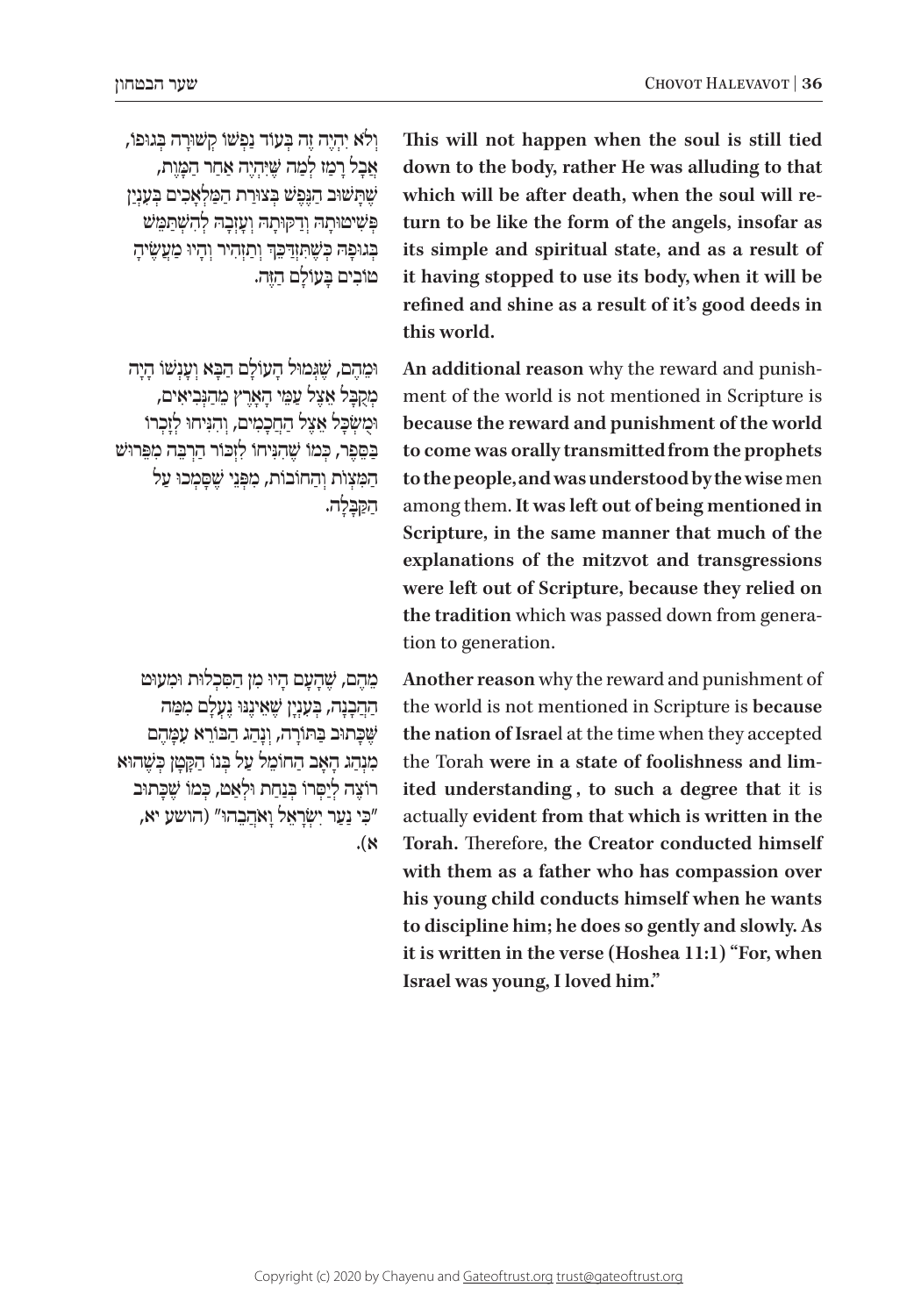וְלֹא יִהְיֶה זֶה בְּעוֹד נַפְשׁוֹ קְשׁוּרָה בְּגוּפוֹ, אֲבָל רָמַז לְמַה שֶׁיִּהְיֶה אַחַר הַמָּוֶת, שֶׁתָּשׁוּב הַנֶּפֶשׁ בְּצוּרַת הַמַּלְאָכִים בְּעִנְיַן פְּשִׁיטוּתָהּ וְדַקּוּתָהּ וְעָזְבָהּ לְהִשְׁתַּמֵּשׁ בְּגוּפָהּ כְּשֶׁתִּזְדַּכֵּךְ וְתַזְהִיר וְהָיוּ מַעֲשֶׂיהָ טוֹבִים בָּעוֹלָם הַזֶּה.

**This will not happen when the soul is still tied down to the body, rather He was alluding to that which will be after death, when the soul will return to be like the form of the angels, insofar as its simple and spiritual state, and as a result of it having stopped to use its body, when it will be refined and shine as a result of it's good deeds in this world.**

וּמֵהֶם, שֶׁגְּמוּל הָעוֹלָם הַבָּא וְעָנְשׁוֹ הָיָה מְקֻבָּל אֵצֶל עַמֵּי הָאָרֶץ מֵהַנְּבִיאִים, וּמֻשְׂכָּל אֵצֶל הַחֲכָמִים, וְהִנִּיחוּ לְזָכְרוֹ בַּסֵּפֶר, כְּמוֹ שֶׁהִנִּיחוּ לִזְכֹּר הַרְבֵּה מִפֵּרוּשׁ הַמִּצְוֹת וְהַחוֹבוֹת, מִפְּנֵי שֶׁסָּמְכוּ עַל הַקַּבָּלָה.

**An additional reason** why the reward and punishment of the world is not mentioned in Scripture is **because the reward and punishment of the world to come was orally transmitted from the prophets to the people, and was understood by the wise** men among them. **It was left out of being mentioned in Scripture, in the same manner that much of the explanations of the mitzvot and transgressions were left out of Scripture, because they relied on the tradition** which was passed down from generation to generation.

מֵהֶם, שֶׁהָעָם הָיוּ מִן הַסִּכְלוּת וּמִעוּט הַהֲבָנָה, בְּעִנְיָן שֶׁאֵינֶנּוּ נֶעְלָם מִמַּה שֶּׁכָּתוּב בַּתּוֹרָה, וְנָהַג הַבּוֹרֵא עִמָּהֶם מִנְהַג הָאָב הַחוֹמֵל עַל בְּנוֹ הַקָּטָן כְּשֶׁהוּא רוֹצֶה לְיַסְּרוֹ בְּנַחַת וּלְאַט, כְּמוֹ שֶׁכָּתוּב "כִּי נַעַר יִשְׂרָאֵל וָאֹהֲבֵהוּ" (הושע יא, א).

**Another reason** why the reward and punishment of the world is not mentioned in Scripture is **because the nation of Israel** at the time when they accepted the Torah **were in a state of foolishness and limited understanding , to such a degree that** it is actually **evident from that which is written in the Torah.** Therefore, **the Creator conducted himself with them as a father who has compassion over his young child conducts himself when he wants to discipline him; he does so gently and slowly. As it is written in the verse (Hoshea 11:1) "For, when Israel was young, I loved him."**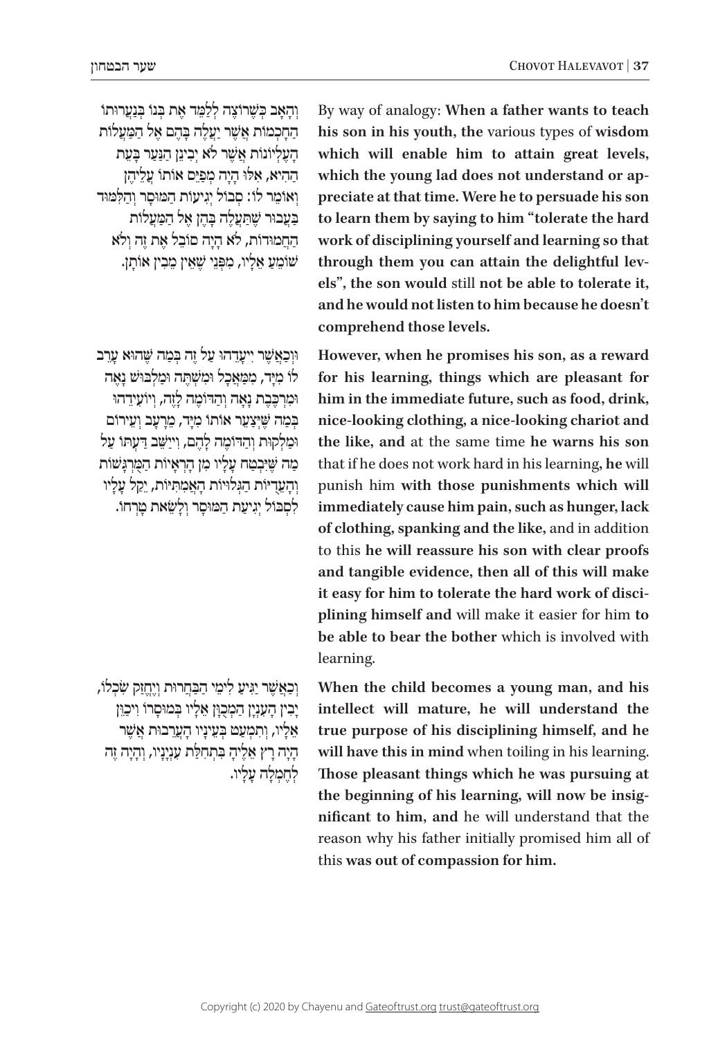By way of analogy: **When a father wants to teach his son in his youth, the** various types of **wisdom which will enable him to attain great levels, which the young lad does not understand or appreciate at that time. Were he to persuade his son to learn them by saying to him "tolerate the hard work of disciplining yourself and learning so that through them you can attain the delightful levels", the son would** still **not be able to tolerate it, and he would not listen to him because he doesn't comprehend those levels.**

וְהָאָב כְּשֶׁרוֹצֶה לְלַמֵּד אֶת בְּנוֹ בְּנַעֲרוּתוֹ הַחָכְמוֹת אֲשֶׁר יַעֲלֶה בָּהֶם אֶל הַמַּעֲלוֹת הָעֶלְיוֹנוֹת אֲשֶׁר לֹא יָבִינֵן הַנַּעַר בָּעֵת הַהִיא, אִלּוּ הָיָה מְפַיֵּס אוֹתוֹ עֲלֵיהֶן וְאוֹמֵר לוֹ: סְבוֹל יְגִיעוֹת הַמּוּסָר וְהַלִּמּוּד בַּעֲבוּר שֶׁתַּעֲלֶה בָּהֶן אֶל הַמַּעֲלוֹת הַחֲמוּדוֹת, לֹא הָיָה סוֹבֵל אֶת זֶה וְלֹא שׁוֹמֵעַ אֵלָיו, מִפְּנֵי שֶׁאֵין מֵבִין אוֹתָן.

**However, when he promises his son, as a reward for his learning, things which are pleasant for him in the immediate future, such as food, drink, nice-looking clothing, a nice-looking chariot and the like, and** at the same time **he warns his son** that if he does not work hard in his learning, **he** will punish him **with those punishments which will immediately cause him pain, such as hunger, lack of clothing, spanking and the like,** and in addition to this **he will reassure his son with clear proofs and tangible evidence, then all of this will make it easy for him to tolerate the hard work of disciplining himself and** will make it easier for him **to be able to bear the bother** which is involved with learning.

וּכְאֲשֶׁר יְיַעֲדֵהוּ עַל זֶה בְּמַה שֶּׁהוּא עָרֵב לוֹ מִיָּד, מִמַּאֲכָל וּמִשְׁתֶּה וּמַלְבּוּשׁ נָאֶה וּמֶרְכֶּבֶת נָאָה וְהַדּוֹמֶה לָזֶה, וְיוֹעִידֵהוּ בְּמַה שֶּׁיְּצַעֵר אוֹתוֹ מִיָּד, מֵרָעָב וְעֵירוֹם וּמַלְקוֹת וְהַדּוֹמֶה לָהֶם, וִייַשֵּׁב דַּעְתּוֹ עַל מַה שֶּׁיִּבְטַח עָלָיו מִן הָרְאָיוֹת הַמֻּרְגָּשׁוֹת וְהָעֵדִיּוֹת הַגְּלוּיוֹת הָאֲמִתִּיּוֹת, יֵקַל עָלָיו לִסְבּוֹל יְגִיעַת הַמּוּסָר וְלָשֵׂאת טָרְחוֹ.

**When the child becomes a young man, and his intellect will mature, he will understand the true purpose of his disciplining himself, and he will have this in mind** when toiling in his learning. **Those pleasant things which he was pursuing at the beginning of his learning, will now be insignificant to him, and** he will understand that the reason why his father initially promised him all of this **was out of compassion for him.**

וְכַאֲשֶׁר יַגִּיעַ לִימֵי הַבַּחֲרוּת וְיֶחֱזַק שִׂכְלוֹ, יָבִין הָעִנְיָן הַמְכֻוָּן אֵלָיו בְּמוּסָרוֹ וִיכַוֵּן אֵלָיו, וְתִמְעַט בְּעֵינָיו הָעֲרֵבוּת אֲשֶׁר הָיָה רָץ אֵלֶיהָ בִּתְחִלַּת עִנְיָנָיו, וְהָיָה זֶה לְחֶמְלָה עָלָיו.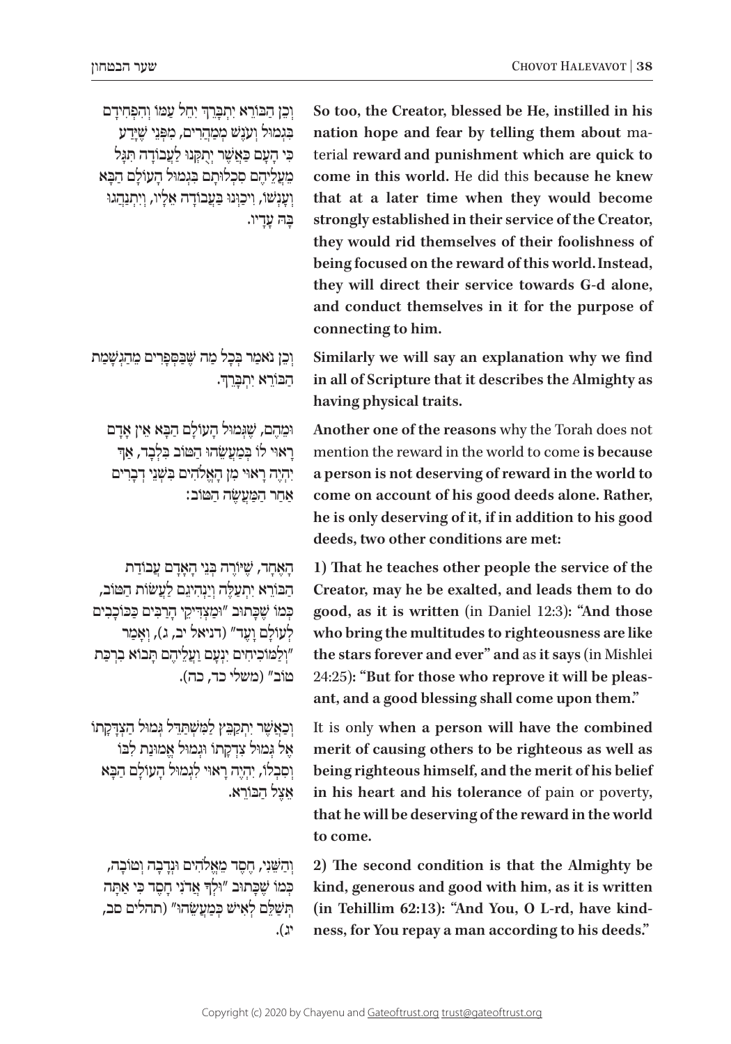וְכֵן הַבּוֹרֵא יִתְבָּרֵךְ יִחֵל עַמּוֹ וְהִפְחִידָם בִּגְמוּל וְעֹנֶשׁ מְמַהֲרִים, מִפְּנֵי שֶׁיָּדַע כִּי הָעָם כַּאֲשֶׁר יִתָּקְנוּ לַעֲבוֹדָה תִּגָּל מֵעֲלֵיהֶם סִכְלוּתָם בִּגְמוּל הָעוֹלָם הַבָּא וְעָנְשׁוֹ, וִיכַוְּנוּ בַּעֲבוֹדָה אֵלָיו, וְיִתְנַהֲגוּ בָּהּ עָדָיו.

**So too, the Creator, blessed be He, instilled in his nation hope and fear by telling them about** material **reward and punishment which are quick to come in this world.** He did this **because he knew that at a later time when they would become strongly established in their service of the Creator, they would rid themselves of their foolishness of being focused on the reward of this world. Instead, they will direct their service towards G-d alone, and conduct themselves in it for the purpose of connecting to him.**

וְכֵן נֹאמַר בְּכָל מַה שֶּׁבַּסְּפָרִים מֵהַגְשָׁמַת הַבּוֹרֵא יִתְבָּרֵךְ.

**Similarly we will say an explanation why we find in all of Scripture that it describes the Almighty as having physical traits.**

וּמֵהֶם, שֶׁגְּמוּל הָעוֹלָם הַבָּא אֵין אָדָם רָאוּי לוֹ בְּמַעֲשֵׂהוּ הַטּוֹב בִּלְבָד, אַךְ יִהְיֶה רָאוּי מִן הָאֱלֹהִים בִּשְׁנֵי דְבָרִים אַחַר הַמַּעֲשֶׂה הַטּוֹב:

**Another one of the reasons** why the Torah does not mention the reward in the world to come **is because a person is not deserving of reward in the world to come on account of his good deeds alone. Rather, he is only deserving of it, if in addition to his good deeds, two other conditions are met:**

הָאֶחָד, שֶׁיּוֹרֶה בְּנֵי הָאָדָם עֲבוֹדַת הַבּוֹרֵא יִתְעַלֶּה וְיַנְהִיגֵם לַעֲשׂוֹת הַטּוֹב, כְּמוֹ שֶׁכָּתוּב "וּמַצְדִּיקֵי הָרַבִּים כַּכּוֹכָבִים לְעוֹלָם וָעֶד" (דניאל יב, ג), וְאָמַר "וְלַמּוֹכִיחִים יִנְעָם וַעֲלֵיהֶם תָּבוֹא בִרְכַּת טוֹב" (משלי כד, כה).

**1) That he teaches other people the service of the Creator, may he be exalted, and leads them to do good, as it is written** (in Daniel 12:3)**: "And those who bring the multitudes to righteousness are like the stars forever and ever" and** as **it says** (in Mishlei 24:25)**: "But for those who reprove it will be pleasant, and a good blessing shall come upon them."**

וְכַאֲשֶׁר יִתְקַבֵּץ לַמִּשְׁתַּדֵּל גְּמוּל הַצְדָּקָתוֹ אֶל גְּמוּל צִדְקָתוֹ וּגְמוּל אֱמוּנַת לִבּוֹ וְסִבְלוֹ, יִהְיֶה רָאוּי לִגְמוּל הָעוֹלָם הַבָּא אֵצֶל הַבּוֹרֵא.

It is only **when a person will have the combined merit of causing others to be righteous as well as being righteous himself, and the merit of his belief in his heart and his tolerance** of pain or poverty**, that he will be deserving of the reward in the world to come.**

וְהַשֵּׁנִי, חֶסֶד מֵאֱלֹהִים וּנְדָבָה וְטוֹבָה, כְּמוֹ שֶׁכָּתוּב "וּלְךָ אֲדֹנָי חָסֶד כִּי אַתָּה תְשַׁלֵּם לְאִישׁ כְּמַעֲשֵׂהוּ" (תהלים סב, יג).

**2) The second condition is that the Almighty be kind, generous and good with him, as it is written (in Tehillim 62:13): "And You, O L-rd, have kindness, for You repay a man according to his deeds."**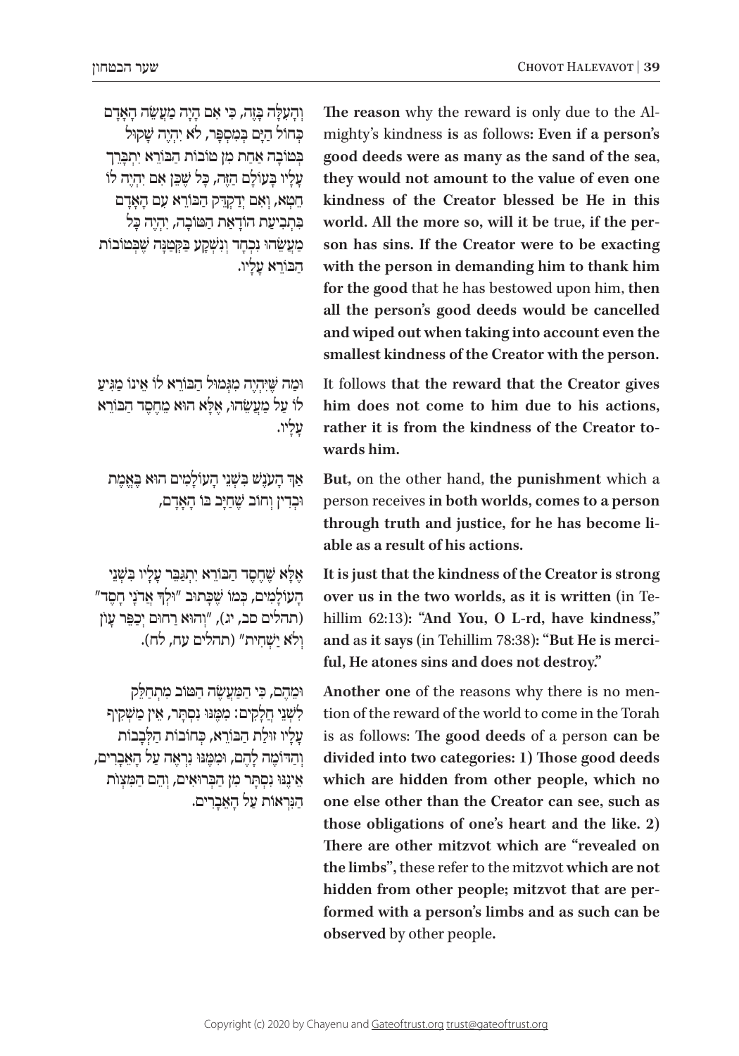וְהָעִלָּה בָּזֶה, כִּי אִם הָיָה מַעֲשֵׂה הָאָדָם כְּחוֹל הַיָּם בְּמִסְפָּר, לֹא יִהְיֶה שָׁקוּל בְּטוֹבָה אַחַת מִן טוֹבוֹת הַבּוֹרֵא יִתְבָּרֵךְ עָלָיו בָּעוֹלָם הַזֶּה, כָּל שֶׁכֵּן אִם יִהְיֶה לוֹ חֵטְא, וְאִם יְדַקְדֵּק הַבּוֹרֵא עִם הָאָדָם בִּתְבִיעַת הוֹדָאַת הַטּוֹבָה, יִהְיֶה כָּל מַעֲשֵׂהוּ נִכְחָד וְנִשְׁקָע בַּקְּטַנָּה שֶׁבְּטוֹבוֹת הַבּוֹרֵא עָלָיו.

**The reason** why the reward is only due to the Almighty's kindness **is** as follows**: Even if a person's good deeds were as many as the sand of the sea, they would not amount to the value of even one kindness of the Creator blessed be He in this world. All the more so, will it be** true**, if the person has sins. If the Creator were to be exacting with the person in demanding him to thank him for the good** that he has bestowed upon him, **then all the person's good deeds would be cancelled and wiped out when taking into account even the smallest kindness of the Creator with the person.**

וּמַה שֶּׁיִּהְיֶה מִגְּמוּל הַבּוֹרֵא לוֹ אֵינוֹ מַגִּיעַ לוֹ עַל מַעֲשֵׂהוּ, אֶלָּא הוּא מֵחֶסֶד הַבּוֹרֵא עָלָיו.

It follows **that the reward that the Creator gives him does not come to him due to his actions, rather it is from the kindness of the Creator towards him.**

אַךְ הָעֹנֶשׁ בִּשְׁנֵי הָעוֹלָמִים הוּא בֶּאֱמֶת וּבְדִין וְחוֹב שֶׁחַיָּב בּוֹ הָאָדָם,

**But,** on the other hand, **the punishment** which a person receives **in both worlds, comes to a person through truth and justice, for he has become liable as a result of his actions.**

אֶלָּא שֶׁחֶסֶד הַבּוֹרֵא יִתְגַּבֵּר עָלָיו בִּשְׁנֵי הָעוֹלָמִים, כְּמוֹ שֶׁכָּתוּב "וּלְךָ אֲדֹנָי חָסֶד" (תהלים סב, יג), "וְהוּא רַחוּם יְכַפֵּר עָוֹן וְלֹא יַשְׁחִית" (תהלים עח, לח).

**It is just that the kindness of the Creator is strong over us in the two worlds, as it is written** (in Tehillim 62:13)**: "And You, O L-rd, have kindness," and** as **it says** (in Tehillim 78:38)**: "But He is merciful, He atones sins and does not destroy."**

וּמֵהֶם, כִּי הַמַּעֲשֶׂה הַטּוֹב מִתְחַלֵּק לִשְׁנֵי חֲלָקִים: מִמֶּנּוּ נִסְתָּר, אֵין מַשְׁקִיף עָלָיו זוּלַת הַבּוֹרֵא, כְּחוֹבוֹת הַלְּבָבוֹת וְהַדּוֹמֶה לָהֶם, וּמִמֶּנּוּ נִרְאֶה עַל הָאֵבָרִים, אֵינֶנּוּ נִסְתָּר מִן הַבְּרוּאִים, וְהֵם הַמִּצְוֹת הַנִּרְאוֹת עַל הָאֵבָרִים.

**Another one** of the reasons why there is no mention of the reward of the world to come in the Torah is as follows: **The good deeds** of a person **can be divided into two categories: 1) Those good deeds which are hidden from other people, which no one else other than the Creator can see, such as those obligations of one's heart and the like. 2) There are other mitzvot which are "revealed on the limbs",** these refer to the mitzvot **which are not hidden from other people; mitzvot that are performed with a person's limbs and as such can be observed** by other people**.**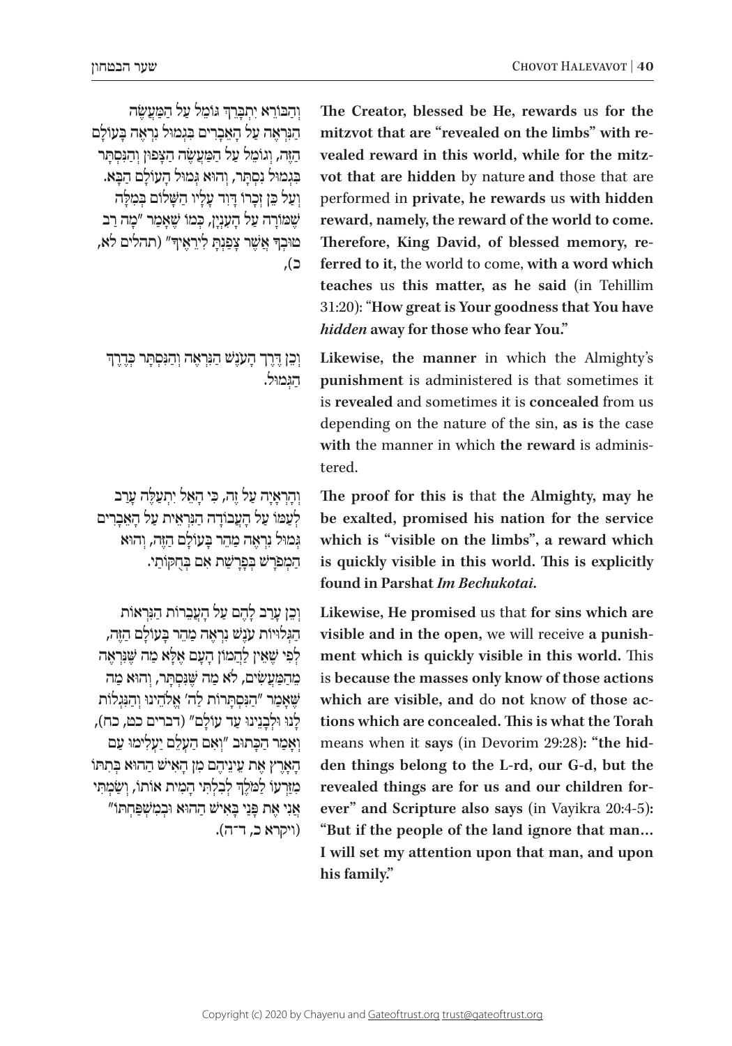וְהַבּוֹרֵא יִתְבָּרֵךְ גּוֹמֵל עַל הַמַּעֲשֶׂה הַנִּרְאֶה עַל הָאֵבָרִים בִּגְמוּל נִרְאֶה בָּעוֹלָם הַזֶּה, וְגוֹמֵל עַל הַמַּעֲשֶׂה הַצָּפוּן וְהַנִּסְתָּר בִּגְמוּל נִסְתָּר, וְהוּא גְּמוּל הָעוֹלָם הַבָּא. וְעַל כֵּן זְכָרוֹ דָּוִד עָלָיו הַשָּׁלוֹם בְּמִלָּה שֶׁמּוֹרָה עַל הָעִנְיָן, כְּמוֹ שֶׁאָמַר "מָה רַב טוּבְךָ אֲשֶׁר צָפַנְתָּ לִּירֵאֶיךָ" (תהלים לא, כ),

**The Creator, blessed be He, rewards** us **for the mitzvot that are "revealed on the limbs" with revealed reward in this world, while for the mitzvot that are hidden** by nature **and** those that are performed in **private, he rewards** us **with hidden reward, namely, the reward of the world to come. Therefore, King David, of blessed memory, referred to it,** the world to come, **with a word which teaches** us **this matter, as he said** (in Tehillim 31:20): "**How great is Your goodness that You have *hidden* away for those who fear You.**"

וְכֵן דֶּרֶךְ הָעֹנֶשׁ הַנִּרְאֶה וְהַנִּסְתָּר כְּדֶרֶךְ הַגְּמוּל.

**Likewise, the manner** in which the Almighty's **punishment** is administered is that sometimes it is **revealed** and sometimes it is **concealed** from us depending on the nature of the sin, **as is** the case **with** the manner in which **the reward** is administered.

וְהָרְאָיָה עַל זֶה, כִּי הָאֵל יִתְעַלֶּה עָרַב לְעַמּוֹ עַל הָעֲבוֹדָה הַנִּרְאֵית עַל הָאֵבָרִים גְּמוּל נִרְאֶה מַהֵר בָּעוֹלָם הַזֶּה, וְהוּא הַמְּפֹרָשׁ בְּפָרָשַׁת אִם בְּחֻקֹּתַי.

**The proof for this is** that **the Almighty, may he be exalted, promised his nation for the service which is "visible on the limbs", a reward which is quickly visible in this world. This is explicitly found in Parshat *Im Bechukotai*.**

וְכֵן עָרַב לָהֶם עַל הָעֲבֵרוֹת הַנִּרְאוֹת הַגְּלוּיוֹת עֹנֶשׁ נִרְאֶה מַהֵר בָּעוֹלָם הַזֶּה, לְפִי שֶׁאֵין לַהֲמוֹן הָעָם אֶלָּא מַה שֶּׁנִּרְאֶה מֵהַמַּעֲשִׂים, לֹא מַה שֶּׁנִּסְתָּר, וְהוּא מַה שֶּׁאָמַר "הַנִּסְתָּרֹת לַה' אֱלֹהֵינוּ וְהַנִּגְלֹת לָנוּ וּלְבָנֵינוּ עַד עוֹלָם" (דברים כט, כח), וְאָמַר הַכָּתוּב "וְאִם הַעְלֵם יַעְלִימוּ עַם הָאָרֶץ אֶת עֵינֵיהֶם מִן הָאִישׁ הַהוּא בְּתִתּוֹ מִזַּרְעוֹ לַמֹּלֶךְ לְבִלְתִּי הָמִית אוֹתוֹ, וְשַׂמְתִּי אֲנִי אֶת פָּנַי בָּאִישׁ הַהוּא וּבְמִשְׁפַּחְתּוֹ" (ויקרא כ, ד־ה).

**Likewise, He promised** us that **for sins which are visible and in the open,** we will receive **a punishment which is quickly visible in this world.** This is **because the masses only know of those actions which are visible, and** do **not** know **of those actions which are concealed. This is what the Torah** means when it **says** (in Devorim 29:28)**: "the hidden things belong to the L-rd, our G-d, but the revealed things are for us and our children forever" and Scripture also says** (in Vayikra 20:4-5)**: "But if the people of the land ignore that man… I will set my attention upon that man, and upon his family."**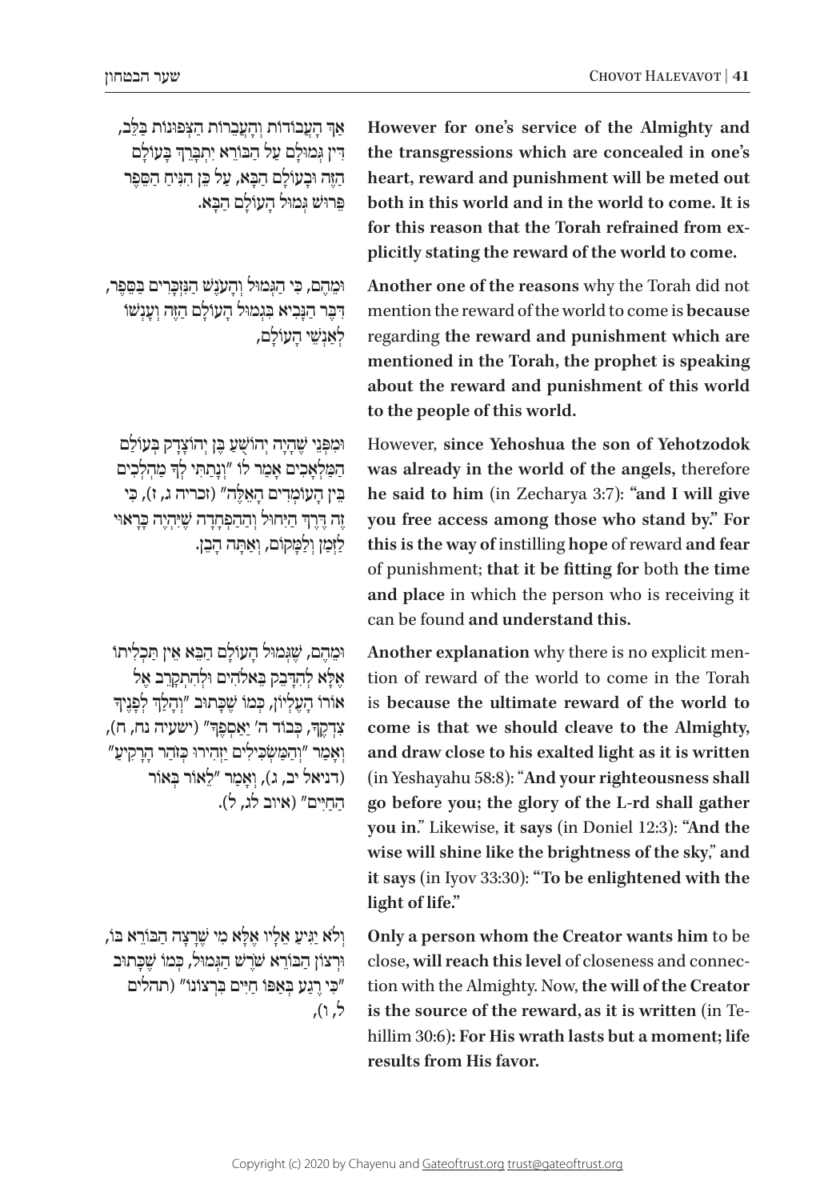אַךְ הָעֲבוֹדוֹת וְהָעֲבֵרוֹת הַצְּפוּנוֹת בַּלֵּב, דִּין גְּמוּלָם עַל הַבּוֹרֵא יִתְבָּרֵךְ בָּעוֹלָם הַזֶּה וּבָעוֹלָם הַבָּא, עַל כֵּן הִנִּיחַ הַסֵּפֶר פֵּרוּשׁ גְּמוּל הָעוֹלָם הַבָּא.

**However for one's service of the Almighty and the transgressions which are concealed in one's heart, reward and punishment will be meted out both in this world and in the world to come. It is for this reason that the Torah refrained from explicitly stating the reward of the world to come.**

וּמֵהֶם, כִּי הַגְּמוּל וְהָעֹנֶשׁ הַנִּזְכָּרִים בַּסֵּפֶר, דִּבֵּר הַנָּבִיא בִּגְמוּל הָעוֹלָם הַזֶּה וְעָנְשׁוֹ לְאַנְשֵׁי הָעוֹלָם,

**Another one of the reasons** why the Torah did not mention the reward of the world to come is **because** regarding **the reward and punishment which are mentioned in the Torah, the prophet is speaking about the reward and punishment of this world to the people of this world.**

וּמִפְּנֵי שֶׁהָיָה יְהוֹשֻׁעַ בֶּן יְהוֹצָדָק בְּעוֹלַם הַמַּלְאָכִים אָמַר לוֹ "וְנָתַתִּי לְךָ מַהְלְכִים בֵּין הָעוֹמְדִים הָאֵלֶּה" (זכריה ג, ז), כִּי זֶה דֶּרֶךְ הַיִּחוּל וְהַהַפְחָדָה שֶׁיִּהְיֶה כָּרָאוּי לַזְּמַן וְלַמָּקוֹם, וְאַתָּה הָבֵן.

However, **since Yehoshua the son of Yehotzodok was already in the world of the angels,** therefore **he said to him** (in Zecharya 3:7): **"and I will give you free access among those who stand by." For this is the way of** instilling **hope** of reward **and fear** of punishment; **that it be fitting for** both **the time and place** in which the person who is receiving it can be found **and understand this.**

וּמֵהֶם, שֶׁגְּמוּל הָעוֹלָם הַבָּא אֵין תַּכְלִיתוֹ אֶלָּא לְהִדָּבֵק בֵּאלֹהִים וּלְהִתְקָרֵב אֶל אוֹרוֹ הָעֶלְיוֹן, כְּמוֹ שֶׁכָּתוּב "וְהָלַךְ לְפָנֶיךָ צִדְקֶךָ, כְּבוֹד ה' יַאַסְפֶךָ" (ישעיה נח, ח), וְאָמַר "וְהַמַּשְׂכִּלִים יַזְהִירוּ כְּזֹהַר הָרָקִיעַ" (דניאל יב, ג), וְאָמַר "לֵאוֹר בְּאוֹר הַחַיִּים" (איוב לג, ל).

**Another explanation** why there is no explicit mention of reward of the world to come in the Torah is **because the ultimate reward of the world to come is that we should cleave to the Almighty, and draw close to his exalted light as it is written** (in Yeshayahu 58:8): "**And your righteousness shall go before you; the glory of the L-rd shall gather you in**." Likewise, **it says** (in Doniel 12:3): **"And the wise will shine like the brightness of the sky**," **and it says** (in Iyov 33:30): **"To be enlightened with the light of life."**

וְלֹא יַגִּיעַ אֵלָיו אֶלָּא מִי שֶׁרָצָה הַבּוֹרֵא בּוֹ, וּרְצוֹן הַבּוֹרֵא שֹׁרֶשׁ הַגְּמוּל, כְּמוֹ שֶׁכָּתוּב "כִּי רֶגַע בְּאַפּוֹ חַיִּים בִּרְצוֹנוֹ" (תהלים ל, ו).

**Only a person whom the Creator wants him** to be close**, will reach this level** of closeness and connection with the Almighty. Now, **the will of the Creator is the source of the reward, as it is written** (in Tehillim 30:6)**: For His wrath lasts but a moment; life results from His favor.**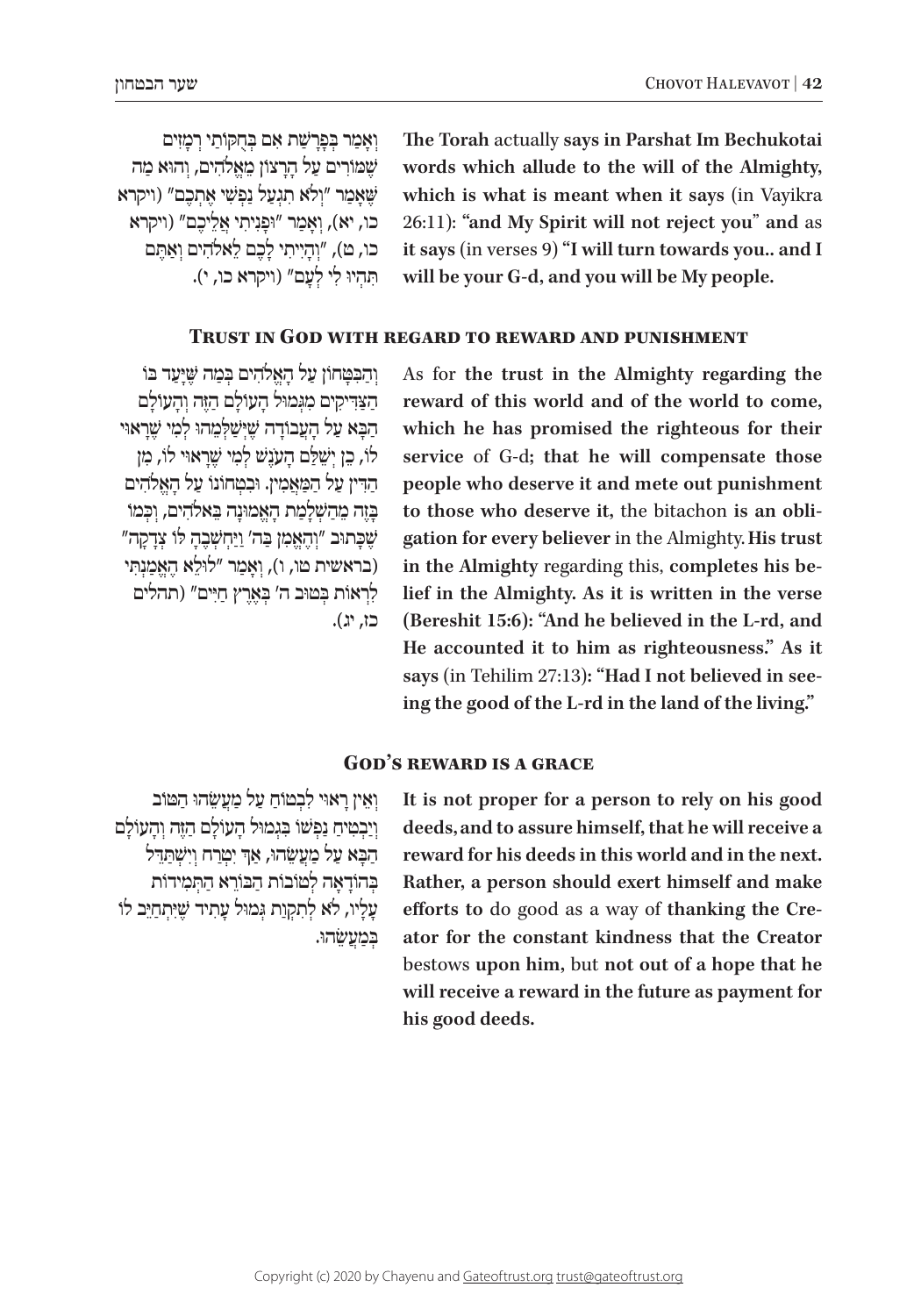**The Torah** actually **says in Parshat Im Bechukotai words which allude to the will of the Almighty, which is what is meant when it says** (in Vayikra 26:11): **"and My Spirit will not reject you" and** as **it says** (in verses 9) **"I will turn towards you.. and I will be your G-d, and you will be My people.**

וְאָמַר בְּפָרָשַׁת אִם בְּחֻקּוֹתַי רְמָזִים שֶׁמּוֹרִים עַל הָרָצוֹן מֵאֱלֹהִים, וְהוּא מַה שֶּׁאָמַר "וְלֹא תִגְעַל נַפְשִׁי אֶתְכֶם" (ויקרא כו, יא), וְאָמַר "וּפָנִיתִי אֲלֵיכֶם" (ויקרא כו, ט), "וְהָיִיתִי לָכֶם לֵאלֹהִים וְאַתֶּם תִּהְיוּ לִי לְעָם" (ויקרא כו, י).

## Trust in God with regard to reward and punishment

As for **the trust in the Almighty regarding the reward of this world and of the world to come, which he has promised the righteous for their service** of G-d**; that he will compensate those people who deserve it and mete out punishment to those who deserve it,** the bitachon **is an obligation for every believer** in the Almighty. **His trust in the Almighty** regarding this, **completes his belief in the Almighty. As it is written in the verse (Bereshit 15:6): "And he believed in the L-rd, and He accounted it to him as righteousness." As it says** (in Tehilim 27:13)**: "Had I not believed in seeing the good of the L-rd in the land of the living."**

וְהַבִּטָּחוֹן עַל הָאֱלֹהִים בְּמַה שֶּׁיִּעַד בּוֹ הַצַּדִּיקִים מִגְּמוּל הָעוֹלָם הַזֶּה וְהָעוֹלָם הַבָּא עַל הָעֲבוֹדָה שֶׁיְּשַׁלְּמֵהוּ לְמִי שֶׁרָאוּי לוֹ, כֵּן יְשַׁלֵּם הָעֹנֶשׁ לְמִי שֶׁרָאוּי לוֹ, מִן הַדִּין עַל הַמַּאֲמִין. וּבִטְחוֹנוֹ עַל הָאֱלֹהִים בָּזֶה מֵהַשְׁלָמַת הָאֱמוּנָה בֵּאלֹהִים, וּכְמוֹ שֶׁכָּתוּב "וְהֶאֱמִן בַּה' וַיַּחְשְׁבֶהָ לּוֹ צְדָקָה" (בראשית טו, ו), וְאָמַר "לוּלֵא הֶאֱמַנְתִּי לִרְאוֹת בְּטוּב ה' בְּאֶרֶץ חַיִּים" (תהלים כז, יג).

## God's reward is a grace

**It is not proper for a person to rely on his good deeds, and to assure himself, that he will receive a reward for his deeds in this world and in the next. Rather, a person should exert himself and make efforts to** do good as a way of **thanking the Creator for the constant kindness that the Creator** bestows **upon him,** but **not out of a hope that he will receive a reward in the future as payment for his good deeds.**

וְאֵין רָאוּי לִבְטוֹחַ עַל מַעֲשֵׂהוּ הַטּוֹב וְיַבְטִיחַ נַפְשׁוֹ בִּגְמוּל הָעוֹלָם הַזֶּה וְהָעוֹלָם הַבָּא עַל מַעֲשֵׂהוּ, אַךְ יִטְרַח וְיִשְׁתַּדֵּל בְּהוֹדָאָה לְטוֹבוֹת הַבּוֹרֵא הַתְּמִידוֹת עָלָיו, לֹא לְתִקְוַת גְּמוּל עָתִיד שֶׁיִּתְחַיֵּב לוֹ בְּמַעֲשֵׂהוּ.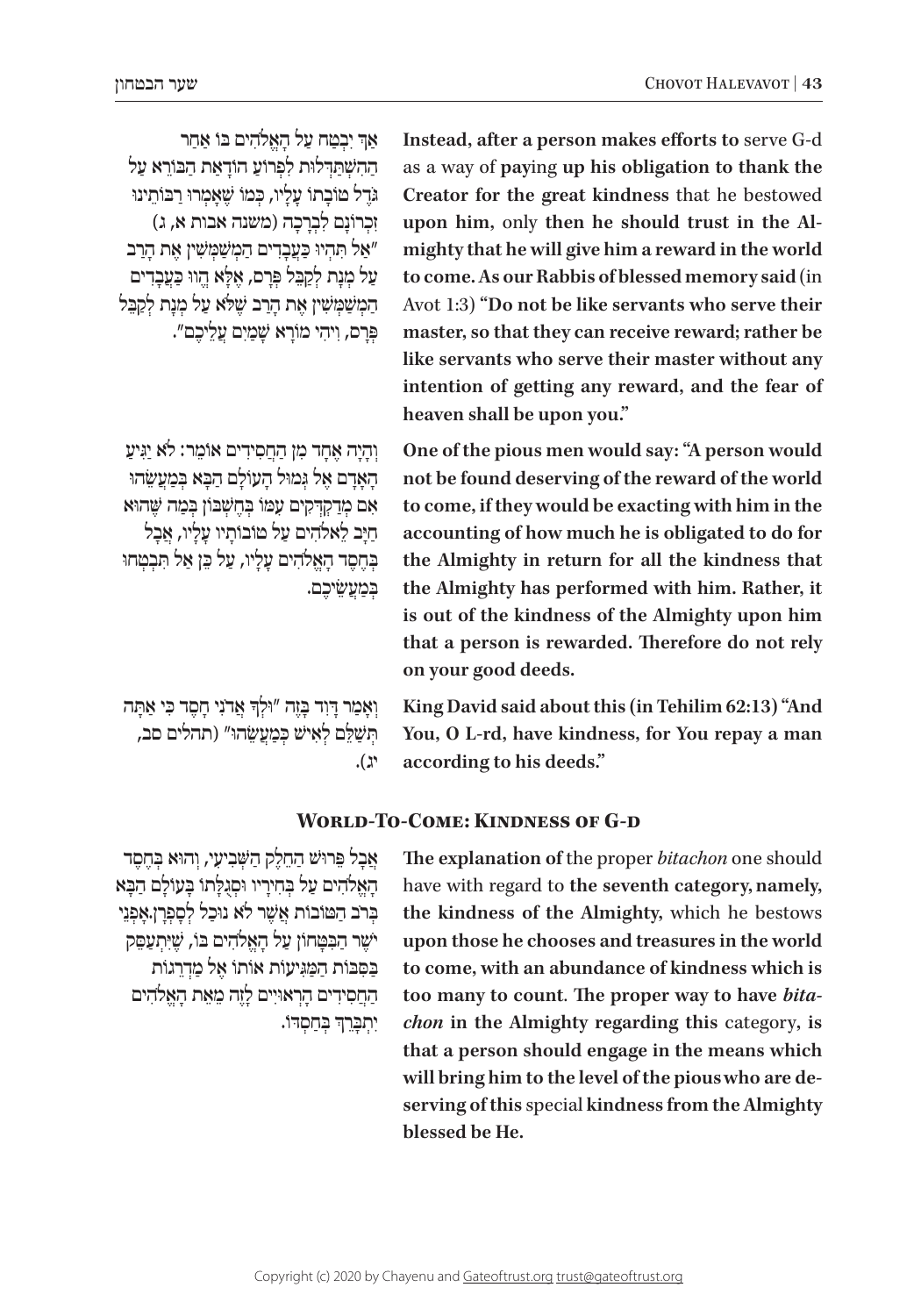אַךְ יִבְטַח עַל הָאֱלֹהִים בּוֹ אַחַר הַהִשְׁתַּדְּלוּת לִפְרוֹעַ הוֹדָאַת הַבּוֹרֵא עַל גֹּדֶל טוֹבָתוֹ עָלָיו, כְּמוֹ שֶׁאָמְרוּ רַבּוֹתֵינוּ זִכְרוֹנָם לִבְרָכָה (משנה אבות א, ג) "אַל תִּהְיוּ כַּעֲבָדִים הַמְשַׁמְּשִׁין אֶת הָרַב עַל מְנָת לְקַבֵּל פְּרָס, אֶלָּא הֱווּ כַּעֲבָדִים הַמְשַׁמְּשִׁין אֶת הָרַב שֶׁלֹּא עַל מְנָת לְקַבֵּל פְּרָס, וִיהִי מוֹרָא שָׁמַיִם עֲלֵיכֶם".

**Instead, after a person makes efforts to** serve G-d as a way of **pay**ing **up his obligation to thank the Creator for the great kindness** that he bestowed **upon him,** only **then he should trust in the Almighty that he will give him a reward in the world to come. As our Rabbis of blessed memory said** (in Avot 1:3) **"Do not be like servants who serve their master, so that they can receive reward; rather be like servants who serve their master without any intention of getting any reward, and the fear of heaven shall be upon you."**

וְהָיָה אֶחָד מִן הַחֲסִידִים אוֹמֵר: לֹא יַגִּיעַ הָאָדָם אֶל גְּמוּל הָעוֹלָם הַבָּא בְּמַעֲשֵׂהוּ אִם מְדַקְדְּקִים עִמּוֹ בְּחֶשְׁבּוֹן בְּמַה שֶּׁהוּא חַיָּב לֵאלֹהִים עַל טוֹבוֹתָיו עָלָיו, אֲבָל בְּחֶסֶד הָאֱלֹהִים עָלָיו, עַל כֵּן אַל תִּבְטְחוּ בְּמַעֲשֵׂיכֶם.

**One of the pious men would say: "A person would not be found deserving of the reward of the world to come, if they would be exacting with him in the accounting of how much he is obligated to do for the Almighty in return for all the kindness that the Almighty has performed with him. Rather, it is out of the kindness of the Almighty upon him that a person is rewarded. Therefore do not rely on your good deeds.**

וְאָמַר דָּוִד בָּזֶה "וּלְךָ אֲדֹנָי חָסֶד כִּי אַתָּה תְשַׁלֵּם לְאִישׁ כְּמַעֲשֵׂהוּ" (תהלים סב, יג).

**King David said about this (in Tehilim 62:13) "And You, O L-rd, have kindness, for You repay a man according to his deeds."**

## World-To-Come: Kindness of G-d

אֲבָל פֵּרוּשׁ הַחֵלֶק הַשְּׁבִיעִי, וְהוּא בְּחֶסֶד הָאֱלֹהִים עַל בְּחִירָיו וּסְגֻלָּתוֹ בָּעוֹלָם הַבָּא בְּרֹב הַטּוֹבוֹת אֲשֶׁר לֹא נוּכַל לְסַפְּרָן. וְאָפְנֵי יֹשֶׁר הַבִּטָּחוֹן עַל הָאֱלֹהִים בּוֹ, שֶׁיִּתְעַסֵּק בְּסִבּוֹת הַמַּגִּיעוֹת אוֹתוֹ אֶל מַדְרֵגוֹת הַחֲסִידִים הָרְאוּיִים לָזֶה מֵאֵת הָאֱלֹהִים יִתְבָּרַךְ בְּחַסְדּוֹ.

**The explanation of** the proper *bitachon* one should have with regard to **the seventh category, namely, the kindness of the Almighty,** which he bestows **upon those he chooses and treasures in the world to come, with an abundance of kindness which is too many to count**. **The proper way to have** ***bitachon*** **in the Almighty regarding this** category, **is that a person should engage in the means which will bring him to the level of the pious who are deserving of this** special **kindness from the Almighty blessed be He.**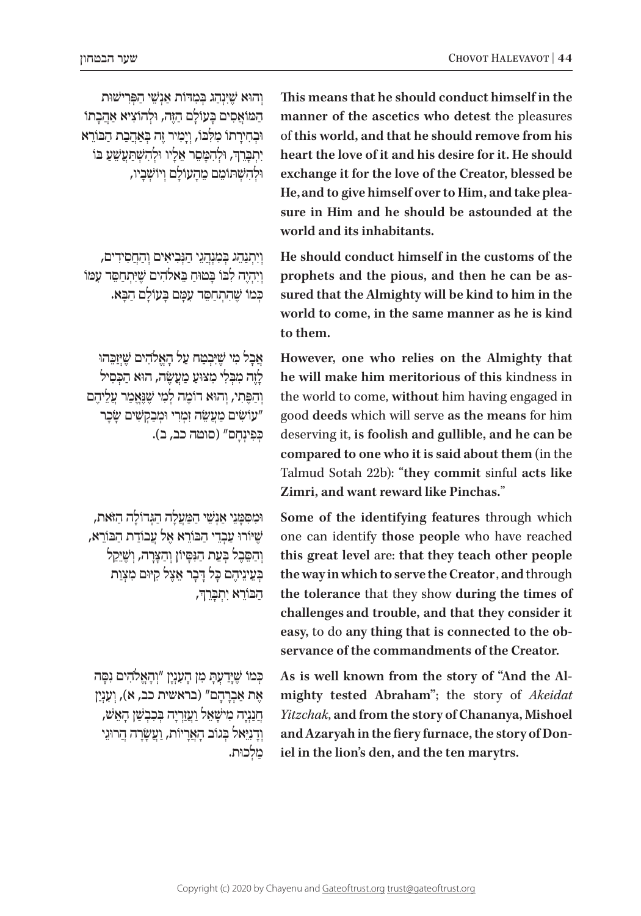וְהוּא שֶׁיִּנְהַג בְּמִדּוֹת אַנְשֵׁי הַפְּרִישׁוּת הַמּוֹאֲסִים בָּעוֹלָם הַזֶּה, וּלְהוֹצִיא אַהֲבָתוֹ וּבְחִירָתוֹ מִלִּבּוֹ, וְיָמִיר זֶה בְּאַהֲבַת הַבּוֹרֵא יִתְבָּרֵךְ, וּלְהִמָּסֵר אֵלָיו וּלְהִשְׁתַּעֲשֵׁעַ בּוֹ וּלְהִשְׁתּוֹמֵם מֵהָעוֹלָם וְיוֹשְׁבָיו,

**This means that he should conduct himself in the manner of the ascetics who detest** the pleasures of **this world, and that he should remove from his heart the love of it and his desire for it. He should exchange it for the love of the Creator, blessed be He, and to give himself over to Him, and take pleasure in Him and he should be astounded at the world and its inhabitants.**

וְיִתְנַהֵג בְּמִנְהֲגֵי הַנְּבִיאִים וְהַחֲסִידִים, וְיִהְיֶה לִבּוֹ בָּטוּחַ בֵּאלֹהִים שֶׁיִּתְחַסֵּד עִמּוֹ כְּמוֹ שֶׁהִתְחַסֵּד עִמָּם בָּעוֹלָם הַבָּא.

**He should conduct himself in the customs of the prophets and the pious, and then he can be assured that the Almighty will be kind to him in the world to come, in the same manner as he is kind to them.**

אֲבָל מִי שֶׁיִּבְטַח עַל הָאֱלֹהִים שֶׁיְּזַכֵּהוּ לָזֶה מִבְּלִי מְצוּעַ מַעֲשֶׂה, הוּא הַכְּסִיל וְהַפֶּתִי, וְהוּא דּוֹמֶה לְמִי שֶׁנֶּאֱמַר עֲלֵיהֶם "עוֹשִׂים מַעֲשֵׂה זִמְרִי וּמְבַקְשִׁים שָׂכָר כְּפִינְחָס" (סוטה כב, ב).

**However, one who relies on the Almighty that he will make him meritorious of this** kindness in the world to come, **without** him having engaged in good **deeds** which will serve **as the means** for him deserving it, **is foolish and gullible, and he can be compared to one who it is said about them** (in the Talmud Sotah 22b): "**they commit** sinful **acts like Zimri, and want reward like Pinchas.**"

וּמִסִּמָּנֵי אַנְשֵׁי הַמַּעֲלָה הַגְּדוֹלָה הַזֹּאת, שֶׁיּוֹרוּ עִבְדֵי הַבּוֹרֵא אֶל עֲבוֹדַת הַבּוֹרֵא, וְהַסֵּבֶל בְּעֵת הַנִּסָּיוֹן וְהַצָּרָה, וְשֶׁיֵּקַל בְּעֵינֵיהֶם כָּל דָּבָר אֵצֶל קִיּוּם מִצְוַת הַבּוֹרֵא יִתְבָּרֵךְ,

**Some of the identifying features** through which one can identify **those people** who have reached **this great level** are: **that they teach other people the way in which to serve the Creator**, **and** through **the tolerance** that they show **during the times of challenges and trouble, and that they consider it easy,** to do **any thing that is connected to the observance of the commandments of the Creator.**

כְּמוֹ שֶׁיָּדַעְתָּ מִן הָעִנְיָן "וְהָאֱלֹהִים נִסָּה אֶת אַבְרָהָם" (בראשית כב, א), וְעִנְיַן חֲנַנְיָה מִישָׁאֵל וַעֲזַרְיָה בְּכִבְשַׁן הָאֵשׁ, וְדָנִיֵּאל בְּגוֹב הָאֲרָיוֹת, וַעֲשָׂרָה הֲרוּגֵי מַלְכוּת.

**As is well known from the story of "And the Almighty tested Abraham"**; the story of *Akeidat Yitzchak*, **and from the story of Chananya, Mishoel and Azaryah in the fiery furnace, the story of Doniel in the lion's den, and the ten marytrs.**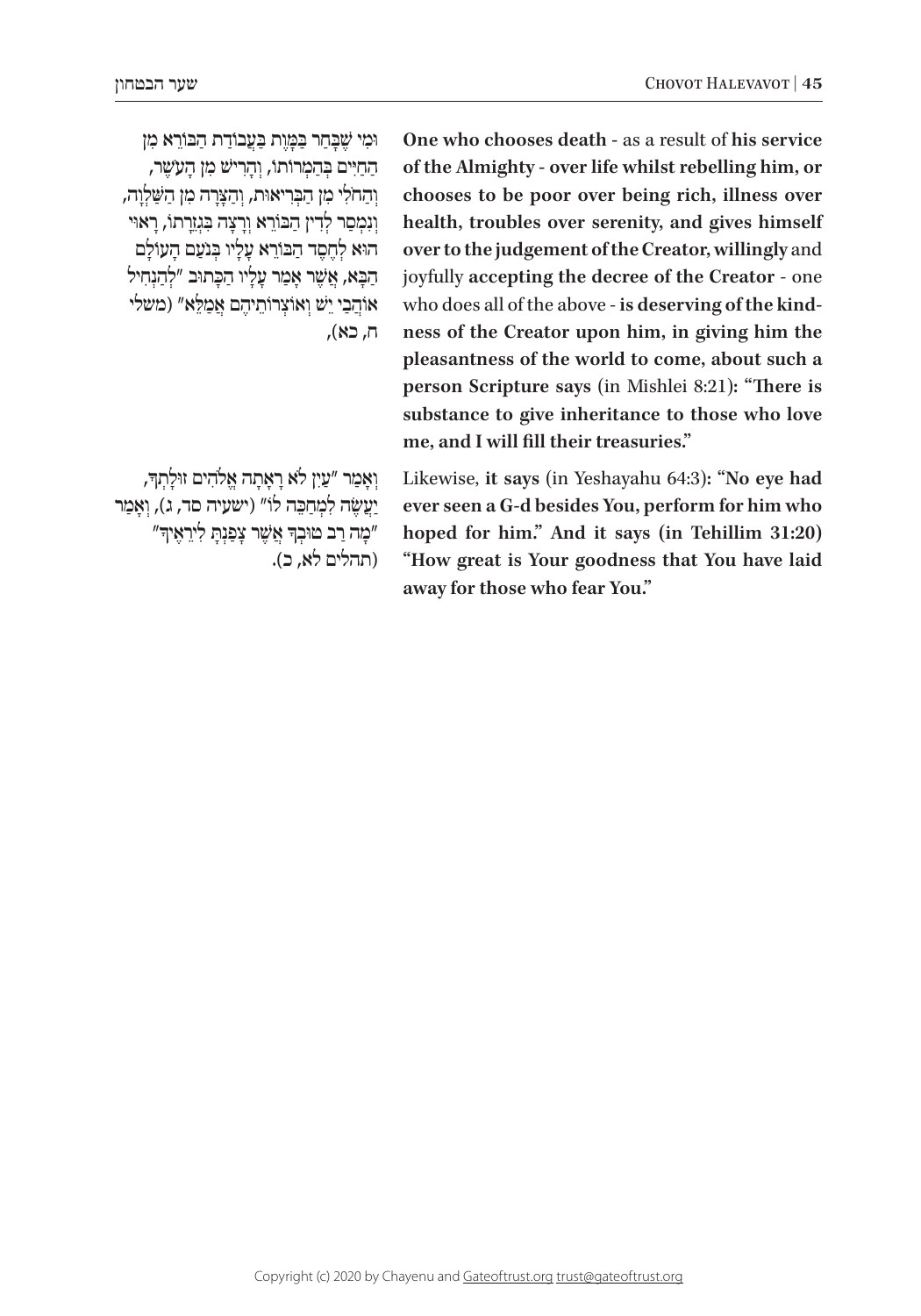**One who chooses death** - as a result of **his service of the Almighty - over life whilst rebelling him, or chooses to be poor over being rich, illness over health, troubles over serenity, and gives himself over to the judgement of the Creator, willingly** and joyfully **accepting the decree of the Creator** - one who does all of the above - **is deserving of the kindness of the Creator upon him, in giving him the pleasantness of the world to come, about such a person Scripture says** (in Mishlei 8:21)**: "There is substance to give inheritance to those who love me, and I will fill their treasuries."**

וּמִי שֶׁבָּחַר בַּמָּוֶת בַּעֲבוֹדַת הַבּוֹרֵא מִן הַחַיִּים בְּהַמְרוֹתוֹ, וְהָרִישׁ מִן הָעֹשֶׁר, וְהַחֹלִי מִן הַבְּרִיאוּת, וְהַצָּרָה מִן הַשַּׁלְוָה, וְנִמְסַר לְדִין הַבּוֹרֵא וְרָצָה בִּגְזֵרָתוֹ, רָאוּי הוּא לְחֶסֶד הַבּוֹרֵא עָלָיו בְּנֹעַם הָעוֹלָם הַבָּא, אֲשֶׁר אָמַר עָלָיו הַכָּתוּב "לְהַנְחִיל אֹהֲבַי יֵשׁ וְאֹצְרֹתֵיהֶם אֲמַלֵּא" (משלי ח, כא),

Likewise, **it says** (in Yeshayahu 64:3)**: "No eye had ever seen a G-d besides You, perform for him who hoped for him." And it says (in Tehillim 31:20) "How great is Your goodness that You have laid away for those who fear You."**

וְאָמַר "עַיִן לֹא רָאָתָה אֱלֹהִים זוּלָתְךָ, יַעֲשֶׂה לִמְחַכֵּה לוֹ" (ישעיה סד, ג), וְאָמַר "מָה רַב טוּבְךָ אֲשֶׁר צָפַנְתָּ לִּירֵאֶיךָ" (תהלים לא, כ).

Copyright (c) 2020 by Chayenu and Gateoftrust.org trust@gateoftrust.org